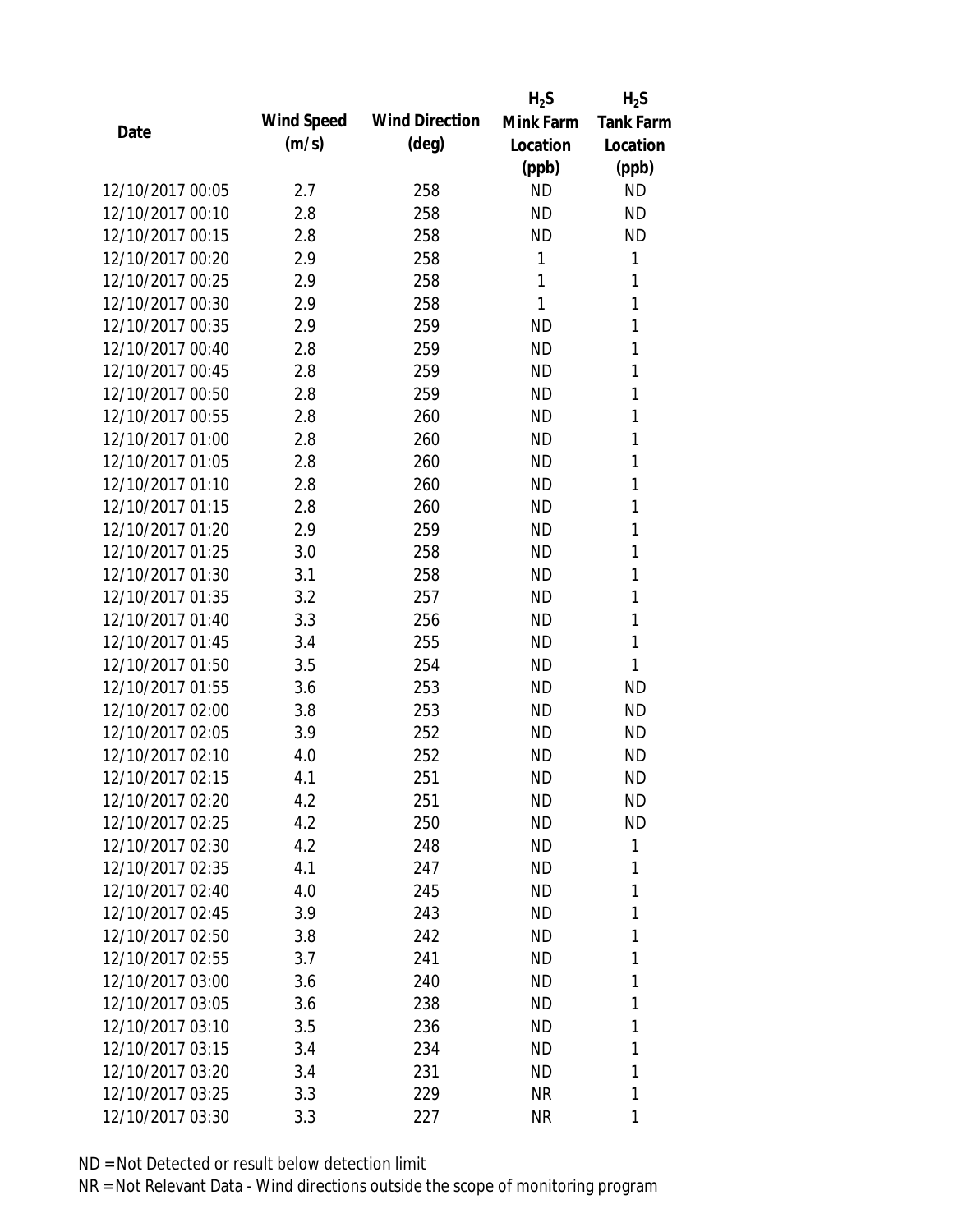| Date | Wind Speed (m/s) | Wind Direction (deg) | $H_2S$ Mink Farm Location (ppb) | $H_2S$ Tank Farm Location (ppb) |
|---|---|---|---|---|
| 12/10/2017 00:05 | 2.7 | 258 | ND | ND |
| 12/10/2017 00:10 | 2.8 | 258 | ND | ND |
| 12/10/2017 00:15 | 2.8 | 258 | ND | ND |
| 12/10/2017 00:20 | 2.9 | 258 | 1 | 1 |
| 12/10/2017 00:25 | 2.9 | 258 | 1 | 1 |
| 12/10/2017 00:30 | 2.9 | 258 | 1 | 1 |
| 12/10/2017 00:35 | 2.9 | 259 | ND | 1 |
| 12/10/2017 00:40 | 2.8 | 259 | ND | 1 |
| 12/10/2017 00:45 | 2.8 | 259 | ND | 1 |
| 12/10/2017 00:50 | 2.8 | 259 | ND | 1 |
| 12/10/2017 00:55 | 2.8 | 260 | ND | 1 |
| 12/10/2017 01:00 | 2.8 | 260 | ND | 1 |
| 12/10/2017 01:05 | 2.8 | 260 | ND | 1 |
| 12/10/2017 01:10 | 2.8 | 260 | ND | 1 |
| 12/10/2017 01:15 | 2.8 | 260 | ND | 1 |
| 12/10/2017 01:20 | 2.9 | 259 | ND | 1 |
| 12/10/2017 01:25 | 3.0 | 258 | ND | 1 |
| 12/10/2017 01:30 | 3.1 | 258 | ND | 1 |
| 12/10/2017 01:35 | 3.2 | 257 | ND | 1 |
| 12/10/2017 01:40 | 3.3 | 256 | ND | 1 |
| 12/10/2017 01:45 | 3.4 | 255 | ND | 1 |
| 12/10/2017 01:50 | 3.5 | 254 | ND | 1 |
| 12/10/2017 01:55 | 3.6 | 253 | ND | ND |
| 12/10/2017 02:00 | 3.8 | 253 | ND | ND |
| 12/10/2017 02:05 | 3.9 | 252 | ND | ND |
| 12/10/2017 02:10 | 4.0 | 252 | ND | ND |
| 12/10/2017 02:15 | 4.1 | 251 | ND | ND |
| 12/10/2017 02:20 | 4.2 | 251 | ND | ND |
| 12/10/2017 02:25 | 4.2 | 250 | ND | ND |
| 12/10/2017 02:30 | 4.2 | 248 | ND | 1 |
| 12/10/2017 02:35 | 4.1 | 247 | ND | 1 |
| 12/10/2017 02:40 | 4.0 | 245 | ND | 1 |
| 12/10/2017 02:45 | 3.9 | 243 | ND | 1 |
| 12/10/2017 02:50 | 3.8 | 242 | ND | 1 |
| 12/10/2017 02:55 | 3.7 | 241 | ND | 1 |
| 12/10/2017 03:00 | 3.6 | 240 | ND | 1 |
| 12/10/2017 03:05 | 3.6 | 238 | ND | 1 |
| 12/10/2017 03:10 | 3.5 | 236 | ND | 1 |
| 12/10/2017 03:15 | 3.4 | 234 | ND | 1 |
| 12/10/2017 03:20 | 3.4 | 231 | ND | 1 |
| 12/10/2017 03:25 | 3.3 | 229 | NR | 1 |
| 12/10/2017 03:30 | 3.3 | 227 | NR | 1 |

ND = Not Detected or result below detection limit

NR = Not Relevant Data - Wind directions outside the scope of monitoring program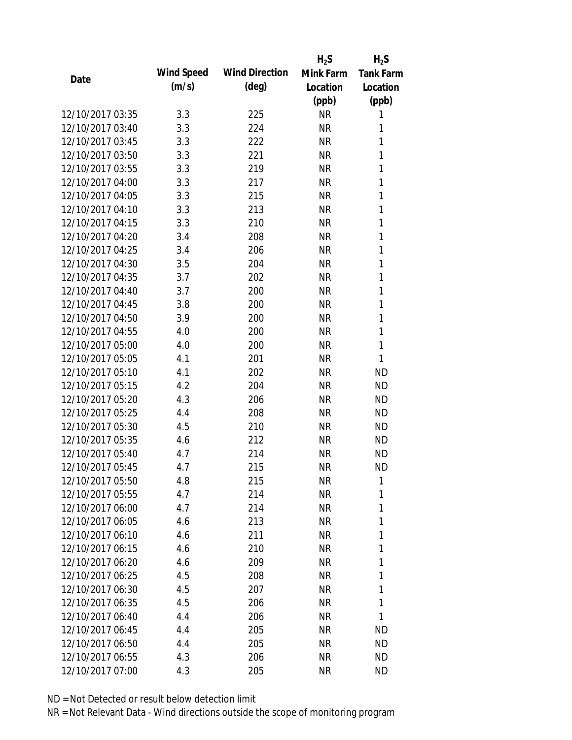| Date | Wind Speed (m/s) | Wind Direction (deg) | $H_2S$ Mink Farm Location (ppb) | $H_2S$ Tank Farm Location (ppb) |
|---|---|---|---|---|
| 12/10/2017 03:35 | 3.3 | 225 | NR | 1 |
| 12/10/2017 03:40 | 3.3 | 224 | NR | 1 |
| 12/10/2017 03:45 | 3.3 | 222 | NR | 1 |
| 12/10/2017 03:50 | 3.3 | 221 | NR | 1 |
| 12/10/2017 03:55 | 3.3 | 219 | NR | 1 |
| 12/10/2017 04:00 | 3.3 | 217 | NR | 1 |
| 12/10/2017 04:05 | 3.3 | 215 | NR | 1 |
| 12/10/2017 04:10 | 3.3 | 213 | NR | 1 |
| 12/10/2017 04:15 | 3.3 | 210 | NR | 1 |
| 12/10/2017 04:20 | 3.4 | 208 | NR | 1 |
| 12/10/2017 04:25 | 3.4 | 206 | NR | 1 |
| 12/10/2017 04:30 | 3.5 | 204 | NR | 1 |
| 12/10/2017 04:35 | 3.7 | 202 | NR | 1 |
| 12/10/2017 04:40 | 3.7 | 200 | NR | 1 |
| 12/10/2017 04:45 | 3.8 | 200 | NR | 1 |
| 12/10/2017 04:50 | 3.9 | 200 | NR | 1 |
| 12/10/2017 04:55 | 4.0 | 200 | NR | 1 |
| 12/10/2017 05:00 | 4.0 | 200 | NR | 1 |
| 12/10/2017 05:05 | 4.1 | 201 | NR | 1 |
| 12/10/2017 05:10 | 4.1 | 202 | NR | ND |
| 12/10/2017 05:15 | 4.2 | 204 | NR | ND |
| 12/10/2017 05:20 | 4.3 | 206 | NR | ND |
| 12/10/2017 05:25 | 4.4 | 208 | NR | ND |
| 12/10/2017 05:30 | 4.5 | 210 | NR | ND |
| 12/10/2017 05:35 | 4.6 | 212 | NR | ND |
| 12/10/2017 05:40 | 4.7 | 214 | NR | ND |
| 12/10/2017 05:45 | 4.7 | 215 | NR | ND |
| 12/10/2017 05:50 | 4.8 | 215 | NR | 1 |
| 12/10/2017 05:55 | 4.7 | 214 | NR | 1 |
| 12/10/2017 06:00 | 4.7 | 214 | NR | 1 |
| 12/10/2017 06:05 | 4.6 | 213 | NR | 1 |
| 12/10/2017 06:10 | 4.6 | 211 | NR | 1 |
| 12/10/2017 06:15 | 4.6 | 210 | NR | 1 |
| 12/10/2017 06:20 | 4.6 | 209 | NR | 1 |
| 12/10/2017 06:25 | 4.5 | 208 | NR | 1 |
| 12/10/2017 06:30 | 4.5 | 207 | NR | 1 |
| 12/10/2017 06:35 | 4.5 | 206 | NR | 1 |
| 12/10/2017 06:40 | 4.4 | 206 | NR | 1 |
| 12/10/2017 06:45 | 4.4 | 205 | NR | ND |
| 12/10/2017 06:50 | 4.4 | 205 | NR | ND |
| 12/10/2017 06:55 | 4.3 | 206 | NR | ND |
| 12/10/2017 07:00 | 4.3 | 205 | NR | ND |

ND = Not Detected or result below detection limit

NR = Not Relevant Data - Wind directions outside the scope of monitoring program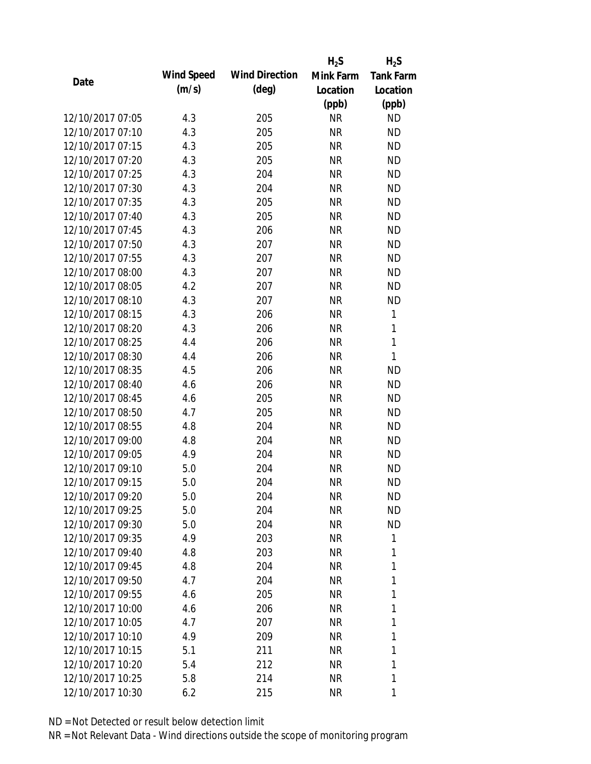| Date | Wind Speed (m/s) | Wind Direction (deg) | $H_2S$ Mink Farm Location (ppb) | $H_2S$ Tank Farm Location (ppb) |
|---|---|---|---|---|
| 12/10/2017 07:05 | 4.3 | 205 | NR | ND |
| 12/10/2017 07:10 | 4.3 | 205 | NR | ND |
| 12/10/2017 07:15 | 4.3 | 205 | NR | ND |
| 12/10/2017 07:20 | 4.3 | 205 | NR | ND |
| 12/10/2017 07:25 | 4.3 | 204 | NR | ND |
| 12/10/2017 07:30 | 4.3 | 204 | NR | ND |
| 12/10/2017 07:35 | 4.3 | 205 | NR | ND |
| 12/10/2017 07:40 | 4.3 | 205 | NR | ND |
| 12/10/2017 07:45 | 4.3 | 206 | NR | ND |
| 12/10/2017 07:50 | 4.3 | 207 | NR | ND |
| 12/10/2017 07:55 | 4.3 | 207 | NR | ND |
| 12/10/2017 08:00 | 4.3 | 207 | NR | ND |
| 12/10/2017 08:05 | 4.2 | 207 | NR | ND |
| 12/10/2017 08:10 | 4.3 | 207 | NR | ND |
| 12/10/2017 08:15 | 4.3 | 206 | NR | 1 |
| 12/10/2017 08:20 | 4.3 | 206 | NR | 1 |
| 12/10/2017 08:25 | 4.4 | 206 | NR | 1 |
| 12/10/2017 08:30 | 4.4 | 206 | NR | 1 |
| 12/10/2017 08:35 | 4.5 | 206 | NR | ND |
| 12/10/2017 08:40 | 4.6 | 206 | NR | ND |
| 12/10/2017 08:45 | 4.6 | 205 | NR | ND |
| 12/10/2017 08:50 | 4.7 | 205 | NR | ND |
| 12/10/2017 08:55 | 4.8 | 204 | NR | ND |
| 12/10/2017 09:00 | 4.8 | 204 | NR | ND |
| 12/10/2017 09:05 | 4.9 | 204 | NR | ND |
| 12/10/2017 09:10 | 5.0 | 204 | NR | ND |
| 12/10/2017 09:15 | 5.0 | 204 | NR | ND |
| 12/10/2017 09:20 | 5.0 | 204 | NR | ND |
| 12/10/2017 09:25 | 5.0 | 204 | NR | ND |
| 12/10/2017 09:30 | 5.0 | 204 | NR | ND |
| 12/10/2017 09:35 | 4.9 | 203 | NR | 1 |
| 12/10/2017 09:40 | 4.8 | 203 | NR | 1 |
| 12/10/2017 09:45 | 4.8 | 204 | NR | 1 |
| 12/10/2017 09:50 | 4.7 | 204 | NR | 1 |
| 12/10/2017 09:55 | 4.6 | 205 | NR | 1 |
| 12/10/2017 10:00 | 4.6 | 206 | NR | 1 |
| 12/10/2017 10:05 | 4.7 | 207 | NR | 1 |
| 12/10/2017 10:10 | 4.9 | 209 | NR | 1 |
| 12/10/2017 10:15 | 5.1 | 211 | NR | 1 |
| 12/10/2017 10:20 | 5.4 | 212 | NR | 1 |
| 12/10/2017 10:25 | 5.8 | 214 | NR | 1 |
| 12/10/2017 10:30 | 6.2 | 215 | NR | 1 |

ND = Not Detected or result below detection limit

NR = Not Relevant Data - Wind directions outside the scope of monitoring program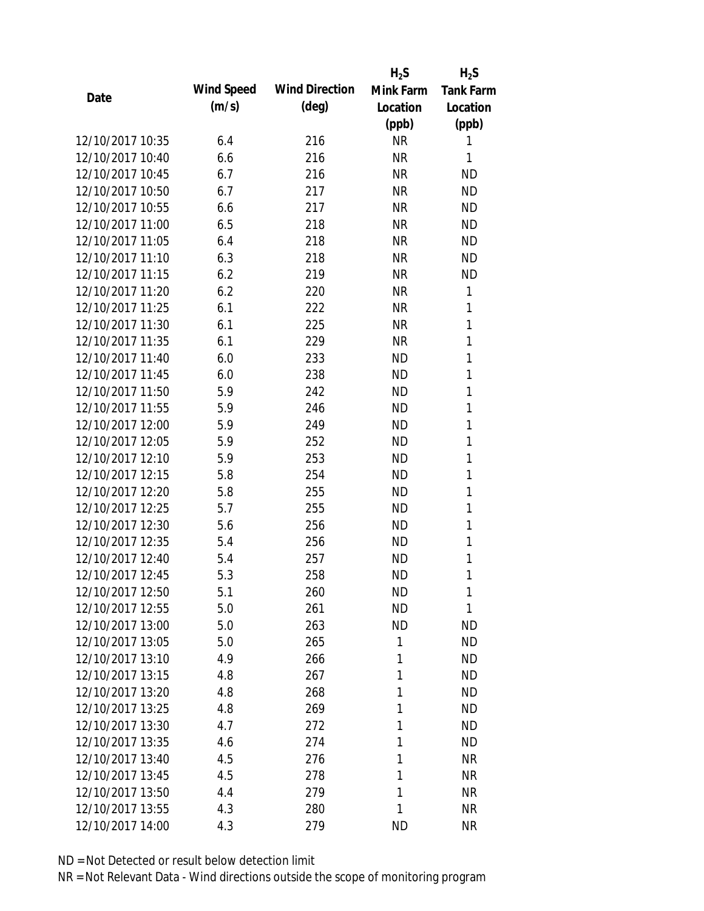| Date | Wind Speed (m/s) | Wind Direction (deg) | $H_2S$ Mink Farm Location (ppb) | $H_2S$ Tank Farm Location (ppb) |
|---|---|---|---|---|
| 12/10/2017 10:35 | 6.4 | 216 | NR | 1 |
| 12/10/2017 10:40 | 6.6 | 216 | NR | 1 |
| 12/10/2017 10:45 | 6.7 | 216 | NR | ND |
| 12/10/2017 10:50 | 6.7 | 217 | NR | ND |
| 12/10/2017 10:55 | 6.6 | 217 | NR | ND |
| 12/10/2017 11:00 | 6.5 | 218 | NR | ND |
| 12/10/2017 11:05 | 6.4 | 218 | NR | ND |
| 12/10/2017 11:10 | 6.3 | 218 | NR | ND |
| 12/10/2017 11:15 | 6.2 | 219 | NR | ND |
| 12/10/2017 11:20 | 6.2 | 220 | NR | 1 |
| 12/10/2017 11:25 | 6.1 | 222 | NR | 1 |
| 12/10/2017 11:30 | 6.1 | 225 | NR | 1 |
| 12/10/2017 11:35 | 6.1 | 229 | NR | 1 |
| 12/10/2017 11:40 | 6.0 | 233 | ND | 1 |
| 12/10/2017 11:45 | 6.0 | 238 | ND | 1 |
| 12/10/2017 11:50 | 5.9 | 242 | ND | 1 |
| 12/10/2017 11:55 | 5.9 | 246 | ND | 1 |
| 12/10/2017 12:00 | 5.9 | 249 | ND | 1 |
| 12/10/2017 12:05 | 5.9 | 252 | ND | 1 |
| 12/10/2017 12:10 | 5.9 | 253 | ND | 1 |
| 12/10/2017 12:15 | 5.8 | 254 | ND | 1 |
| 12/10/2017 12:20 | 5.8 | 255 | ND | 1 |
| 12/10/2017 12:25 | 5.7 | 255 | ND | 1 |
| 12/10/2017 12:30 | 5.6 | 256 | ND | 1 |
| 12/10/2017 12:35 | 5.4 | 256 | ND | 1 |
| 12/10/2017 12:40 | 5.4 | 257 | ND | 1 |
| 12/10/2017 12:45 | 5.3 | 258 | ND | 1 |
| 12/10/2017 12:50 | 5.1 | 260 | ND | 1 |
| 12/10/2017 12:55 | 5.0 | 261 | ND | 1 |
| 12/10/2017 13:00 | 5.0 | 263 | ND | ND |
| 12/10/2017 13:05 | 5.0 | 265 | 1 | ND |
| 12/10/2017 13:10 | 4.9 | 266 | 1 | ND |
| 12/10/2017 13:15 | 4.8 | 267 | 1 | ND |
| 12/10/2017 13:20 | 4.8 | 268 | 1 | ND |
| 12/10/2017 13:25 | 4.8 | 269 | 1 | ND |
| 12/10/2017 13:30 | 4.7 | 272 | 1 | ND |
| 12/10/2017 13:35 | 4.6 | 274 | 1 | ND |
| 12/10/2017 13:40 | 4.5 | 276 | 1 | NR |
| 12/10/2017 13:45 | 4.5 | 278 | 1 | NR |
| 12/10/2017 13:50 | 4.4 | 279 | 1 | NR |
| 12/10/2017 13:55 | 4.3 | 280 | 1 | NR |
| 12/10/2017 14:00 | 4.3 | 279 | ND | NR |

ND = Not Detected or result below detection limit

NR = Not Relevant Data - Wind directions outside the scope of monitoring program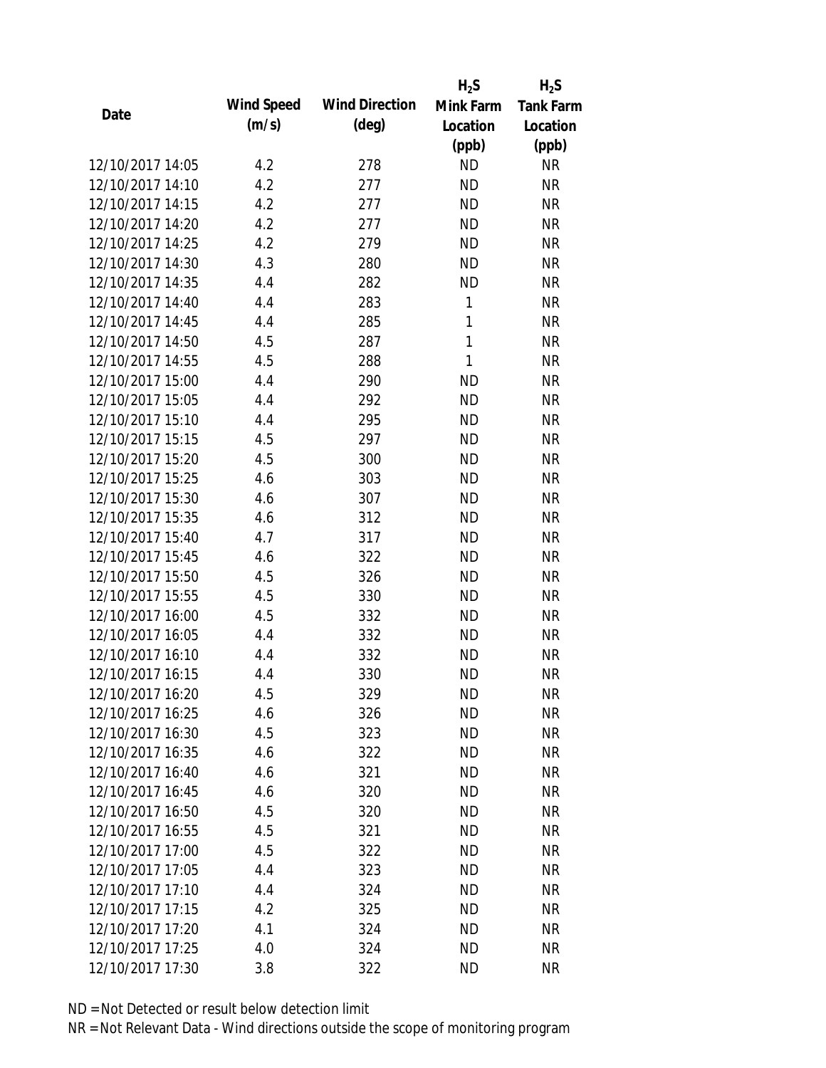| Date | Wind Speed (m/s) | Wind Direction (deg) | $H_2S$ Mink Farm Location (ppb) | $H_2S$ Tank Farm Location (ppb) |
|---|---|---|---|---|
| 12/10/2017 14:05 | 4.2 | 278 | ND | NR |
| 12/10/2017 14:10 | 4.2 | 277 | ND | NR |
| 12/10/2017 14:15 | 4.2 | 277 | ND | NR |
| 12/10/2017 14:20 | 4.2 | 277 | ND | NR |
| 12/10/2017 14:25 | 4.2 | 279 | ND | NR |
| 12/10/2017 14:30 | 4.3 | 280 | ND | NR |
| 12/10/2017 14:35 | 4.4 | 282 | ND | NR |
| 12/10/2017 14:40 | 4.4 | 283 | 1 | NR |
| 12/10/2017 14:45 | 4.4 | 285 | 1 | NR |
| 12/10/2017 14:50 | 4.5 | 287 | 1 | NR |
| 12/10/2017 14:55 | 4.5 | 288 | 1 | NR |
| 12/10/2017 15:00 | 4.4 | 290 | ND | NR |
| 12/10/2017 15:05 | 4.4 | 292 | ND | NR |
| 12/10/2017 15:10 | 4.4 | 295 | ND | NR |
| 12/10/2017 15:15 | 4.5 | 297 | ND | NR |
| 12/10/2017 15:20 | 4.5 | 300 | ND | NR |
| 12/10/2017 15:25 | 4.6 | 303 | ND | NR |
| 12/10/2017 15:30 | 4.6 | 307 | ND | NR |
| 12/10/2017 15:35 | 4.6 | 312 | ND | NR |
| 12/10/2017 15:40 | 4.7 | 317 | ND | NR |
| 12/10/2017 15:45 | 4.6 | 322 | ND | NR |
| 12/10/2017 15:50 | 4.5 | 326 | ND | NR |
| 12/10/2017 15:55 | 4.5 | 330 | ND | NR |
| 12/10/2017 16:00 | 4.5 | 332 | ND | NR |
| 12/10/2017 16:05 | 4.4 | 332 | ND | NR |
| 12/10/2017 16:10 | 4.4 | 332 | ND | NR |
| 12/10/2017 16:15 | 4.4 | 330 | ND | NR |
| 12/10/2017 16:20 | 4.5 | 329 | ND | NR |
| 12/10/2017 16:25 | 4.6 | 326 | ND | NR |
| 12/10/2017 16:30 | 4.5 | 323 | ND | NR |
| 12/10/2017 16:35 | 4.6 | 322 | ND | NR |
| 12/10/2017 16:40 | 4.6 | 321 | ND | NR |
| 12/10/2017 16:45 | 4.6 | 320 | ND | NR |
| 12/10/2017 16:50 | 4.5 | 320 | ND | NR |
| 12/10/2017 16:55 | 4.5 | 321 | ND | NR |
| 12/10/2017 17:00 | 4.5 | 322 | ND | NR |
| 12/10/2017 17:05 | 4.4 | 323 | ND | NR |
| 12/10/2017 17:10 | 4.4 | 324 | ND | NR |
| 12/10/2017 17:15 | 4.2 | 325 | ND | NR |
| 12/10/2017 17:20 | 4.1 | 324 | ND | NR |
| 12/10/2017 17:25 | 4.0 | 324 | ND | NR |
| 12/10/2017 17:30 | 3.8 | 322 | ND | NR |

ND = Not Detected or result below detection limit

NR = Not Relevant Data - Wind directions outside the scope of monitoring program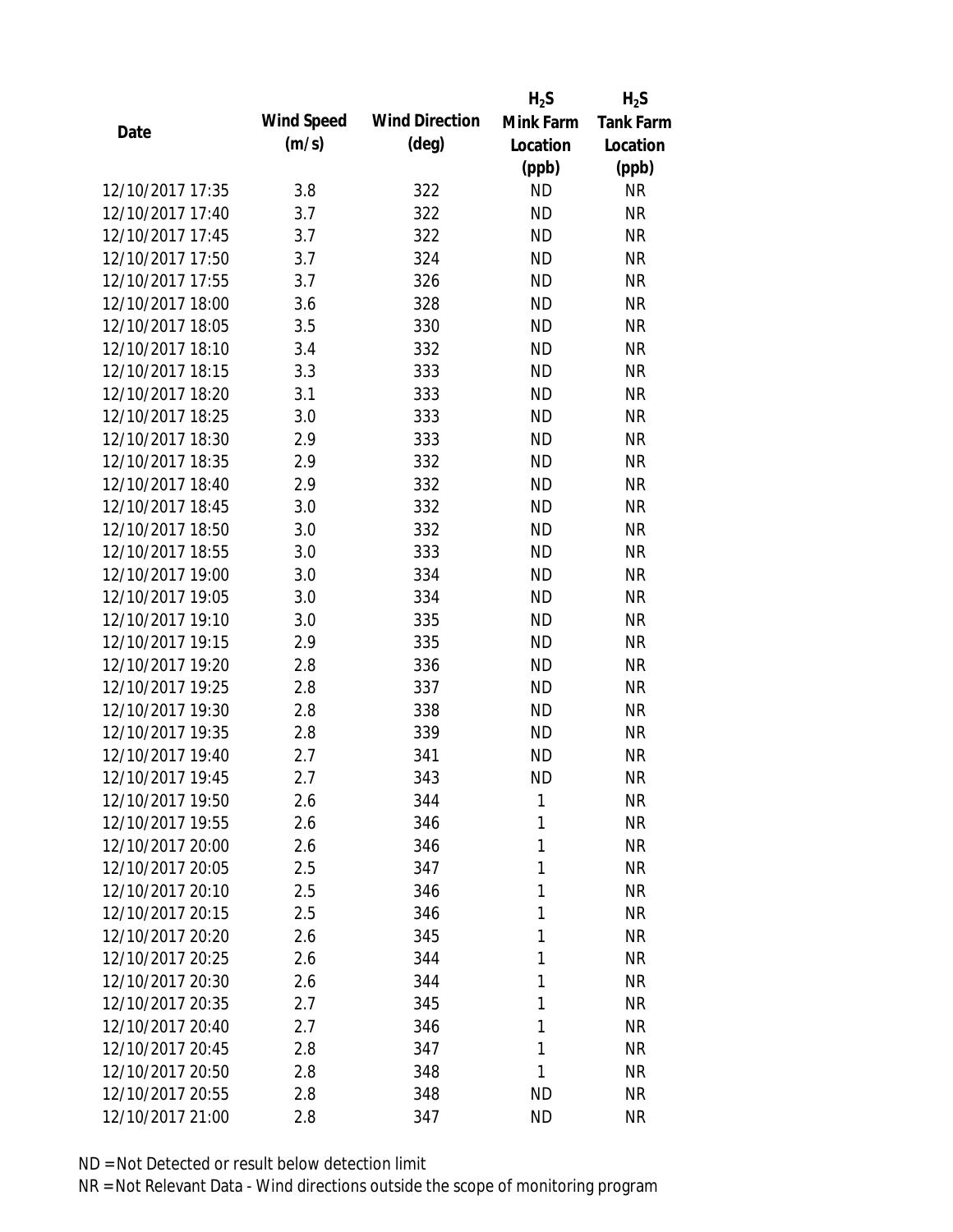| Date | Wind Speed (m/s) | Wind Direction (deg) | $H_2S$ Mink Farm Location (ppb) | $H_2S$ Tank Farm Location (ppb) |
|---|---|---|---|---|
| 12/10/2017 17:35 | 3.8 | 322 | ND | NR |
| 12/10/2017 17:40 | 3.7 | 322 | ND | NR |
| 12/10/2017 17:45 | 3.7 | 322 | ND | NR |
| 12/10/2017 17:50 | 3.7 | 324 | ND | NR |
| 12/10/2017 17:55 | 3.7 | 326 | ND | NR |
| 12/10/2017 18:00 | 3.6 | 328 | ND | NR |
| 12/10/2017 18:05 | 3.5 | 330 | ND | NR |
| 12/10/2017 18:10 | 3.4 | 332 | ND | NR |
| 12/10/2017 18:15 | 3.3 | 333 | ND | NR |
| 12/10/2017 18:20 | 3.1 | 333 | ND | NR |
| 12/10/2017 18:25 | 3.0 | 333 | ND | NR |
| 12/10/2017 18:30 | 2.9 | 333 | ND | NR |
| 12/10/2017 18:35 | 2.9 | 332 | ND | NR |
| 12/10/2017 18:40 | 2.9 | 332 | ND | NR |
| 12/10/2017 18:45 | 3.0 | 332 | ND | NR |
| 12/10/2017 18:50 | 3.0 | 332 | ND | NR |
| 12/10/2017 18:55 | 3.0 | 333 | ND | NR |
| 12/10/2017 19:00 | 3.0 | 334 | ND | NR |
| 12/10/2017 19:05 | 3.0 | 334 | ND | NR |
| 12/10/2017 19:10 | 3.0 | 335 | ND | NR |
| 12/10/2017 19:15 | 2.9 | 335 | ND | NR |
| 12/10/2017 19:20 | 2.8 | 336 | ND | NR |
| 12/10/2017 19:25 | 2.8 | 337 | ND | NR |
| 12/10/2017 19:30 | 2.8 | 338 | ND | NR |
| 12/10/2017 19:35 | 2.8 | 339 | ND | NR |
| 12/10/2017 19:40 | 2.7 | 341 | ND | NR |
| 12/10/2017 19:45 | 2.7 | 343 | ND | NR |
| 12/10/2017 19:50 | 2.6 | 344 | 1 | NR |
| 12/10/2017 19:55 | 2.6 | 346 | 1 | NR |
| 12/10/2017 20:00 | 2.6 | 346 | 1 | NR |
| 12/10/2017 20:05 | 2.5 | 347 | 1 | NR |
| 12/10/2017 20:10 | 2.5 | 346 | 1 | NR |
| 12/10/2017 20:15 | 2.5 | 346 | 1 | NR |
| 12/10/2017 20:20 | 2.6 | 345 | 1 | NR |
| 12/10/2017 20:25 | 2.6 | 344 | 1 | NR |
| 12/10/2017 20:30 | 2.6 | 344 | 1 | NR |
| 12/10/2017 20:35 | 2.7 | 345 | 1 | NR |
| 12/10/2017 20:40 | 2.7 | 346 | 1 | NR |
| 12/10/2017 20:45 | 2.8 | 347 | 1 | NR |
| 12/10/2017 20:50 | 2.8 | 348 | 1 | NR |
| 12/10/2017 20:55 | 2.8 | 348 | ND | NR |
| 12/10/2017 21:00 | 2.8 | 347 | ND | NR |

ND = Not Detected or result below detection limit

NR = Not Relevant Data - Wind directions outside the scope of monitoring program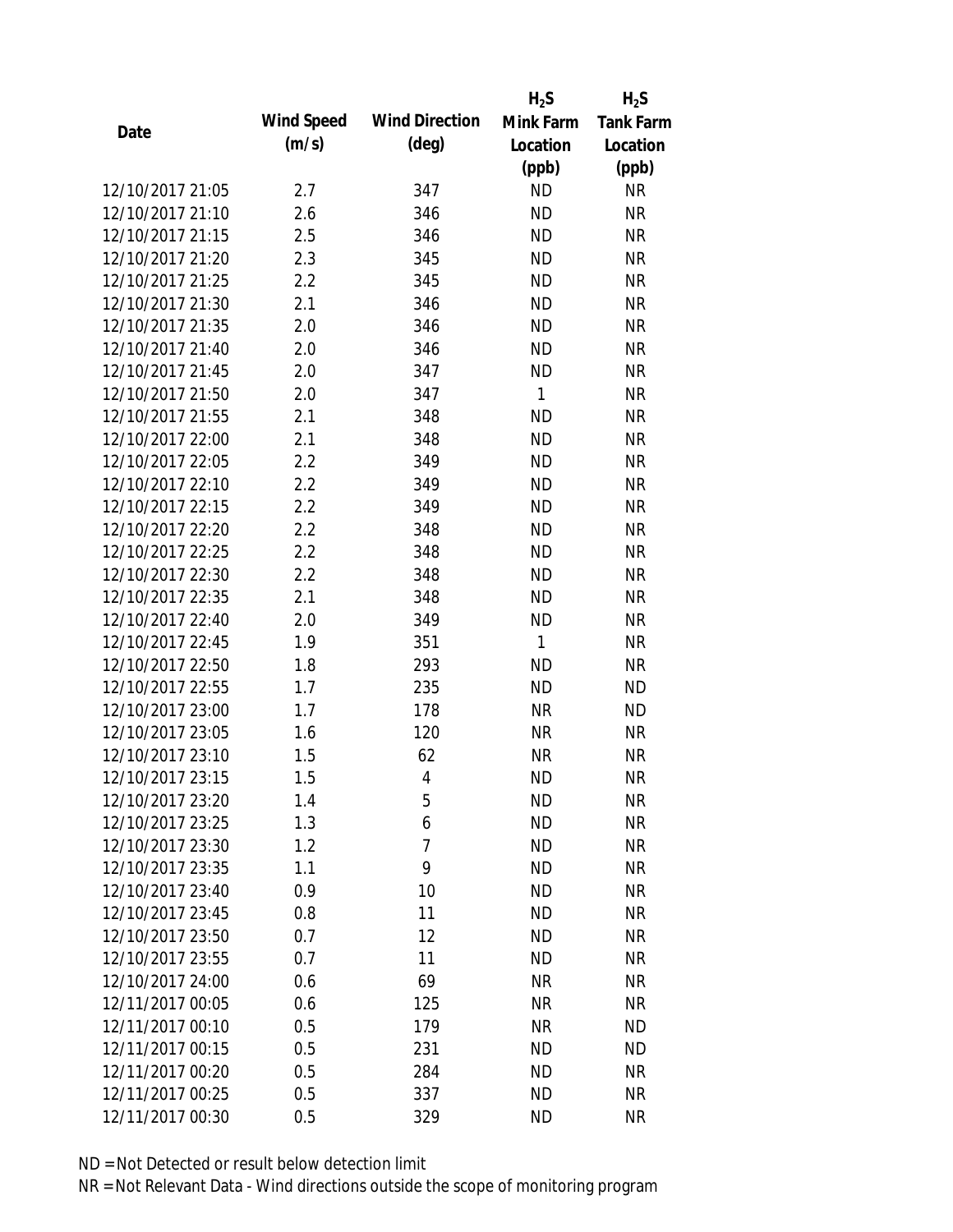| Date | Wind Speed (m/s) | Wind Direction (deg) | $H_2S$ Mink Farm Location (ppb) | $H_2S$ Tank Farm Location (ppb) |
|---|---|---|---|---|
| 12/10/2017 21:05 | 2.7 | 347 | ND | NR |
| 12/10/2017 21:10 | 2.6 | 346 | ND | NR |
| 12/10/2017 21:15 | 2.5 | 346 | ND | NR |
| 12/10/2017 21:20 | 2.3 | 345 | ND | NR |
| 12/10/2017 21:25 | 2.2 | 345 | ND | NR |
| 12/10/2017 21:30 | 2.1 | 346 | ND | NR |
| 12/10/2017 21:35 | 2.0 | 346 | ND | NR |
| 12/10/2017 21:40 | 2.0 | 346 | ND | NR |
| 12/10/2017 21:45 | 2.0 | 347 | ND | NR |
| 12/10/2017 21:50 | 2.0 | 347 | 1 | NR |
| 12/10/2017 21:55 | 2.1 | 348 | ND | NR |
| 12/10/2017 22:00 | 2.1 | 348 | ND | NR |
| 12/10/2017 22:05 | 2.2 | 349 | ND | NR |
| 12/10/2017 22:10 | 2.2 | 349 | ND | NR |
| 12/10/2017 22:15 | 2.2 | 349 | ND | NR |
| 12/10/2017 22:20 | 2.2 | 348 | ND | NR |
| 12/10/2017 22:25 | 2.2 | 348 | ND | NR |
| 12/10/2017 22:30 | 2.2 | 348 | ND | NR |
| 12/10/2017 22:35 | 2.1 | 348 | ND | NR |
| 12/10/2017 22:40 | 2.0 | 349 | ND | NR |
| 12/10/2017 22:45 | 1.9 | 351 | 1 | NR |
| 12/10/2017 22:50 | 1.8 | 293 | ND | NR |
| 12/10/2017 22:55 | 1.7 | 235 | ND | ND |
| 12/10/2017 23:00 | 1.7 | 178 | NR | ND |
| 12/10/2017 23:05 | 1.6 | 120 | NR | NR |
| 12/10/2017 23:10 | 1.5 | 62 | NR | NR |
| 12/10/2017 23:15 | 1.5 | 4 | ND | NR |
| 12/10/2017 23:20 | 1.4 | 5 | ND | NR |
| 12/10/2017 23:25 | 1.3 | 6 | ND | NR |
| 12/10/2017 23:30 | 1.2 | 7 | ND | NR |
| 12/10/2017 23:35 | 1.1 | 9 | ND | NR |
| 12/10/2017 23:40 | 0.9 | 10 | ND | NR |
| 12/10/2017 23:45 | 0.8 | 11 | ND | NR |
| 12/10/2017 23:50 | 0.7 | 12 | ND | NR |
| 12/10/2017 23:55 | 0.7 | 11 | ND | NR |
| 12/10/2017 24:00 | 0.6 | 69 | NR | NR |
| 12/11/2017 00:05 | 0.6 | 125 | NR | NR |
| 12/11/2017 00:10 | 0.5 | 179 | NR | ND |
| 12/11/2017 00:15 | 0.5 | 231 | ND | ND |
| 12/11/2017 00:20 | 0.5 | 284 | ND | NR |
| 12/11/2017 00:25 | 0.5 | 337 | ND | NR |
| 12/11/2017 00:30 | 0.5 | 329 | ND | NR |

ND = Not Detected or result below detection limit

NR = Not Relevant Data - Wind directions outside the scope of monitoring program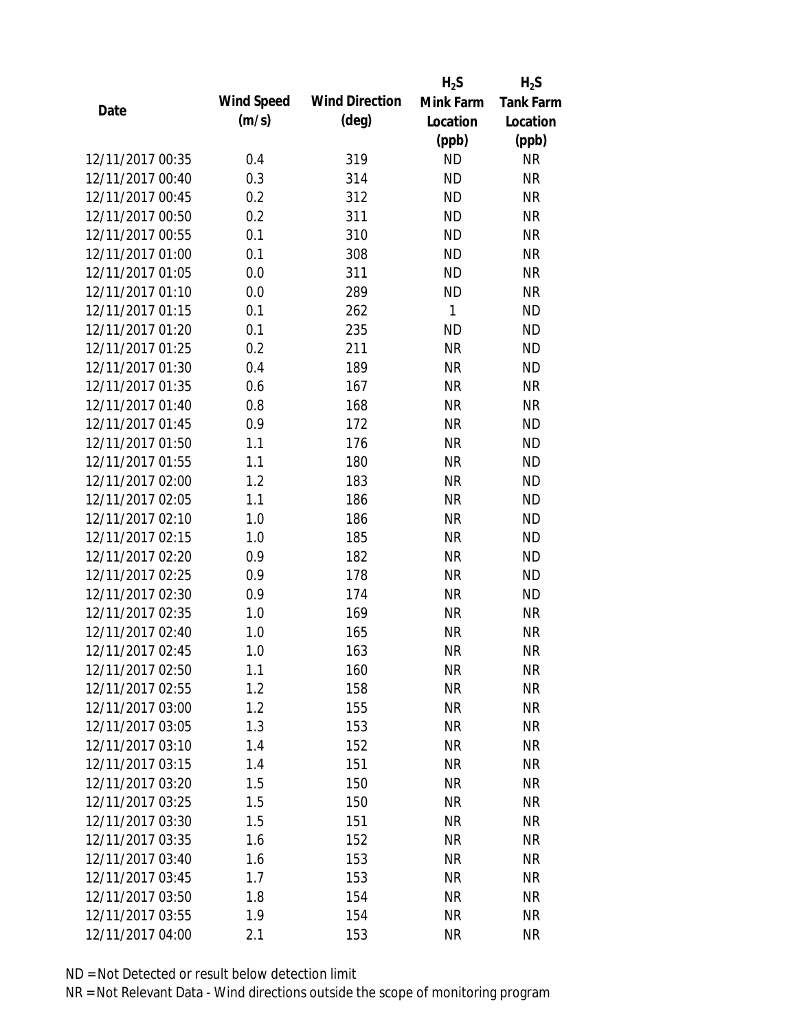| Date | Wind Speed (m/s) | Wind Direction (deg) | $H_2S$ Mink Farm Location (ppb) | $H_2S$ Tank Farm Location (ppb) |
|---|---|---|---|---|
| 12/11/2017 00:35 | 0.4 | 319 | ND | NR |
| 12/11/2017 00:40 | 0.3 | 314 | ND | NR |
| 12/11/2017 00:45 | 0.2 | 312 | ND | NR |
| 12/11/2017 00:50 | 0.2 | 311 | ND | NR |
| 12/11/2017 00:55 | 0.1 | 310 | ND | NR |
| 12/11/2017 01:00 | 0.1 | 308 | ND | NR |
| 12/11/2017 01:05 | 0.0 | 311 | ND | NR |
| 12/11/2017 01:10 | 0.0 | 289 | ND | NR |
| 12/11/2017 01:15 | 0.1 | 262 | 1 | ND |
| 12/11/2017 01:20 | 0.1 | 235 | ND | ND |
| 12/11/2017 01:25 | 0.2 | 211 | NR | ND |
| 12/11/2017 01:30 | 0.4 | 189 | NR | ND |
| 12/11/2017 01:35 | 0.6 | 167 | NR | NR |
| 12/11/2017 01:40 | 0.8 | 168 | NR | NR |
| 12/11/2017 01:45 | 0.9 | 172 | NR | ND |
| 12/11/2017 01:50 | 1.1 | 176 | NR | ND |
| 12/11/2017 01:55 | 1.1 | 180 | NR | ND |
| 12/11/2017 02:00 | 1.2 | 183 | NR | ND |
| 12/11/2017 02:05 | 1.1 | 186 | NR | ND |
| 12/11/2017 02:10 | 1.0 | 186 | NR | ND |
| 12/11/2017 02:15 | 1.0 | 185 | NR | ND |
| 12/11/2017 02:20 | 0.9 | 182 | NR | ND |
| 12/11/2017 02:25 | 0.9 | 178 | NR | ND |
| 12/11/2017 02:30 | 0.9 | 174 | NR | ND |
| 12/11/2017 02:35 | 1.0 | 169 | NR | NR |
| 12/11/2017 02:40 | 1.0 | 165 | NR | NR |
| 12/11/2017 02:45 | 1.0 | 163 | NR | NR |
| 12/11/2017 02:50 | 1.1 | 160 | NR | NR |
| 12/11/2017 02:55 | 1.2 | 158 | NR | NR |
| 12/11/2017 03:00 | 1.2 | 155 | NR | NR |
| 12/11/2017 03:05 | 1.3 | 153 | NR | NR |
| 12/11/2017 03:10 | 1.4 | 152 | NR | NR |
| 12/11/2017 03:15 | 1.4 | 151 | NR | NR |
| 12/11/2017 03:20 | 1.5 | 150 | NR | NR |
| 12/11/2017 03:25 | 1.5 | 150 | NR | NR |
| 12/11/2017 03:30 | 1.5 | 151 | NR | NR |
| 12/11/2017 03:35 | 1.6 | 152 | NR | NR |
| 12/11/2017 03:40 | 1.6 | 153 | NR | NR |
| 12/11/2017 03:45 | 1.7 | 153 | NR | NR |
| 12/11/2017 03:50 | 1.8 | 154 | NR | NR |
| 12/11/2017 03:55 | 1.9 | 154 | NR | NR |
| 12/11/2017 04:00 | 2.1 | 153 | NR | NR |

ND = Not Detected or result below detection limit

NR = Not Relevant Data - Wind directions outside the scope of monitoring program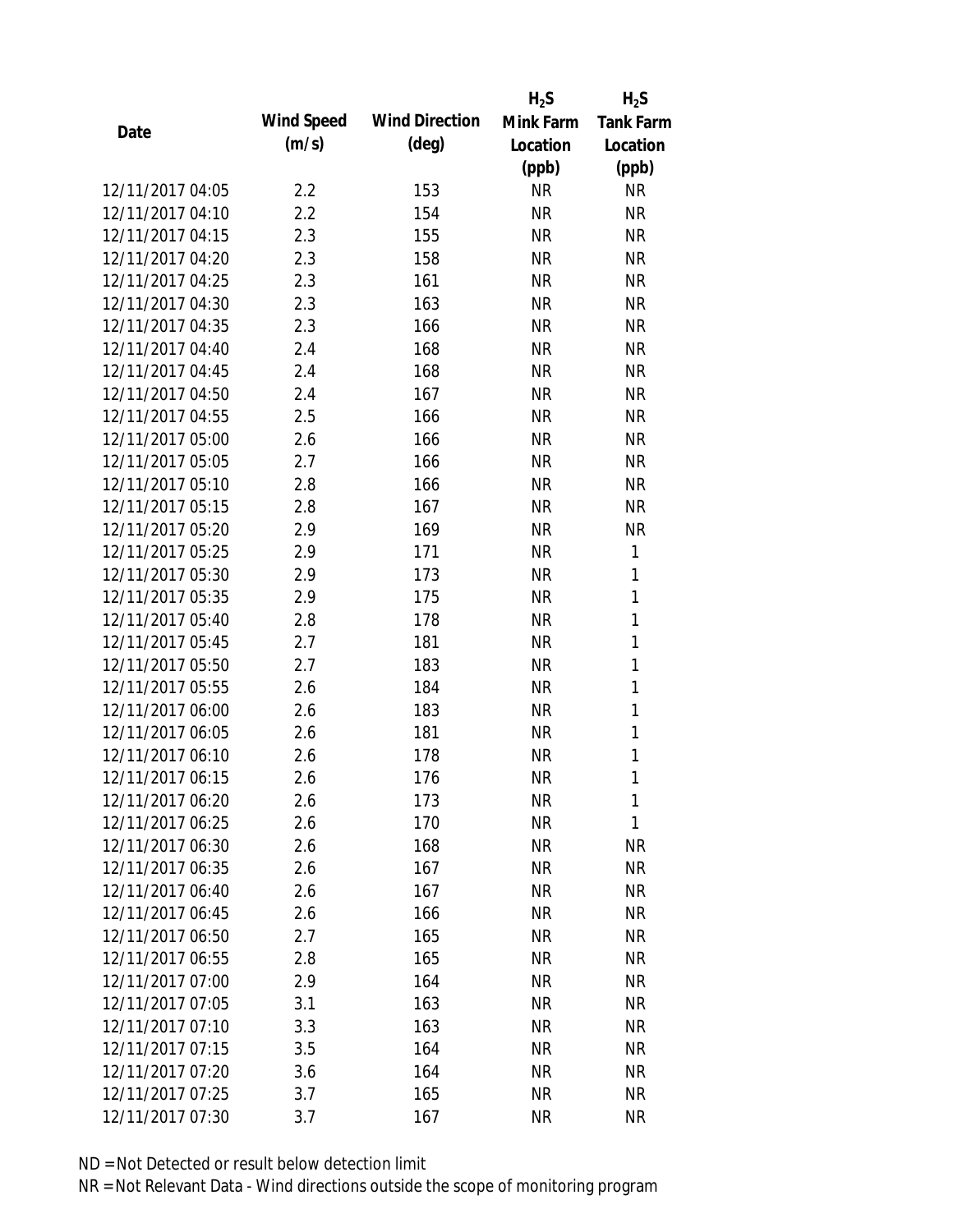| Date | Wind Speed (m/s) | Wind Direction (deg) | $H_2S$ Mink Farm Location (ppb) | $H_2S$ Tank Farm Location (ppb) |
|---|---|---|---|---|
| 12/11/2017 04:05 | 2.2 | 153 | NR | NR |
| 12/11/2017 04:10 | 2.2 | 154 | NR | NR |
| 12/11/2017 04:15 | 2.3 | 155 | NR | NR |
| 12/11/2017 04:20 | 2.3 | 158 | NR | NR |
| 12/11/2017 04:25 | 2.3 | 161 | NR | NR |
| 12/11/2017 04:30 | 2.3 | 163 | NR | NR |
| 12/11/2017 04:35 | 2.3 | 166 | NR | NR |
| 12/11/2017 04:40 | 2.4 | 168 | NR | NR |
| 12/11/2017 04:45 | 2.4 | 168 | NR | NR |
| 12/11/2017 04:50 | 2.4 | 167 | NR | NR |
| 12/11/2017 04:55 | 2.5 | 166 | NR | NR |
| 12/11/2017 05:00 | 2.6 | 166 | NR | NR |
| 12/11/2017 05:05 | 2.7 | 166 | NR | NR |
| 12/11/2017 05:10 | 2.8 | 166 | NR | NR |
| 12/11/2017 05:15 | 2.8 | 167 | NR | NR |
| 12/11/2017 05:20 | 2.9 | 169 | NR | NR |
| 12/11/2017 05:25 | 2.9 | 171 | NR | 1 |
| 12/11/2017 05:30 | 2.9 | 173 | NR | 1 |
| 12/11/2017 05:35 | 2.9 | 175 | NR | 1 |
| 12/11/2017 05:40 | 2.8 | 178 | NR | 1 |
| 12/11/2017 05:45 | 2.7 | 181 | NR | 1 |
| 12/11/2017 05:50 | 2.7 | 183 | NR | 1 |
| 12/11/2017 05:55 | 2.6 | 184 | NR | 1 |
| 12/11/2017 06:00 | 2.6 | 183 | NR | 1 |
| 12/11/2017 06:05 | 2.6 | 181 | NR | 1 |
| 12/11/2017 06:10 | 2.6 | 178 | NR | 1 |
| 12/11/2017 06:15 | 2.6 | 176 | NR | 1 |
| 12/11/2017 06:20 | 2.6 | 173 | NR | 1 |
| 12/11/2017 06:25 | 2.6 | 170 | NR | 1 |
| 12/11/2017 06:30 | 2.6 | 168 | NR | NR |
| 12/11/2017 06:35 | 2.6 | 167 | NR | NR |
| 12/11/2017 06:40 | 2.6 | 167 | NR | NR |
| 12/11/2017 06:45 | 2.6 | 166 | NR | NR |
| 12/11/2017 06:50 | 2.7 | 165 | NR | NR |
| 12/11/2017 06:55 | 2.8 | 165 | NR | NR |
| 12/11/2017 07:00 | 2.9 | 164 | NR | NR |
| 12/11/2017 07:05 | 3.1 | 163 | NR | NR |
| 12/11/2017 07:10 | 3.3 | 163 | NR | NR |
| 12/11/2017 07:15 | 3.5 | 164 | NR | NR |
| 12/11/2017 07:20 | 3.6 | 164 | NR | NR |
| 12/11/2017 07:25 | 3.7 | 165 | NR | NR |
| 12/11/2017 07:30 | 3.7 | 167 | NR | NR |

ND = Not Detected or result below detection limit

NR = Not Relevant Data - Wind directions outside the scope of monitoring program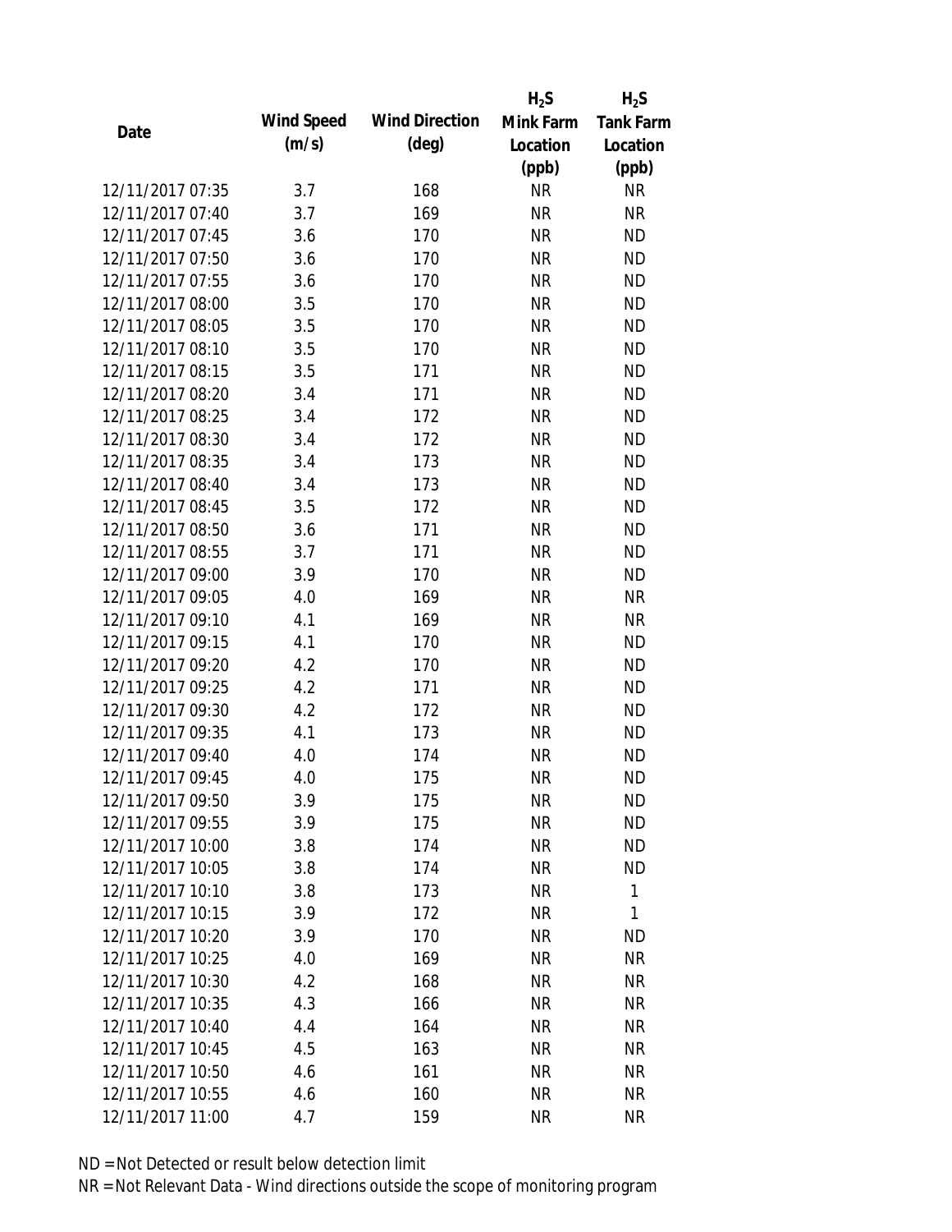| Date | Wind Speed (m/s) | Wind Direction (deg) | $H_2S$ Mink Farm Location (ppb) | $H_2S$ Tank Farm Location (ppb) |
|---|---|---|---|---|
| 12/11/2017 07:35 | 3.7 | 168 | NR | NR |
| 12/11/2017 07:40 | 3.7 | 169 | NR | NR |
| 12/11/2017 07:45 | 3.6 | 170 | NR | ND |
| 12/11/2017 07:50 | 3.6 | 170 | NR | ND |
| 12/11/2017 07:55 | 3.6 | 170 | NR | ND |
| 12/11/2017 08:00 | 3.5 | 170 | NR | ND |
| 12/11/2017 08:05 | 3.5 | 170 | NR | ND |
| 12/11/2017 08:10 | 3.5 | 170 | NR | ND |
| 12/11/2017 08:15 | 3.5 | 171 | NR | ND |
| 12/11/2017 08:20 | 3.4 | 171 | NR | ND |
| 12/11/2017 08:25 | 3.4 | 172 | NR | ND |
| 12/11/2017 08:30 | 3.4 | 172 | NR | ND |
| 12/11/2017 08:35 | 3.4 | 173 | NR | ND |
| 12/11/2017 08:40 | 3.4 | 173 | NR | ND |
| 12/11/2017 08:45 | 3.5 | 172 | NR | ND |
| 12/11/2017 08:50 | 3.6 | 171 | NR | ND |
| 12/11/2017 08:55 | 3.7 | 171 | NR | ND |
| 12/11/2017 09:00 | 3.9 | 170 | NR | ND |
| 12/11/2017 09:05 | 4.0 | 169 | NR | NR |
| 12/11/2017 09:10 | 4.1 | 169 | NR | NR |
| 12/11/2017 09:15 | 4.1 | 170 | NR | ND |
| 12/11/2017 09:20 | 4.2 | 170 | NR | ND |
| 12/11/2017 09:25 | 4.2 | 171 | NR | ND |
| 12/11/2017 09:30 | 4.2 | 172 | NR | ND |
| 12/11/2017 09:35 | 4.1 | 173 | NR | ND |
| 12/11/2017 09:40 | 4.0 | 174 | NR | ND |
| 12/11/2017 09:45 | 4.0 | 175 | NR | ND |
| 12/11/2017 09:50 | 3.9 | 175 | NR | ND |
| 12/11/2017 09:55 | 3.9 | 175 | NR | ND |
| 12/11/2017 10:00 | 3.8 | 174 | NR | ND |
| 12/11/2017 10:05 | 3.8 | 174 | NR | ND |
| 12/11/2017 10:10 | 3.8 | 173 | NR | 1 |
| 12/11/2017 10:15 | 3.9 | 172 | NR | 1 |
| 12/11/2017 10:20 | 3.9 | 170 | NR | ND |
| 12/11/2017 10:25 | 4.0 | 169 | NR | NR |
| 12/11/2017 10:30 | 4.2 | 168 | NR | NR |
| 12/11/2017 10:35 | 4.3 | 166 | NR | NR |
| 12/11/2017 10:40 | 4.4 | 164 | NR | NR |
| 12/11/2017 10:45 | 4.5 | 163 | NR | NR |
| 12/11/2017 10:50 | 4.6 | 161 | NR | NR |
| 12/11/2017 10:55 | 4.6 | 160 | NR | NR |
| 12/11/2017 11:00 | 4.7 | 159 | NR | NR |

ND = Not Detected or result below detection limit

NR = Not Relevant Data - Wind directions outside the scope of monitoring program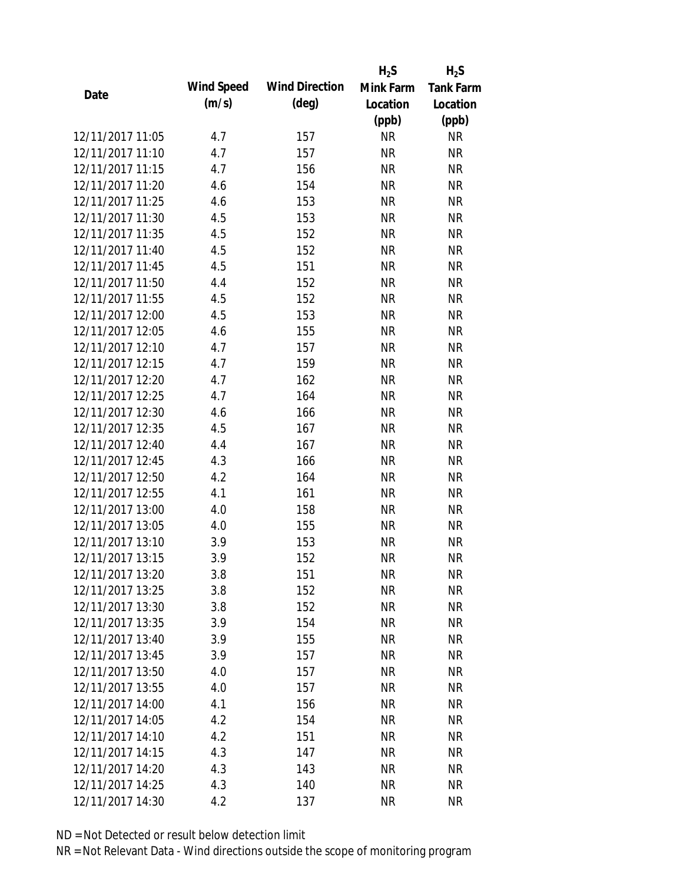| Date | Wind Speed (m/s) | Wind Direction (deg) | $H_2S$ Mink Farm Location (ppb) | $H_2S$ Tank Farm Location (ppb) |
|---|---|---|---|---|
| 12/11/2017 11:05 | 4.7 | 157 | NR | NR |
| 12/11/2017 11:10 | 4.7 | 157 | NR | NR |
| 12/11/2017 11:15 | 4.7 | 156 | NR | NR |
| 12/11/2017 11:20 | 4.6 | 154 | NR | NR |
| 12/11/2017 11:25 | 4.6 | 153 | NR | NR |
| 12/11/2017 11:30 | 4.5 | 153 | NR | NR |
| 12/11/2017 11:35 | 4.5 | 152 | NR | NR |
| 12/11/2017 11:40 | 4.5 | 152 | NR | NR |
| 12/11/2017 11:45 | 4.5 | 151 | NR | NR |
| 12/11/2017 11:50 | 4.4 | 152 | NR | NR |
| 12/11/2017 11:55 | 4.5 | 152 | NR | NR |
| 12/11/2017 12:00 | 4.5 | 153 | NR | NR |
| 12/11/2017 12:05 | 4.6 | 155 | NR | NR |
| 12/11/2017 12:10 | 4.7 | 157 | NR | NR |
| 12/11/2017 12:15 | 4.7 | 159 | NR | NR |
| 12/11/2017 12:20 | 4.7 | 162 | NR | NR |
| 12/11/2017 12:25 | 4.7 | 164 | NR | NR |
| 12/11/2017 12:30 | 4.6 | 166 | NR | NR |
| 12/11/2017 12:35 | 4.5 | 167 | NR | NR |
| 12/11/2017 12:40 | 4.4 | 167 | NR | NR |
| 12/11/2017 12:45 | 4.3 | 166 | NR | NR |
| 12/11/2017 12:50 | 4.2 | 164 | NR | NR |
| 12/11/2017 12:55 | 4.1 | 161 | NR | NR |
| 12/11/2017 13:00 | 4.0 | 158 | NR | NR |
| 12/11/2017 13:05 | 4.0 | 155 | NR | NR |
| 12/11/2017 13:10 | 3.9 | 153 | NR | NR |
| 12/11/2017 13:15 | 3.9 | 152 | NR | NR |
| 12/11/2017 13:20 | 3.8 | 151 | NR | NR |
| 12/11/2017 13:25 | 3.8 | 152 | NR | NR |
| 12/11/2017 13:30 | 3.8 | 152 | NR | NR |
| 12/11/2017 13:35 | 3.9 | 154 | NR | NR |
| 12/11/2017 13:40 | 3.9 | 155 | NR | NR |
| 12/11/2017 13:45 | 3.9 | 157 | NR | NR |
| 12/11/2017 13:50 | 4.0 | 157 | NR | NR |
| 12/11/2017 13:55 | 4.0 | 157 | NR | NR |
| 12/11/2017 14:00 | 4.1 | 156 | NR | NR |
| 12/11/2017 14:05 | 4.2 | 154 | NR | NR |
| 12/11/2017 14:10 | 4.2 | 151 | NR | NR |
| 12/11/2017 14:15 | 4.3 | 147 | NR | NR |
| 12/11/2017 14:20 | 4.3 | 143 | NR | NR |
| 12/11/2017 14:25 | 4.3 | 140 | NR | NR |
| 12/11/2017 14:30 | 4.2 | 137 | NR | NR |

ND = Not Detected or result below detection limit

NR = Not Relevant Data - Wind directions outside the scope of monitoring program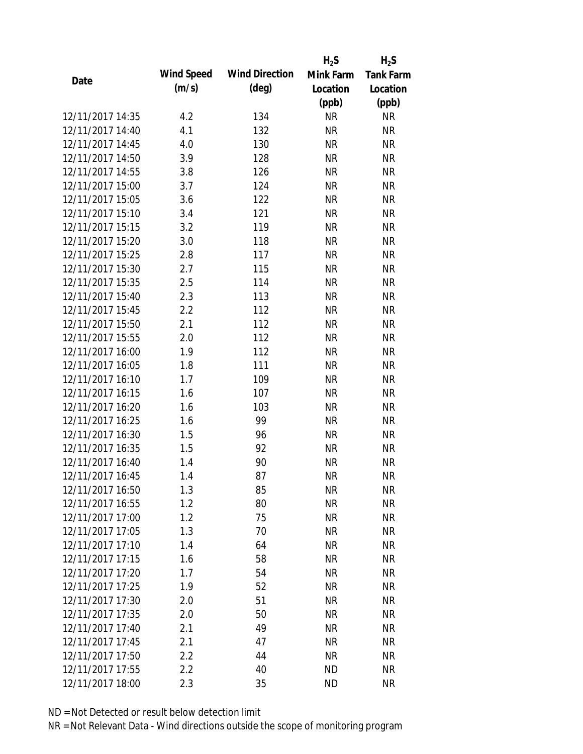| Date | Wind Speed (m/s) | Wind Direction (deg) | $H_2S$ Mink Farm Location (ppb) | $H_2S$ Tank Farm Location (ppb) |
|---|---|---|---|---|
| 12/11/2017 14:35 | 4.2 | 134 | NR | NR |
| 12/11/2017 14:40 | 4.1 | 132 | NR | NR |
| 12/11/2017 14:45 | 4.0 | 130 | NR | NR |
| 12/11/2017 14:50 | 3.9 | 128 | NR | NR |
| 12/11/2017 14:55 | 3.8 | 126 | NR | NR |
| 12/11/2017 15:00 | 3.7 | 124 | NR | NR |
| 12/11/2017 15:05 | 3.6 | 122 | NR | NR |
| 12/11/2017 15:10 | 3.4 | 121 | NR | NR |
| 12/11/2017 15:15 | 3.2 | 119 | NR | NR |
| 12/11/2017 15:20 | 3.0 | 118 | NR | NR |
| 12/11/2017 15:25 | 2.8 | 117 | NR | NR |
| 12/11/2017 15:30 | 2.7 | 115 | NR | NR |
| 12/11/2017 15:35 | 2.5 | 114 | NR | NR |
| 12/11/2017 15:40 | 2.3 | 113 | NR | NR |
| 12/11/2017 15:45 | 2.2 | 112 | NR | NR |
| 12/11/2017 15:50 | 2.1 | 112 | NR | NR |
| 12/11/2017 15:55 | 2.0 | 112 | NR | NR |
| 12/11/2017 16:00 | 1.9 | 112 | NR | NR |
| 12/11/2017 16:05 | 1.8 | 111 | NR | NR |
| 12/11/2017 16:10 | 1.7 | 109 | NR | NR |
| 12/11/2017 16:15 | 1.6 | 107 | NR | NR |
| 12/11/2017 16:20 | 1.6 | 103 | NR | NR |
| 12/11/2017 16:25 | 1.6 | 99 | NR | NR |
| 12/11/2017 16:30 | 1.5 | 96 | NR | NR |
| 12/11/2017 16:35 | 1.5 | 92 | NR | NR |
| 12/11/2017 16:40 | 1.4 | 90 | NR | NR |
| 12/11/2017 16:45 | 1.4 | 87 | NR | NR |
| 12/11/2017 16:50 | 1.3 | 85 | NR | NR |
| 12/11/2017 16:55 | 1.2 | 80 | NR | NR |
| 12/11/2017 17:00 | 1.2 | 75 | NR | NR |
| 12/11/2017 17:05 | 1.3 | 70 | NR | NR |
| 12/11/2017 17:10 | 1.4 | 64 | NR | NR |
| 12/11/2017 17:15 | 1.6 | 58 | NR | NR |
| 12/11/2017 17:20 | 1.7 | 54 | NR | NR |
| 12/11/2017 17:25 | 1.9 | 52 | NR | NR |
| 12/11/2017 17:30 | 2.0 | 51 | NR | NR |
| 12/11/2017 17:35 | 2.0 | 50 | NR | NR |
| 12/11/2017 17:40 | 2.1 | 49 | NR | NR |
| 12/11/2017 17:45 | 2.1 | 47 | NR | NR |
| 12/11/2017 17:50 | 2.2 | 44 | NR | NR |
| 12/11/2017 17:55 | 2.2 | 40 | ND | NR |
| 12/11/2017 18:00 | 2.3 | 35 | ND | NR |

ND = Not Detected or result below detection limit
NR = Not Relevant Data - Wind directions outside the scope of monitoring program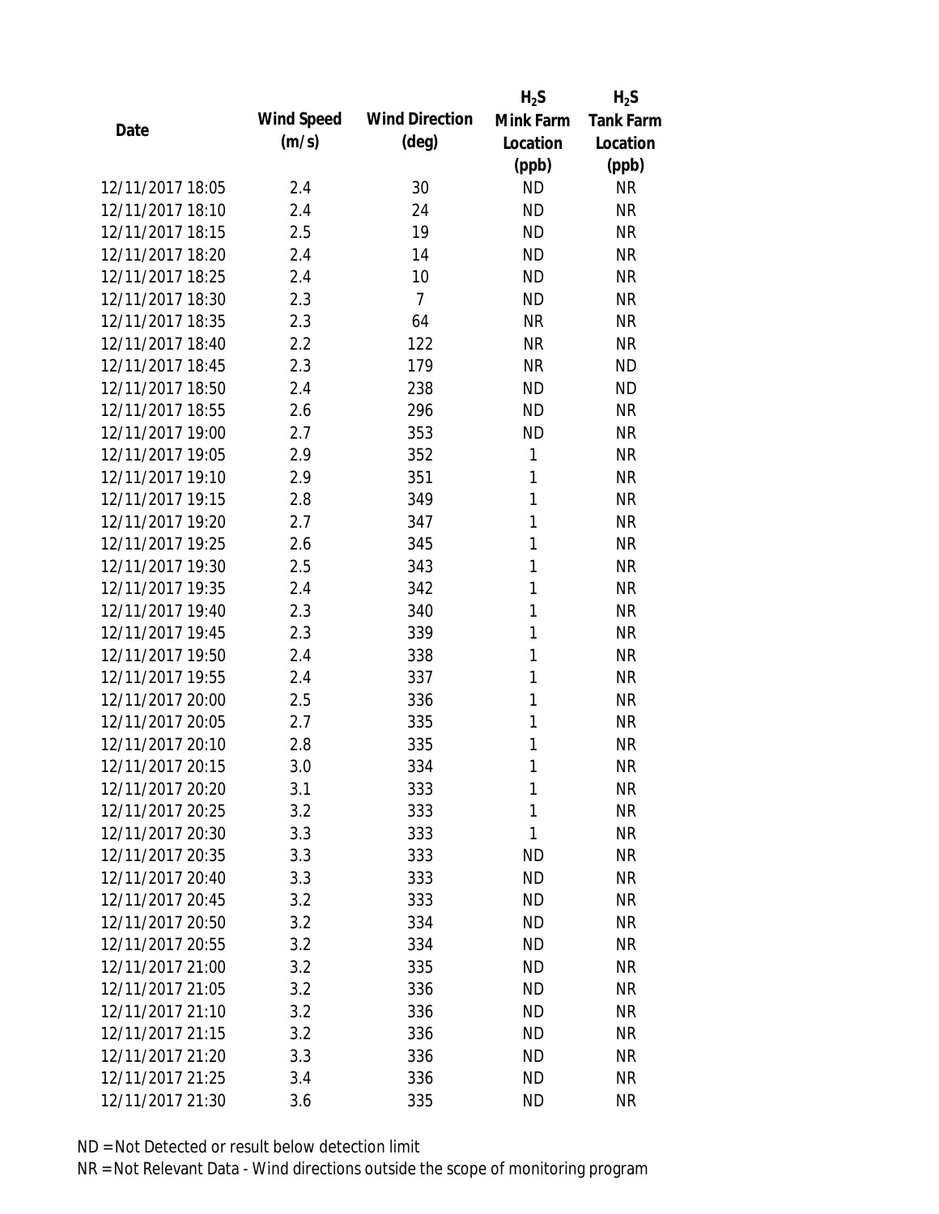| Date | Wind Speed (m/s) | Wind Direction (deg) | $H_2S$ Mink Farm Location (ppb) | $H_2S$ Tank Farm Location (ppb) |
|---|---|---|---|---|
| 12/11/2017 18:05 | 2.4 | 30 | ND | NR |
| 12/11/2017 18:10 | 2.4 | 24 | ND | NR |
| 12/11/2017 18:15 | 2.5 | 19 | ND | NR |
| 12/11/2017 18:20 | 2.4 | 14 | ND | NR |
| 12/11/2017 18:25 | 2.4 | 10 | ND | NR |
| 12/11/2017 18:30 | 2.3 | 7 | ND | NR |
| 12/11/2017 18:35 | 2.3 | 64 | NR | NR |
| 12/11/2017 18:40 | 2.2 | 122 | NR | NR |
| 12/11/2017 18:45 | 2.3 | 179 | NR | ND |
| 12/11/2017 18:50 | 2.4 | 238 | ND | ND |
| 12/11/2017 18:55 | 2.6 | 296 | ND | NR |
| 12/11/2017 19:00 | 2.7 | 353 | ND | NR |
| 12/11/2017 19:05 | 2.9 | 352 | 1 | NR |
| 12/11/2017 19:10 | 2.9 | 351 | 1 | NR |
| 12/11/2017 19:15 | 2.8 | 349 | 1 | NR |
| 12/11/2017 19:20 | 2.7 | 347 | 1 | NR |
| 12/11/2017 19:25 | 2.6 | 345 | 1 | NR |
| 12/11/2017 19:30 | 2.5 | 343 | 1 | NR |
| 12/11/2017 19:35 | 2.4 | 342 | 1 | NR |
| 12/11/2017 19:40 | 2.3 | 340 | 1 | NR |
| 12/11/2017 19:45 | 2.3 | 339 | 1 | NR |
| 12/11/2017 19:50 | 2.4 | 338 | 1 | NR |
| 12/11/2017 19:55 | 2.4 | 337 | 1 | NR |
| 12/11/2017 20:00 | 2.5 | 336 | 1 | NR |
| 12/11/2017 20:05 | 2.7 | 335 | 1 | NR |
| 12/11/2017 20:10 | 2.8 | 335 | 1 | NR |
| 12/11/2017 20:15 | 3.0 | 334 | 1 | NR |
| 12/11/2017 20:20 | 3.1 | 333 | 1 | NR |
| 12/11/2017 20:25 | 3.2 | 333 | 1 | NR |
| 12/11/2017 20:30 | 3.3 | 333 | 1 | NR |
| 12/11/2017 20:35 | 3.3 | 333 | ND | NR |
| 12/11/2017 20:40 | 3.3 | 333 | ND | NR |
| 12/11/2017 20:45 | 3.2 | 333 | ND | NR |
| 12/11/2017 20:50 | 3.2 | 334 | ND | NR |
| 12/11/2017 20:55 | 3.2 | 334 | ND | NR |
| 12/11/2017 21:00 | 3.2 | 335 | ND | NR |
| 12/11/2017 21:05 | 3.2 | 336 | ND | NR |
| 12/11/2017 21:10 | 3.2 | 336 | ND | NR |
| 12/11/2017 21:15 | 3.2 | 336 | ND | NR |
| 12/11/2017 21:20 | 3.3 | 336 | ND | NR |
| 12/11/2017 21:25 | 3.4 | 336 | ND | NR |
| 12/11/2017 21:30 | 3.6 | 335 | ND | NR |

ND = Not Detected or result below detection limit

NR = Not Relevant Data - Wind directions outside the scope of monitoring program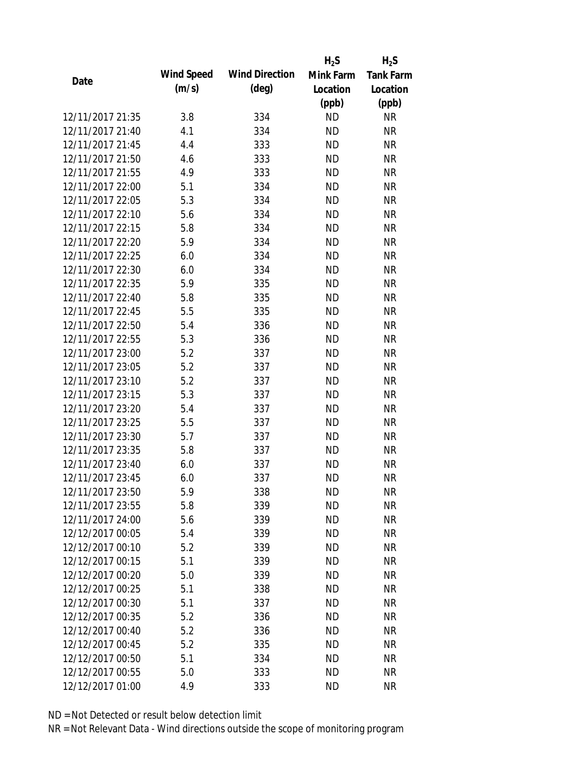| Date | Wind Speed (m/s) | Wind Direction (deg) | $H_2S$ Mink Farm Location (ppb) | $H_2S$ Tank Farm Location (ppb) |
|---|---|---|---|---|
| 12/11/2017 21:35 | 3.8 | 334 | ND | NR |
| 12/11/2017 21:40 | 4.1 | 334 | ND | NR |
| 12/11/2017 21:45 | 4.4 | 333 | ND | NR |
| 12/11/2017 21:50 | 4.6 | 333 | ND | NR |
| 12/11/2017 21:55 | 4.9 | 333 | ND | NR |
| 12/11/2017 22:00 | 5.1 | 334 | ND | NR |
| 12/11/2017 22:05 | 5.3 | 334 | ND | NR |
| 12/11/2017 22:10 | 5.6 | 334 | ND | NR |
| 12/11/2017 22:15 | 5.8 | 334 | ND | NR |
| 12/11/2017 22:20 | 5.9 | 334 | ND | NR |
| 12/11/2017 22:25 | 6.0 | 334 | ND | NR |
| 12/11/2017 22:30 | 6.0 | 334 | ND | NR |
| 12/11/2017 22:35 | 5.9 | 335 | ND | NR |
| 12/11/2017 22:40 | 5.8 | 335 | ND | NR |
| 12/11/2017 22:45 | 5.5 | 335 | ND | NR |
| 12/11/2017 22:50 | 5.4 | 336 | ND | NR |
| 12/11/2017 22:55 | 5.3 | 336 | ND | NR |
| 12/11/2017 23:00 | 5.2 | 337 | ND | NR |
| 12/11/2017 23:05 | 5.2 | 337 | ND | NR |
| 12/11/2017 23:10 | 5.2 | 337 | ND | NR |
| 12/11/2017 23:15 | 5.3 | 337 | ND | NR |
| 12/11/2017 23:20 | 5.4 | 337 | ND | NR |
| 12/11/2017 23:25 | 5.5 | 337 | ND | NR |
| 12/11/2017 23:30 | 5.7 | 337 | ND | NR |
| 12/11/2017 23:35 | 5.8 | 337 | ND | NR |
| 12/11/2017 23:40 | 6.0 | 337 | ND | NR |
| 12/11/2017 23:45 | 6.0 | 337 | ND | NR |
| 12/11/2017 23:50 | 5.9 | 338 | ND | NR |
| 12/11/2017 23:55 | 5.8 | 339 | ND | NR |
| 12/11/2017 24:00 | 5.6 | 339 | ND | NR |
| 12/12/2017 00:05 | 5.4 | 339 | ND | NR |
| 12/12/2017 00:10 | 5.2 | 339 | ND | NR |
| 12/12/2017 00:15 | 5.1 | 339 | ND | NR |
| 12/12/2017 00:20 | 5.0 | 339 | ND | NR |
| 12/12/2017 00:25 | 5.1 | 338 | ND | NR |
| 12/12/2017 00:30 | 5.1 | 337 | ND | NR |
| 12/12/2017 00:35 | 5.2 | 336 | ND | NR |
| 12/12/2017 00:40 | 5.2 | 336 | ND | NR |
| 12/12/2017 00:45 | 5.2 | 335 | ND | NR |
| 12/12/2017 00:50 | 5.1 | 334 | ND | NR |
| 12/12/2017 00:55 | 5.0 | 333 | ND | NR |
| 12/12/2017 01:00 | 4.9 | 333 | ND | NR |

ND = Not Detected or result below detection limit

NR = Not Relevant Data - Wind directions outside the scope of monitoring program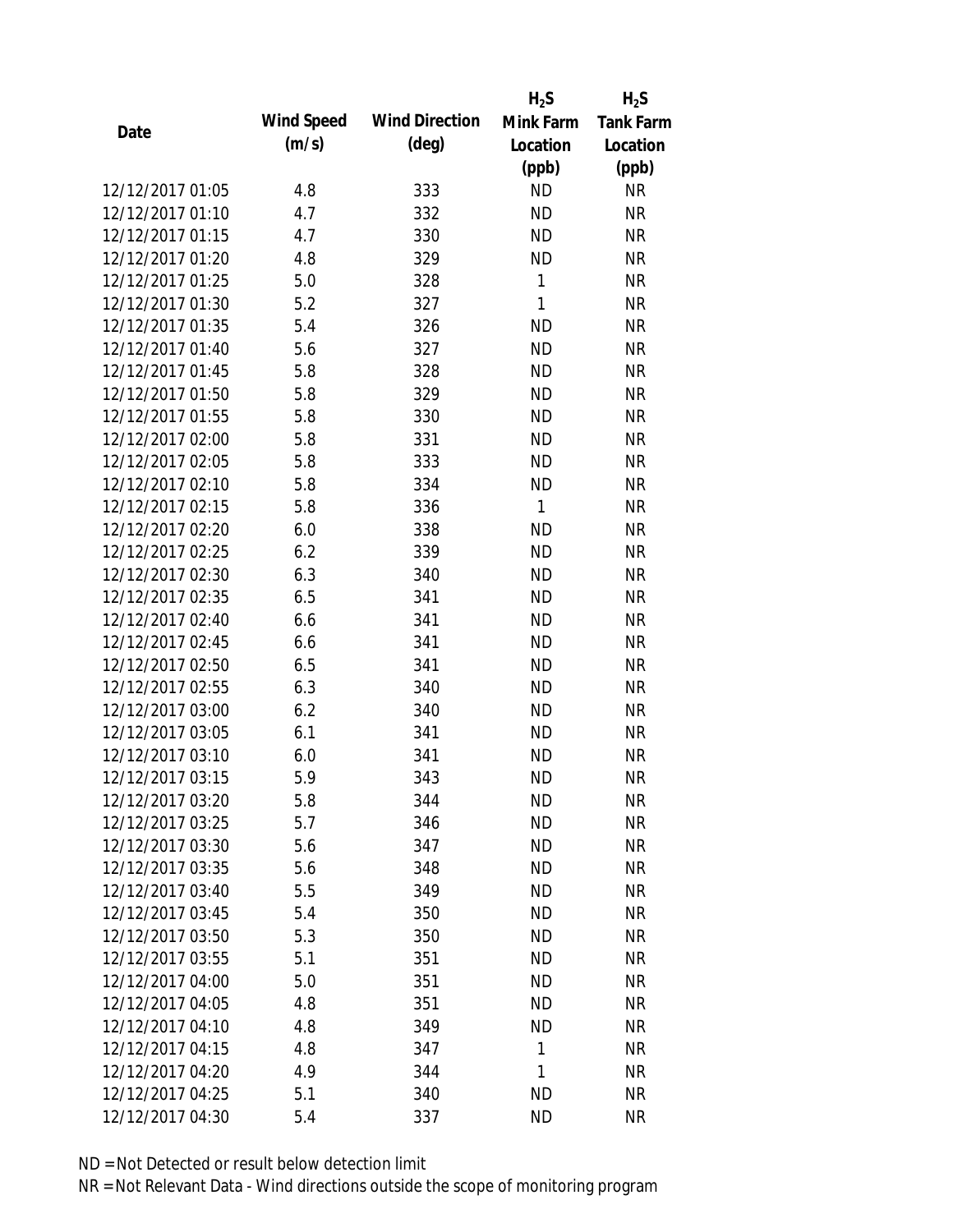| Date | Wind Speed (m/s) | Wind Direction (deg) | $H_2S$ Mink Farm Location (ppb) | $H_2S$ Tank Farm Location (ppb) |
|---|---|---|---|---|
| 12/12/2017 01:05 | 4.8 | 333 | ND | NR |
| 12/12/2017 01:10 | 4.7 | 332 | ND | NR |
| 12/12/2017 01:15 | 4.7 | 330 | ND | NR |
| 12/12/2017 01:20 | 4.8 | 329 | ND | NR |
| 12/12/2017 01:25 | 5.0 | 328 | 1 | NR |
| 12/12/2017 01:30 | 5.2 | 327 | 1 | NR |
| 12/12/2017 01:35 | 5.4 | 326 | ND | NR |
| 12/12/2017 01:40 | 5.6 | 327 | ND | NR |
| 12/12/2017 01:45 | 5.8 | 328 | ND | NR |
| 12/12/2017 01:50 | 5.8 | 329 | ND | NR |
| 12/12/2017 01:55 | 5.8 | 330 | ND | NR |
| 12/12/2017 02:00 | 5.8 | 331 | ND | NR |
| 12/12/2017 02:05 | 5.8 | 333 | ND | NR |
| 12/12/2017 02:10 | 5.8 | 334 | ND | NR |
| 12/12/2017 02:15 | 5.8 | 336 | 1 | NR |
| 12/12/2017 02:20 | 6.0 | 338 | ND | NR |
| 12/12/2017 02:25 | 6.2 | 339 | ND | NR |
| 12/12/2017 02:30 | 6.3 | 340 | ND | NR |
| 12/12/2017 02:35 | 6.5 | 341 | ND | NR |
| 12/12/2017 02:40 | 6.6 | 341 | ND | NR |
| 12/12/2017 02:45 | 6.6 | 341 | ND | NR |
| 12/12/2017 02:50 | 6.5 | 341 | ND | NR |
| 12/12/2017 02:55 | 6.3 | 340 | ND | NR |
| 12/12/2017 03:00 | 6.2 | 340 | ND | NR |
| 12/12/2017 03:05 | 6.1 | 341 | ND | NR |
| 12/12/2017 03:10 | 6.0 | 341 | ND | NR |
| 12/12/2017 03:15 | 5.9 | 343 | ND | NR |
| 12/12/2017 03:20 | 5.8 | 344 | ND | NR |
| 12/12/2017 03:25 | 5.7 | 346 | ND | NR |
| 12/12/2017 03:30 | 5.6 | 347 | ND | NR |
| 12/12/2017 03:35 | 5.6 | 348 | ND | NR |
| 12/12/2017 03:40 | 5.5 | 349 | ND | NR |
| 12/12/2017 03:45 | 5.4 | 350 | ND | NR |
| 12/12/2017 03:50 | 5.3 | 350 | ND | NR |
| 12/12/2017 03:55 | 5.1 | 351 | ND | NR |
| 12/12/2017 04:00 | 5.0 | 351 | ND | NR |
| 12/12/2017 04:05 | 4.8 | 351 | ND | NR |
| 12/12/2017 04:10 | 4.8 | 349 | ND | NR |
| 12/12/2017 04:15 | 4.8 | 347 | 1 | NR |
| 12/12/2017 04:20 | 4.9 | 344 | 1 | NR |
| 12/12/2017 04:25 | 5.1 | 340 | ND | NR |
| 12/12/2017 04:30 | 5.4 | 337 | ND | NR |

ND = Not Detected or result below detection limit

NR = Not Relevant Data - Wind directions outside the scope of monitoring program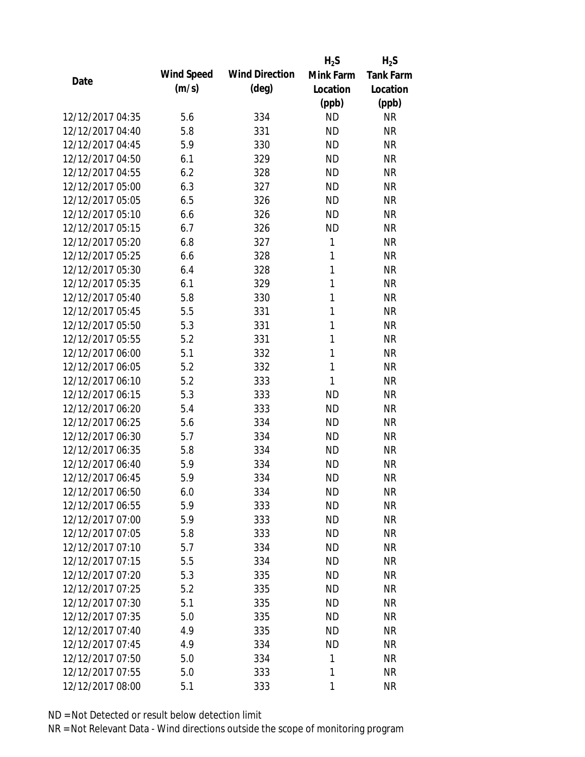| Date | Wind Speed (m/s) | Wind Direction (deg) | $H_2S$ Mink Farm Location (ppb) | $H_2S$ Tank Farm Location (ppb) |
|---|---|---|---|---|
| 12/12/2017 04:35 | 5.6 | 334 | ND | NR |
| 12/12/2017 04:40 | 5.8 | 331 | ND | NR |
| 12/12/2017 04:45 | 5.9 | 330 | ND | NR |
| 12/12/2017 04:50 | 6.1 | 329 | ND | NR |
| 12/12/2017 04:55 | 6.2 | 328 | ND | NR |
| 12/12/2017 05:00 | 6.3 | 327 | ND | NR |
| 12/12/2017 05:05 | 6.5 | 326 | ND | NR |
| 12/12/2017 05:10 | 6.6 | 326 | ND | NR |
| 12/12/2017 05:15 | 6.7 | 326 | ND | NR |
| 12/12/2017 05:20 | 6.8 | 327 | 1 | NR |
| 12/12/2017 05:25 | 6.6 | 328 | 1 | NR |
| 12/12/2017 05:30 | 6.4 | 328 | 1 | NR |
| 12/12/2017 05:35 | 6.1 | 329 | 1 | NR |
| 12/12/2017 05:40 | 5.8 | 330 | 1 | NR |
| 12/12/2017 05:45 | 5.5 | 331 | 1 | NR |
| 12/12/2017 05:50 | 5.3 | 331 | 1 | NR |
| 12/12/2017 05:55 | 5.2 | 331 | 1 | NR |
| 12/12/2017 06:00 | 5.1 | 332 | 1 | NR |
| 12/12/2017 06:05 | 5.2 | 332 | 1 | NR |
| 12/12/2017 06:10 | 5.2 | 333 | 1 | NR |
| 12/12/2017 06:15 | 5.3 | 333 | ND | NR |
| 12/12/2017 06:20 | 5.4 | 333 | ND | NR |
| 12/12/2017 06:25 | 5.6 | 334 | ND | NR |
| 12/12/2017 06:30 | 5.7 | 334 | ND | NR |
| 12/12/2017 06:35 | 5.8 | 334 | ND | NR |
| 12/12/2017 06:40 | 5.9 | 334 | ND | NR |
| 12/12/2017 06:45 | 5.9 | 334 | ND | NR |
| 12/12/2017 06:50 | 6.0 | 334 | ND | NR |
| 12/12/2017 06:55 | 5.9 | 333 | ND | NR |
| 12/12/2017 07:00 | 5.9 | 333 | ND | NR |
| 12/12/2017 07:05 | 5.8 | 333 | ND | NR |
| 12/12/2017 07:10 | 5.7 | 334 | ND | NR |
| 12/12/2017 07:15 | 5.5 | 334 | ND | NR |
| 12/12/2017 07:20 | 5.3 | 335 | ND | NR |
| 12/12/2017 07:25 | 5.2 | 335 | ND | NR |
| 12/12/2017 07:30 | 5.1 | 335 | ND | NR |
| 12/12/2017 07:35 | 5.0 | 335 | ND | NR |
| 12/12/2017 07:40 | 4.9 | 335 | ND | NR |
| 12/12/2017 07:45 | 4.9 | 334 | ND | NR |
| 12/12/2017 07:50 | 5.0 | 334 | 1 | NR |
| 12/12/2017 07:55 | 5.0 | 333 | 1 | NR |
| 12/12/2017 08:00 | 5.1 | 333 | 1 | NR |

ND = Not Detected or result below detection limit

NR = Not Relevant Data - Wind directions outside the scope of monitoring program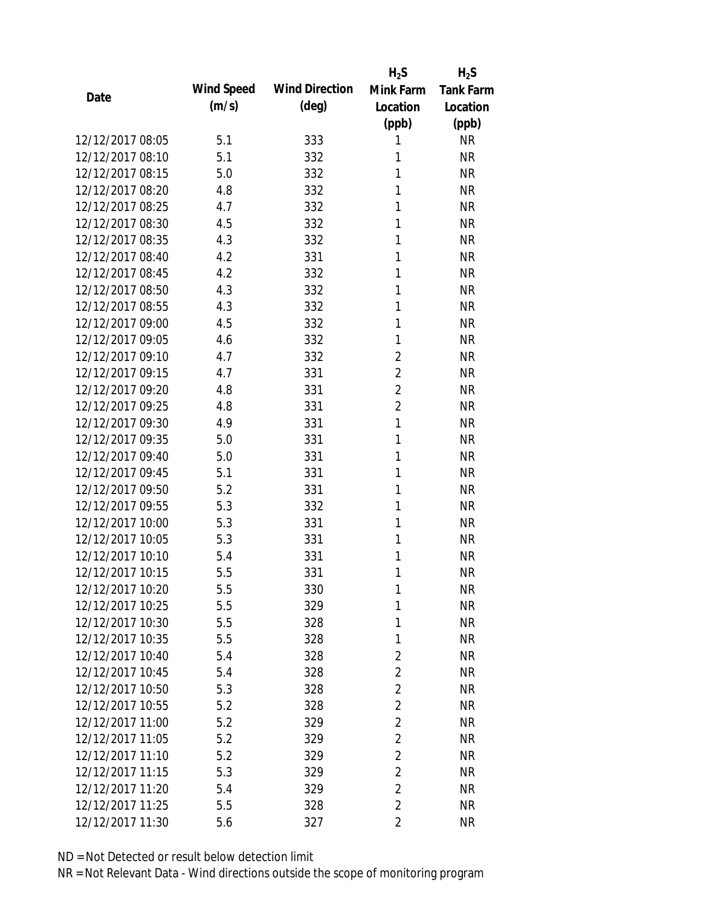| Date | Wind Speed (m/s) | Wind Direction (deg) | $H_2S$ Mink Farm Location (ppb) | $H_2S$ Tank Farm Location (ppb) |
|---|---|---|---|---|
| 12/12/2017 08:05 | 5.1 | 333 | 1 | NR |
| 12/12/2017 08:10 | 5.1 | 332 | 1 | NR |
| 12/12/2017 08:15 | 5.0 | 332 | 1 | NR |
| 12/12/2017 08:20 | 4.8 | 332 | 1 | NR |
| 12/12/2017 08:25 | 4.7 | 332 | 1 | NR |
| 12/12/2017 08:30 | 4.5 | 332 | 1 | NR |
| 12/12/2017 08:35 | 4.3 | 332 | 1 | NR |
| 12/12/2017 08:40 | 4.2 | 331 | 1 | NR |
| 12/12/2017 08:45 | 4.2 | 332 | 1 | NR |
| 12/12/2017 08:50 | 4.3 | 332 | 1 | NR |
| 12/12/2017 08:55 | 4.3 | 332 | 1 | NR |
| 12/12/2017 09:00 | 4.5 | 332 | 1 | NR |
| 12/12/2017 09:05 | 4.6 | 332 | 1 | NR |
| 12/12/2017 09:10 | 4.7 | 332 | 2 | NR |
| 12/12/2017 09:15 | 4.7 | 331 | 2 | NR |
| 12/12/2017 09:20 | 4.8 | 331 | 2 | NR |
| 12/12/2017 09:25 | 4.8 | 331 | 2 | NR |
| 12/12/2017 09:30 | 4.9 | 331 | 1 | NR |
| 12/12/2017 09:35 | 5.0 | 331 | 1 | NR |
| 12/12/2017 09:40 | 5.0 | 331 | 1 | NR |
| 12/12/2017 09:45 | 5.1 | 331 | 1 | NR |
| 12/12/2017 09:50 | 5.2 | 331 | 1 | NR |
| 12/12/2017 09:55 | 5.3 | 332 | 1 | NR |
| 12/12/2017 10:00 | 5.3 | 331 | 1 | NR |
| 12/12/2017 10:05 | 5.3 | 331 | 1 | NR |
| 12/12/2017 10:10 | 5.4 | 331 | 1 | NR |
| 12/12/2017 10:15 | 5.5 | 331 | 1 | NR |
| 12/12/2017 10:20 | 5.5 | 330 | 1 | NR |
| 12/12/2017 10:25 | 5.5 | 329 | 1 | NR |
| 12/12/2017 10:30 | 5.5 | 328 | 1 | NR |
| 12/12/2017 10:35 | 5.5 | 328 | 1 | NR |
| 12/12/2017 10:40 | 5.4 | 328 | 2 | NR |
| 12/12/2017 10:45 | 5.4 | 328 | 2 | NR |
| 12/12/2017 10:50 | 5.3 | 328 | 2 | NR |
| 12/12/2017 10:55 | 5.2 | 328 | 2 | NR |
| 12/12/2017 11:00 | 5.2 | 329 | 2 | NR |
| 12/12/2017 11:05 | 5.2 | 329 | 2 | NR |
| 12/12/2017 11:10 | 5.2 | 329 | 2 | NR |
| 12/12/2017 11:15 | 5.3 | 329 | 2 | NR |
| 12/12/2017 11:20 | 5.4 | 329 | 2 | NR |
| 12/12/2017 11:25 | 5.5 | 328 | 2 | NR |
| 12/12/2017 11:30 | 5.6 | 327 | 2 | NR |

ND = Not Detected or result below detection limit

NR = Not Relevant Data - Wind directions outside the scope of monitoring program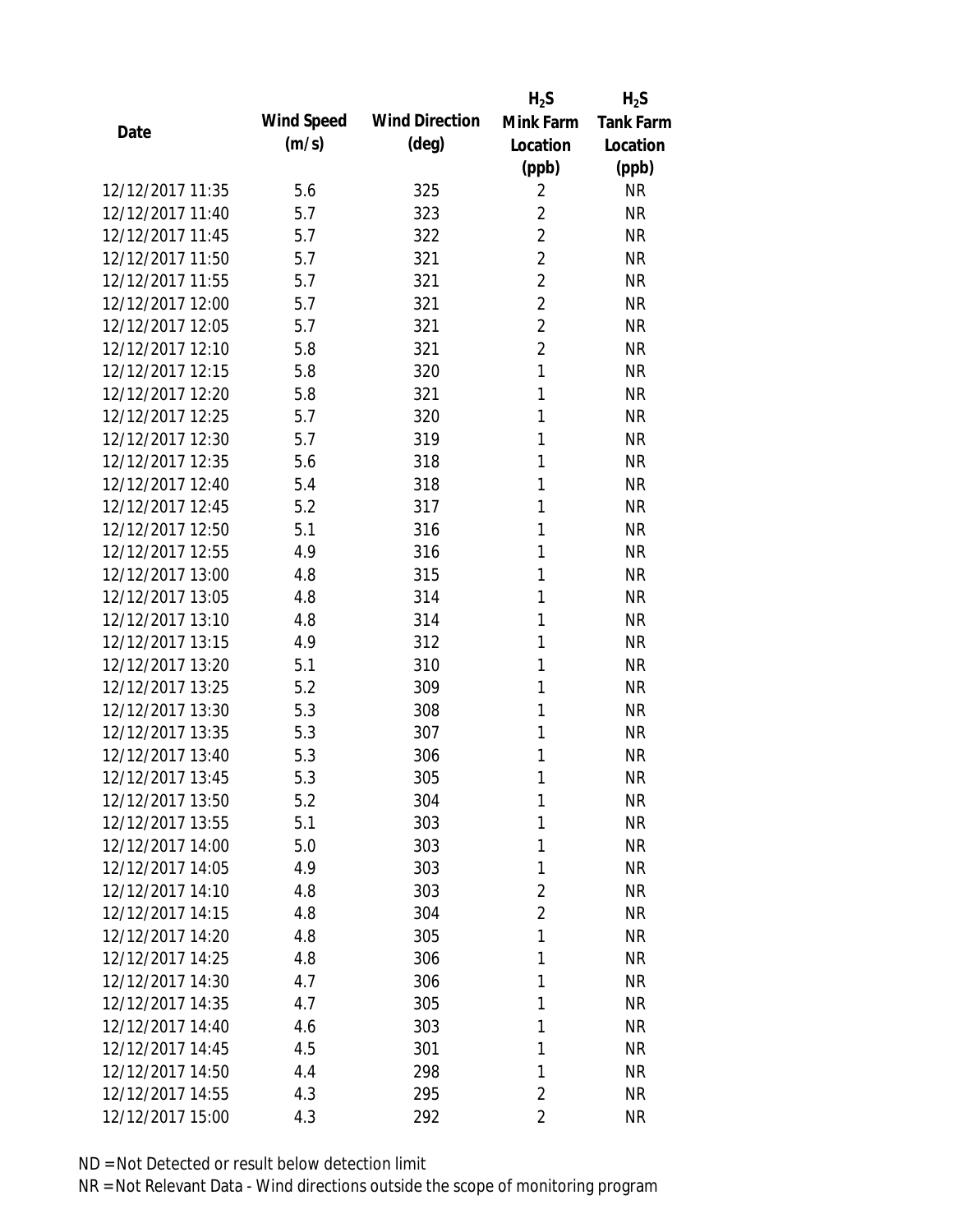| Date | Wind Speed (m/s) | Wind Direction (deg) | $H_2S$ Mink Farm Location (ppb) | $H_2S$ Tank Farm Location (ppb) |
|---|---|---|---|---|
| 12/12/2017 11:35 | 5.6 | 325 | 2 | NR |
| 12/12/2017 11:40 | 5.7 | 323 | 2 | NR |
| 12/12/2017 11:45 | 5.7 | 322 | 2 | NR |
| 12/12/2017 11:50 | 5.7 | 321 | 2 | NR |
| 12/12/2017 11:55 | 5.7 | 321 | 2 | NR |
| 12/12/2017 12:00 | 5.7 | 321 | 2 | NR |
| 12/12/2017 12:05 | 5.7 | 321 | 2 | NR |
| 12/12/2017 12:10 | 5.8 | 321 | 2 | NR |
| 12/12/2017 12:15 | 5.8 | 320 | 1 | NR |
| 12/12/2017 12:20 | 5.8 | 321 | 1 | NR |
| 12/12/2017 12:25 | 5.7 | 320 | 1 | NR |
| 12/12/2017 12:30 | 5.7 | 319 | 1 | NR |
| 12/12/2017 12:35 | 5.6 | 318 | 1 | NR |
| 12/12/2017 12:40 | 5.4 | 318 | 1 | NR |
| 12/12/2017 12:45 | 5.2 | 317 | 1 | NR |
| 12/12/2017 12:50 | 5.1 | 316 | 1 | NR |
| 12/12/2017 12:55 | 4.9 | 316 | 1 | NR |
| 12/12/2017 13:00 | 4.8 | 315 | 1 | NR |
| 12/12/2017 13:05 | 4.8 | 314 | 1 | NR |
| 12/12/2017 13:10 | 4.8 | 314 | 1 | NR |
| 12/12/2017 13:15 | 4.9 | 312 | 1 | NR |
| 12/12/2017 13:20 | 5.1 | 310 | 1 | NR |
| 12/12/2017 13:25 | 5.2 | 309 | 1 | NR |
| 12/12/2017 13:30 | 5.3 | 308 | 1 | NR |
| 12/12/2017 13:35 | 5.3 | 307 | 1 | NR |
| 12/12/2017 13:40 | 5.3 | 306 | 1 | NR |
| 12/12/2017 13:45 | 5.3 | 305 | 1 | NR |
| 12/12/2017 13:50 | 5.2 | 304 | 1 | NR |
| 12/12/2017 13:55 | 5.1 | 303 | 1 | NR |
| 12/12/2017 14:00 | 5.0 | 303 | 1 | NR |
| 12/12/2017 14:05 | 4.9 | 303 | 1 | NR |
| 12/12/2017 14:10 | 4.8 | 303 | 2 | NR |
| 12/12/2017 14:15 | 4.8 | 304 | 2 | NR |
| 12/12/2017 14:20 | 4.8 | 305 | 1 | NR |
| 12/12/2017 14:25 | 4.8 | 306 | 1 | NR |
| 12/12/2017 14:30 | 4.7 | 306 | 1 | NR |
| 12/12/2017 14:35 | 4.7 | 305 | 1 | NR |
| 12/12/2017 14:40 | 4.6 | 303 | 1 | NR |
| 12/12/2017 14:45 | 4.5 | 301 | 1 | NR |
| 12/12/2017 14:50 | 4.4 | 298 | 1 | NR |
| 12/12/2017 14:55 | 4.3 | 295 | 2 | NR |
| 12/12/2017 15:00 | 4.3 | 292 | 2 | NR |

ND = Not Detected or result below detection limit

NR = Not Relevant Data - Wind directions outside the scope of monitoring program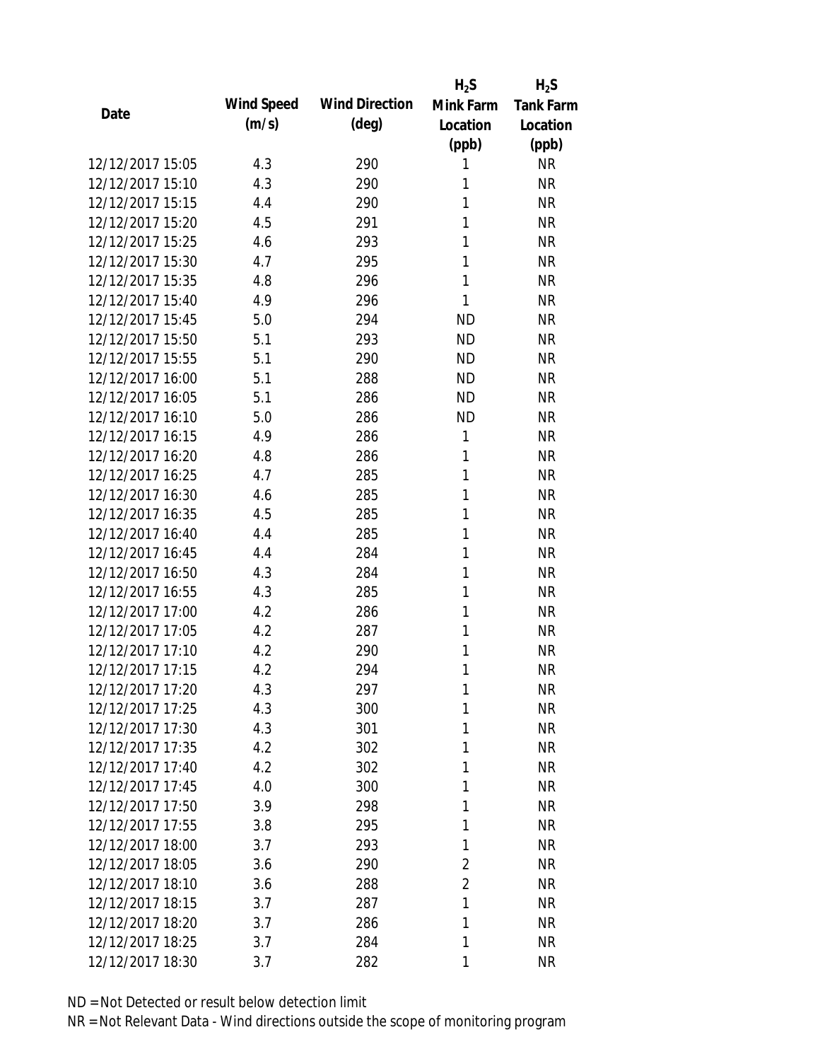| Date | Wind Speed (m/s) | Wind Direction (deg) | $H_2S$ Mink Farm Location (ppb) | $H_2S$ Tank Farm Location (ppb) |
|---|---|---|---|---|
| 12/12/2017 15:05 | 4.3 | 290 | 1 | NR |
| 12/12/2017 15:10 | 4.3 | 290 | 1 | NR |
| 12/12/2017 15:15 | 4.4 | 290 | 1 | NR |
| 12/12/2017 15:20 | 4.5 | 291 | 1 | NR |
| 12/12/2017 15:25 | 4.6 | 293 | 1 | NR |
| 12/12/2017 15:30 | 4.7 | 295 | 1 | NR |
| 12/12/2017 15:35 | 4.8 | 296 | 1 | NR |
| 12/12/2017 15:40 | 4.9 | 296 | 1 | NR |
| 12/12/2017 15:45 | 5.0 | 294 | ND | NR |
| 12/12/2017 15:50 | 5.1 | 293 | ND | NR |
| 12/12/2017 15:55 | 5.1 | 290 | ND | NR |
| 12/12/2017 16:00 | 5.1 | 288 | ND | NR |
| 12/12/2017 16:05 | 5.1 | 286 | ND | NR |
| 12/12/2017 16:10 | 5.0 | 286 | ND | NR |
| 12/12/2017 16:15 | 4.9 | 286 | 1 | NR |
| 12/12/2017 16:20 | 4.8 | 286 | 1 | NR |
| 12/12/2017 16:25 | 4.7 | 285 | 1 | NR |
| 12/12/2017 16:30 | 4.6 | 285 | 1 | NR |
| 12/12/2017 16:35 | 4.5 | 285 | 1 | NR |
| 12/12/2017 16:40 | 4.4 | 285 | 1 | NR |
| 12/12/2017 16:45 | 4.4 | 284 | 1 | NR |
| 12/12/2017 16:50 | 4.3 | 284 | 1 | NR |
| 12/12/2017 16:55 | 4.3 | 285 | 1 | NR |
| 12/12/2017 17:00 | 4.2 | 286 | 1 | NR |
| 12/12/2017 17:05 | 4.2 | 287 | 1 | NR |
| 12/12/2017 17:10 | 4.2 | 290 | 1 | NR |
| 12/12/2017 17:15 | 4.2 | 294 | 1 | NR |
| 12/12/2017 17:20 | 4.3 | 297 | 1 | NR |
| 12/12/2017 17:25 | 4.3 | 300 | 1 | NR |
| 12/12/2017 17:30 | 4.3 | 301 | 1 | NR |
| 12/12/2017 17:35 | 4.2 | 302 | 1 | NR |
| 12/12/2017 17:40 | 4.2 | 302 | 1 | NR |
| 12/12/2017 17:45 | 4.0 | 300 | 1 | NR |
| 12/12/2017 17:50 | 3.9 | 298 | 1 | NR |
| 12/12/2017 17:55 | 3.8 | 295 | 1 | NR |
| 12/12/2017 18:00 | 3.7 | 293 | 1 | NR |
| 12/12/2017 18:05 | 3.6 | 290 | 2 | NR |
| 12/12/2017 18:10 | 3.6 | 288 | 2 | NR |
| 12/12/2017 18:15 | 3.7 | 287 | 1 | NR |
| 12/12/2017 18:20 | 3.7 | 286 | 1 | NR |
| 12/12/2017 18:25 | 3.7 | 284 | 1 | NR |
| 12/12/2017 18:30 | 3.7 | 282 | 1 | NR |

ND = Not Detected or result below detection limit

NR = Not Relevant Data - Wind directions outside the scope of monitoring program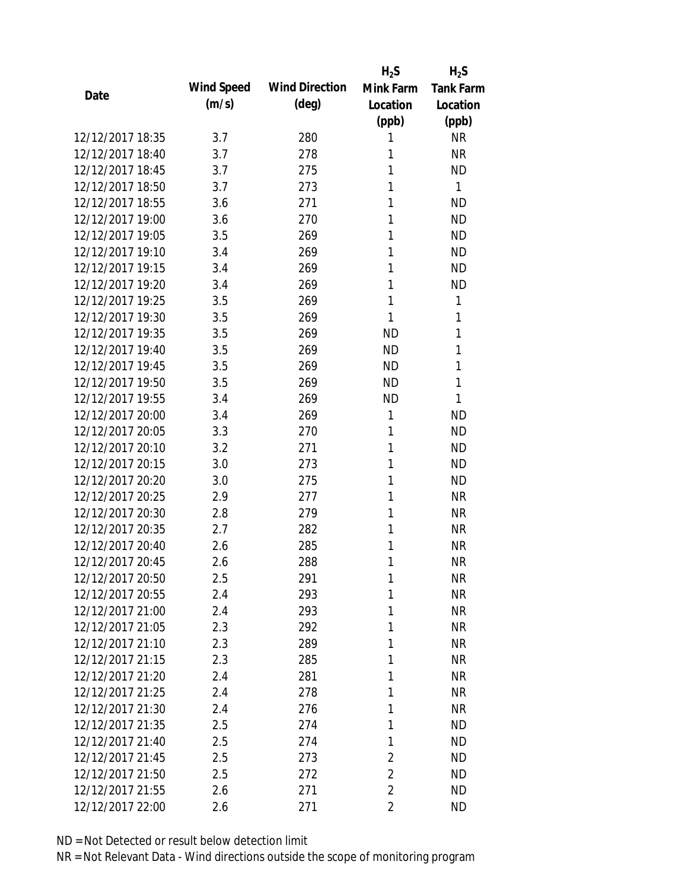| Date | Wind Speed (m/s) | Wind Direction (deg) | $H_2S$ Mink Farm Location (ppb) | $H_2S$ Tank Farm Location (ppb) |
|---|---|---|---|---|
| 12/12/2017 18:35 | 3.7 | 280 | 1 | NR |
| 12/12/2017 18:40 | 3.7 | 278 | 1 | NR |
| 12/12/2017 18:45 | 3.7 | 275 | 1 | ND |
| 12/12/2017 18:50 | 3.7 | 273 | 1 | 1 |
| 12/12/2017 18:55 | 3.6 | 271 | 1 | ND |
| 12/12/2017 19:00 | 3.6 | 270 | 1 | ND |
| 12/12/2017 19:05 | 3.5 | 269 | 1 | ND |
| 12/12/2017 19:10 | 3.4 | 269 | 1 | ND |
| 12/12/2017 19:15 | 3.4 | 269 | 1 | ND |
| 12/12/2017 19:20 | 3.4 | 269 | 1 | ND |
| 12/12/2017 19:25 | 3.5 | 269 | 1 | 1 |
| 12/12/2017 19:30 | 3.5 | 269 | 1 | 1 |
| 12/12/2017 19:35 | 3.5 | 269 | ND | 1 |
| 12/12/2017 19:40 | 3.5 | 269 | ND | 1 |
| 12/12/2017 19:45 | 3.5 | 269 | ND | 1 |
| 12/12/2017 19:50 | 3.5 | 269 | ND | 1 |
| 12/12/2017 19:55 | 3.4 | 269 | ND | 1 |
| 12/12/2017 20:00 | 3.4 | 269 | 1 | ND |
| 12/12/2017 20:05 | 3.3 | 270 | 1 | ND |
| 12/12/2017 20:10 | 3.2 | 271 | 1 | ND |
| 12/12/2017 20:15 | 3.0 | 273 | 1 | ND |
| 12/12/2017 20:20 | 3.0 | 275 | 1 | ND |
| 12/12/2017 20:25 | 2.9 | 277 | 1 | NR |
| 12/12/2017 20:30 | 2.8 | 279 | 1 | NR |
| 12/12/2017 20:35 | 2.7 | 282 | 1 | NR |
| 12/12/2017 20:40 | 2.6 | 285 | 1 | NR |
| 12/12/2017 20:45 | 2.6 | 288 | 1 | NR |
| 12/12/2017 20:50 | 2.5 | 291 | 1 | NR |
| 12/12/2017 20:55 | 2.4 | 293 | 1 | NR |
| 12/12/2017 21:00 | 2.4 | 293 | 1 | NR |
| 12/12/2017 21:05 | 2.3 | 292 | 1 | NR |
| 12/12/2017 21:10 | 2.3 | 289 | 1 | NR |
| 12/12/2017 21:15 | 2.3 | 285 | 1 | NR |
| 12/12/2017 21:20 | 2.4 | 281 | 1 | NR |
| 12/12/2017 21:25 | 2.4 | 278 | 1 | NR |
| 12/12/2017 21:30 | 2.4 | 276 | 1 | NR |
| 12/12/2017 21:35 | 2.5 | 274 | 1 | ND |
| 12/12/2017 21:40 | 2.5 | 274 | 1 | ND |
| 12/12/2017 21:45 | 2.5 | 273 | 2 | ND |
| 12/12/2017 21:50 | 2.5 | 272 | 2 | ND |
| 12/12/2017 21:55 | 2.6 | 271 | 2 | ND |
| 12/12/2017 22:00 | 2.6 | 271 | 2 | ND |

ND = Not Detected or result below detection limit

NR = Not Relevant Data - Wind directions outside the scope of monitoring program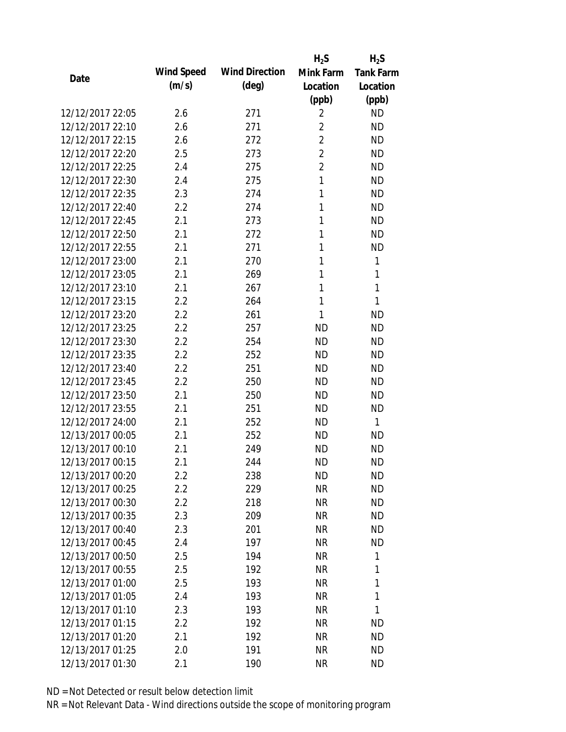| Date | Wind Speed (m/s) | Wind Direction (deg) | $H_2S$ Mink Farm Location (ppb) | $H_2S$ Tank Farm Location (ppb) |
|---|---|---|---|---|
| 12/12/2017 22:05 | 2.6 | 271 | 2 | ND |
| 12/12/2017 22:10 | 2.6 | 271 | 2 | ND |
| 12/12/2017 22:15 | 2.6 | 272 | 2 | ND |
| 12/12/2017 22:20 | 2.5 | 273 | 2 | ND |
| 12/12/2017 22:25 | 2.4 | 275 | 2 | ND |
| 12/12/2017 22:30 | 2.4 | 275 | 1 | ND |
| 12/12/2017 22:35 | 2.3 | 274 | 1 | ND |
| 12/12/2017 22:40 | 2.2 | 274 | 1 | ND |
| 12/12/2017 22:45 | 2.1 | 273 | 1 | ND |
| 12/12/2017 22:50 | 2.1 | 272 | 1 | ND |
| 12/12/2017 22:55 | 2.1 | 271 | 1 | ND |
| 12/12/2017 23:00 | 2.1 | 270 | 1 | 1 |
| 12/12/2017 23:05 | 2.1 | 269 | 1 | 1 |
| 12/12/2017 23:10 | 2.1 | 267 | 1 | 1 |
| 12/12/2017 23:15 | 2.2 | 264 | 1 | 1 |
| 12/12/2017 23:20 | 2.2 | 261 | 1 | ND |
| 12/12/2017 23:25 | 2.2 | 257 | ND | ND |
| 12/12/2017 23:30 | 2.2 | 254 | ND | ND |
| 12/12/2017 23:35 | 2.2 | 252 | ND | ND |
| 12/12/2017 23:40 | 2.2 | 251 | ND | ND |
| 12/12/2017 23:45 | 2.2 | 250 | ND | ND |
| 12/12/2017 23:50 | 2.1 | 250 | ND | ND |
| 12/12/2017 23:55 | 2.1 | 251 | ND | ND |
| 12/12/2017 24:00 | 2.1 | 252 | ND | 1 |
| 12/13/2017 00:05 | 2.1 | 252 | ND | ND |
| 12/13/2017 00:10 | 2.1 | 249 | ND | ND |
| 12/13/2017 00:15 | 2.1 | 244 | ND | ND |
| 12/13/2017 00:20 | 2.2 | 238 | ND | ND |
| 12/13/2017 00:25 | 2.2 | 229 | NR | ND |
| 12/13/2017 00:30 | 2.2 | 218 | NR | ND |
| 12/13/2017 00:35 | 2.3 | 209 | NR | ND |
| 12/13/2017 00:40 | 2.3 | 201 | NR | ND |
| 12/13/2017 00:45 | 2.4 | 197 | NR | ND |
| 12/13/2017 00:50 | 2.5 | 194 | NR | 1 |
| 12/13/2017 00:55 | 2.5 | 192 | NR | 1 |
| 12/13/2017 01:00 | 2.5 | 193 | NR | 1 |
| 12/13/2017 01:05 | 2.4 | 193 | NR | 1 |
| 12/13/2017 01:10 | 2.3 | 193 | NR | 1 |
| 12/13/2017 01:15 | 2.2 | 192 | NR | ND |
| 12/13/2017 01:20 | 2.1 | 192 | NR | ND |
| 12/13/2017 01:25 | 2.0 | 191 | NR | ND |
| 12/13/2017 01:30 | 2.1 | 190 | NR | ND |

ND = Not Detected or result below detection limit

NR = Not Relevant Data - Wind directions outside the scope of monitoring program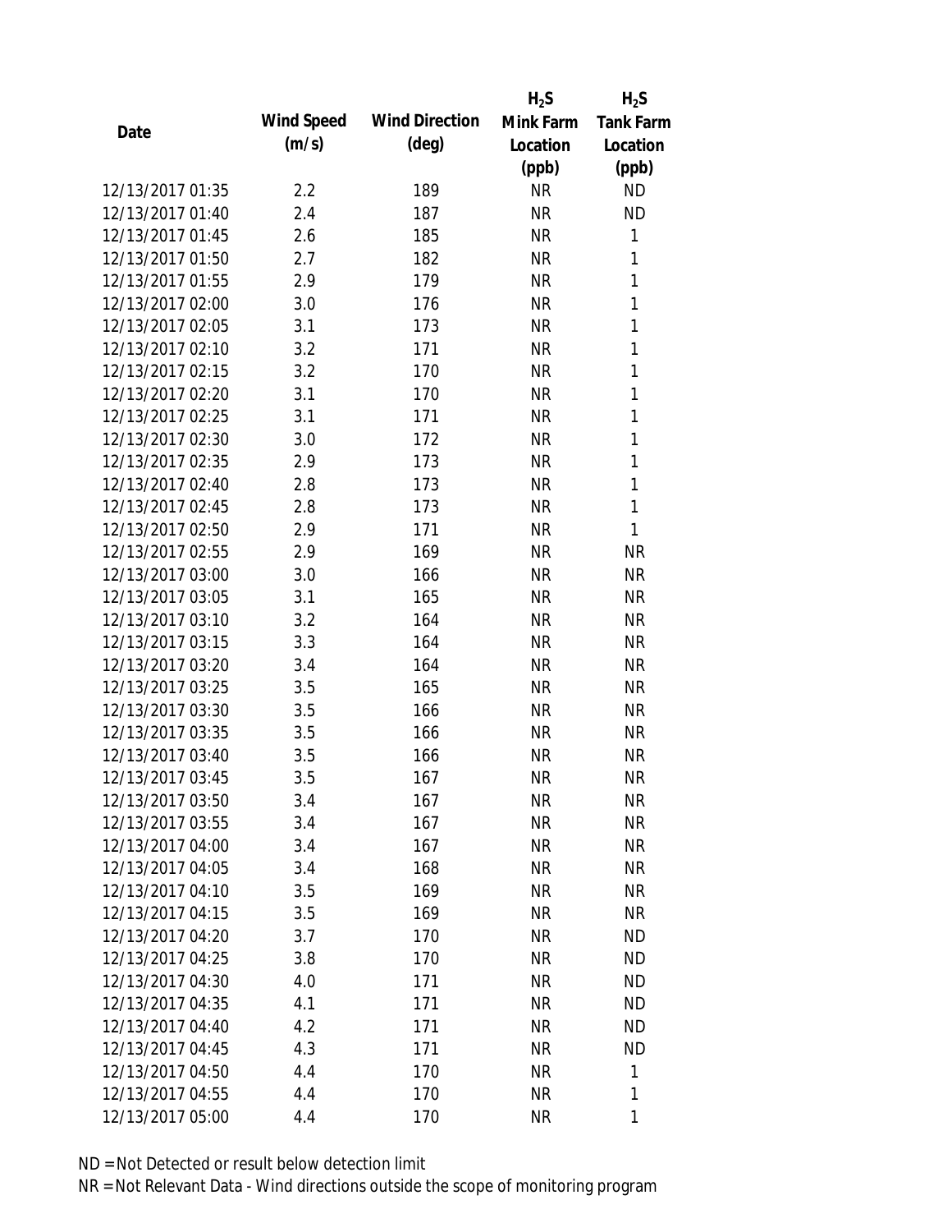| Date | Wind Speed (m/s) | Wind Direction (deg) | $H_2S$ Mink Farm Location (ppb) | $H_2S$ Tank Farm Location (ppb) |
|---|---|---|---|---|
| 12/13/2017 01:35 | 2.2 | 189 | NR | ND |
| 12/13/2017 01:40 | 2.4 | 187 | NR | ND |
| 12/13/2017 01:45 | 2.6 | 185 | NR | 1 |
| 12/13/2017 01:50 | 2.7 | 182 | NR | 1 |
| 12/13/2017 01:55 | 2.9 | 179 | NR | 1 |
| 12/13/2017 02:00 | 3.0 | 176 | NR | 1 |
| 12/13/2017 02:05 | 3.1 | 173 | NR | 1 |
| 12/13/2017 02:10 | 3.2 | 171 | NR | 1 |
| 12/13/2017 02:15 | 3.2 | 170 | NR | 1 |
| 12/13/2017 02:20 | 3.1 | 170 | NR | 1 |
| 12/13/2017 02:25 | 3.1 | 171 | NR | 1 |
| 12/13/2017 02:30 | 3.0 | 172 | NR | 1 |
| 12/13/2017 02:35 | 2.9 | 173 | NR | 1 |
| 12/13/2017 02:40 | 2.8 | 173 | NR | 1 |
| 12/13/2017 02:45 | 2.8 | 173 | NR | 1 |
| 12/13/2017 02:50 | 2.9 | 171 | NR | 1 |
| 12/13/2017 02:55 | 2.9 | 169 | NR | NR |
| 12/13/2017 03:00 | 3.0 | 166 | NR | NR |
| 12/13/2017 03:05 | 3.1 | 165 | NR | NR |
| 12/13/2017 03:10 | 3.2 | 164 | NR | NR |
| 12/13/2017 03:15 | 3.3 | 164 | NR | NR |
| 12/13/2017 03:20 | 3.4 | 164 | NR | NR |
| 12/13/2017 03:25 | 3.5 | 165 | NR | NR |
| 12/13/2017 03:30 | 3.5 | 166 | NR | NR |
| 12/13/2017 03:35 | 3.5 | 166 | NR | NR |
| 12/13/2017 03:40 | 3.5 | 166 | NR | NR |
| 12/13/2017 03:45 | 3.5 | 167 | NR | NR |
| 12/13/2017 03:50 | 3.4 | 167 | NR | NR |
| 12/13/2017 03:55 | 3.4 | 167 | NR | NR |
| 12/13/2017 04:00 | 3.4 | 167 | NR | NR |
| 12/13/2017 04:05 | 3.4 | 168 | NR | NR |
| 12/13/2017 04:10 | 3.5 | 169 | NR | NR |
| 12/13/2017 04:15 | 3.5 | 169 | NR | NR |
| 12/13/2017 04:20 | 3.7 | 170 | NR | ND |
| 12/13/2017 04:25 | 3.8 | 170 | NR | ND |
| 12/13/2017 04:30 | 4.0 | 171 | NR | ND |
| 12/13/2017 04:35 | 4.1 | 171 | NR | ND |
| 12/13/2017 04:40 | 4.2 | 171 | NR | ND |
| 12/13/2017 04:45 | 4.3 | 171 | NR | ND |
| 12/13/2017 04:50 | 4.4 | 170 | NR | 1 |
| 12/13/2017 04:55 | 4.4 | 170 | NR | 1 |
| 12/13/2017 05:00 | 4.4 | 170 | NR | 1 |

ND = Not Detected or result below detection limit

NR = Not Relevant Data - Wind directions outside the scope of monitoring program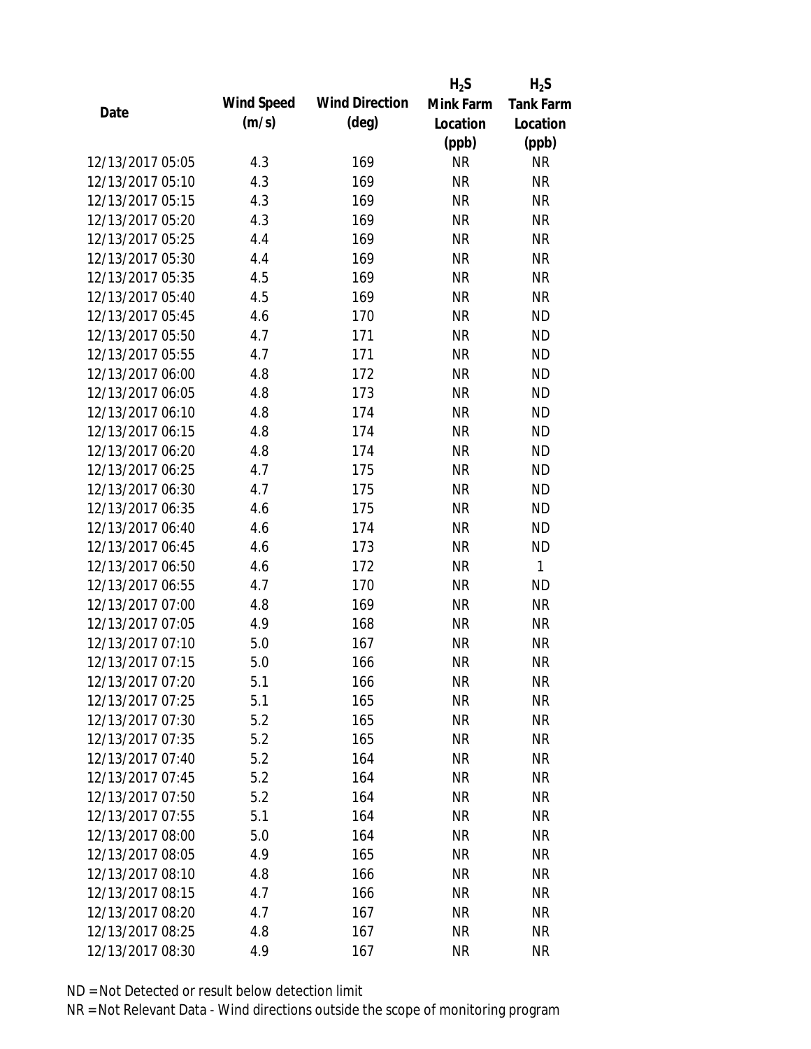| Date | Wind Speed (m/s) | Wind Direction (deg) | $H_2S$ Mink Farm Location (ppb) | $H_2S$ Tank Farm Location (ppb) |
|---|---|---|---|---|
| 12/13/2017 05:05 | 4.3 | 169 | NR | NR |
| 12/13/2017 05:10 | 4.3 | 169 | NR | NR |
| 12/13/2017 05:15 | 4.3 | 169 | NR | NR |
| 12/13/2017 05:20 | 4.3 | 169 | NR | NR |
| 12/13/2017 05:25 | 4.4 | 169 | NR | NR |
| 12/13/2017 05:30 | 4.4 | 169 | NR | NR |
| 12/13/2017 05:35 | 4.5 | 169 | NR | NR |
| 12/13/2017 05:40 | 4.5 | 169 | NR | NR |
| 12/13/2017 05:45 | 4.6 | 170 | NR | ND |
| 12/13/2017 05:50 | 4.7 | 171 | NR | ND |
| 12/13/2017 05:55 | 4.7 | 171 | NR | ND |
| 12/13/2017 06:00 | 4.8 | 172 | NR | ND |
| 12/13/2017 06:05 | 4.8 | 173 | NR | ND |
| 12/13/2017 06:10 | 4.8 | 174 | NR | ND |
| 12/13/2017 06:15 | 4.8 | 174 | NR | ND |
| 12/13/2017 06:20 | 4.8 | 174 | NR | ND |
| 12/13/2017 06:25 | 4.7 | 175 | NR | ND |
| 12/13/2017 06:30 | 4.7 | 175 | NR | ND |
| 12/13/2017 06:35 | 4.6 | 175 | NR | ND |
| 12/13/2017 06:40 | 4.6 | 174 | NR | ND |
| 12/13/2017 06:45 | 4.6 | 173 | NR | ND |
| 12/13/2017 06:50 | 4.6 | 172 | NR | 1 |
| 12/13/2017 06:55 | 4.7 | 170 | NR | ND |
| 12/13/2017 07:00 | 4.8 | 169 | NR | NR |
| 12/13/2017 07:05 | 4.9 | 168 | NR | NR |
| 12/13/2017 07:10 | 5.0 | 167 | NR | NR |
| 12/13/2017 07:15 | 5.0 | 166 | NR | NR |
| 12/13/2017 07:20 | 5.1 | 166 | NR | NR |
| 12/13/2017 07:25 | 5.1 | 165 | NR | NR |
| 12/13/2017 07:30 | 5.2 | 165 | NR | NR |
| 12/13/2017 07:35 | 5.2 | 165 | NR | NR |
| 12/13/2017 07:40 | 5.2 | 164 | NR | NR |
| 12/13/2017 07:45 | 5.2 | 164 | NR | NR |
| 12/13/2017 07:50 | 5.2 | 164 | NR | NR |
| 12/13/2017 07:55 | 5.1 | 164 | NR | NR |
| 12/13/2017 08:00 | 5.0 | 164 | NR | NR |
| 12/13/2017 08:05 | 4.9 | 165 | NR | NR |
| 12/13/2017 08:10 | 4.8 | 166 | NR | NR |
| 12/13/2017 08:15 | 4.7 | 166 | NR | NR |
| 12/13/2017 08:20 | 4.7 | 167 | NR | NR |
| 12/13/2017 08:25 | 4.8 | 167 | NR | NR |
| 12/13/2017 08:30 | 4.9 | 167 | NR | NR |

ND = Not Detected or result below detection limit

NR = Not Relevant Data - Wind directions outside the scope of monitoring program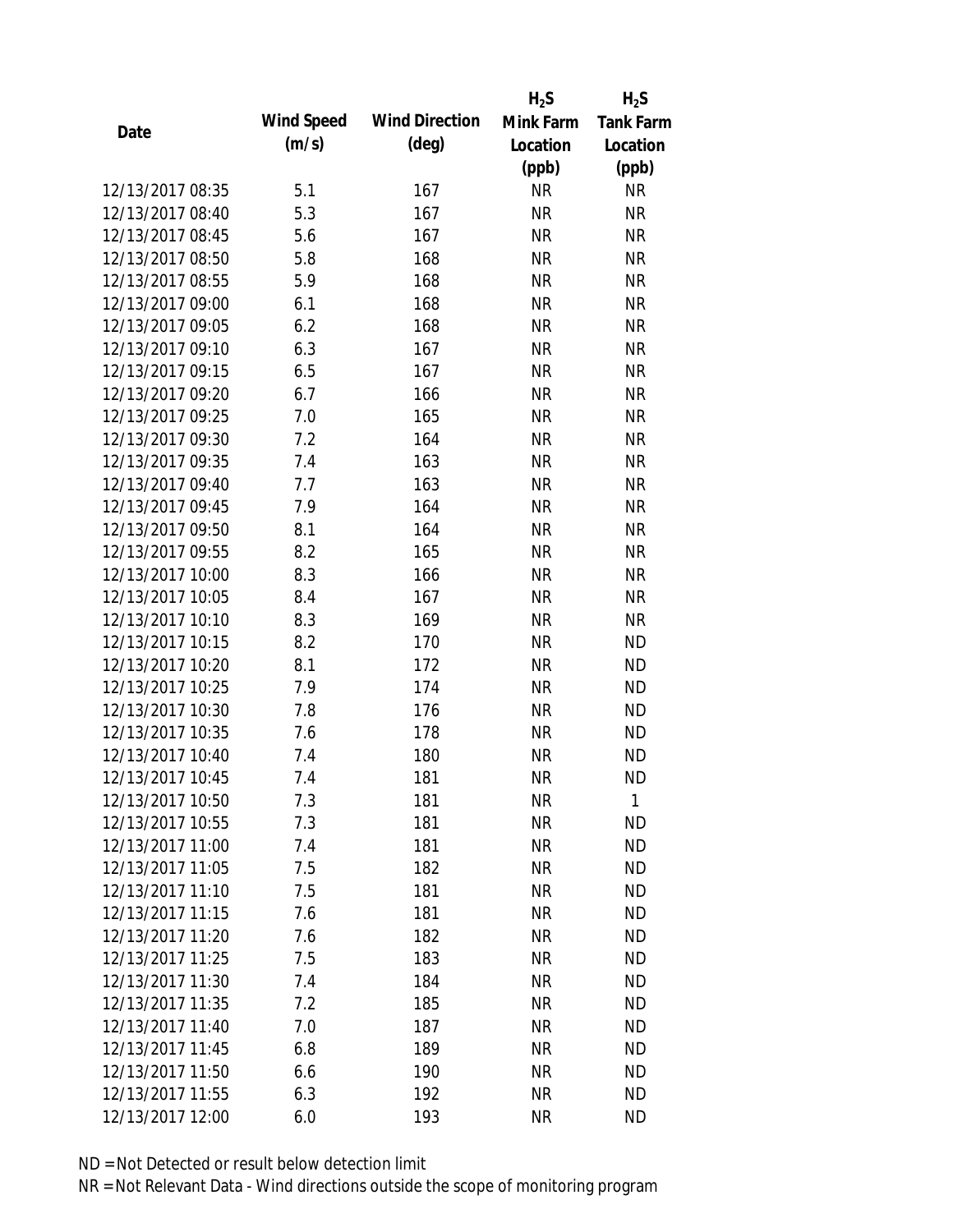| Date | Wind Speed (m/s) | Wind Direction (deg) | $H_2S$ Mink Farm Location (ppb) | $H_2S$ Tank Farm Location (ppb) |
|---|---|---|---|---|
| 12/13/2017 08:35 | 5.1 | 167 | NR | NR |
| 12/13/2017 08:40 | 5.3 | 167 | NR | NR |
| 12/13/2017 08:45 | 5.6 | 167 | NR | NR |
| 12/13/2017 08:50 | 5.8 | 168 | NR | NR |
| 12/13/2017 08:55 | 5.9 | 168 | NR | NR |
| 12/13/2017 09:00 | 6.1 | 168 | NR | NR |
| 12/13/2017 09:05 | 6.2 | 168 | NR | NR |
| 12/13/2017 09:10 | 6.3 | 167 | NR | NR |
| 12/13/2017 09:15 | 6.5 | 167 | NR | NR |
| 12/13/2017 09:20 | 6.7 | 166 | NR | NR |
| 12/13/2017 09:25 | 7.0 | 165 | NR | NR |
| 12/13/2017 09:30 | 7.2 | 164 | NR | NR |
| 12/13/2017 09:35 | 7.4 | 163 | NR | NR |
| 12/13/2017 09:40 | 7.7 | 163 | NR | NR |
| 12/13/2017 09:45 | 7.9 | 164 | NR | NR |
| 12/13/2017 09:50 | 8.1 | 164 | NR | NR |
| 12/13/2017 09:55 | 8.2 | 165 | NR | NR |
| 12/13/2017 10:00 | 8.3 | 166 | NR | NR |
| 12/13/2017 10:05 | 8.4 | 167 | NR | NR |
| 12/13/2017 10:10 | 8.3 | 169 | NR | NR |
| 12/13/2017 10:15 | 8.2 | 170 | NR | ND |
| 12/13/2017 10:20 | 8.1 | 172 | NR | ND |
| 12/13/2017 10:25 | 7.9 | 174 | NR | ND |
| 12/13/2017 10:30 | 7.8 | 176 | NR | ND |
| 12/13/2017 10:35 | 7.6 | 178 | NR | ND |
| 12/13/2017 10:40 | 7.4 | 180 | NR | ND |
| 12/13/2017 10:45 | 7.4 | 181 | NR | ND |
| 12/13/2017 10:50 | 7.3 | 181 | NR | 1 |
| 12/13/2017 10:55 | 7.3 | 181 | NR | ND |
| 12/13/2017 11:00 | 7.4 | 181 | NR | ND |
| 12/13/2017 11:05 | 7.5 | 182 | NR | ND |
| 12/13/2017 11:10 | 7.5 | 181 | NR | ND |
| 12/13/2017 11:15 | 7.6 | 181 | NR | ND |
| 12/13/2017 11:20 | 7.6 | 182 | NR | ND |
| 12/13/2017 11:25 | 7.5 | 183 | NR | ND |
| 12/13/2017 11:30 | 7.4 | 184 | NR | ND |
| 12/13/2017 11:35 | 7.2 | 185 | NR | ND |
| 12/13/2017 11:40 | 7.0 | 187 | NR | ND |
| 12/13/2017 11:45 | 6.8 | 189 | NR | ND |
| 12/13/2017 11:50 | 6.6 | 190 | NR | ND |
| 12/13/2017 11:55 | 6.3 | 192 | NR | ND |
| 12/13/2017 12:00 | 6.0 | 193 | NR | ND |

ND = Not Detected or result below detection limit

NR = Not Relevant Data - Wind directions outside the scope of monitoring program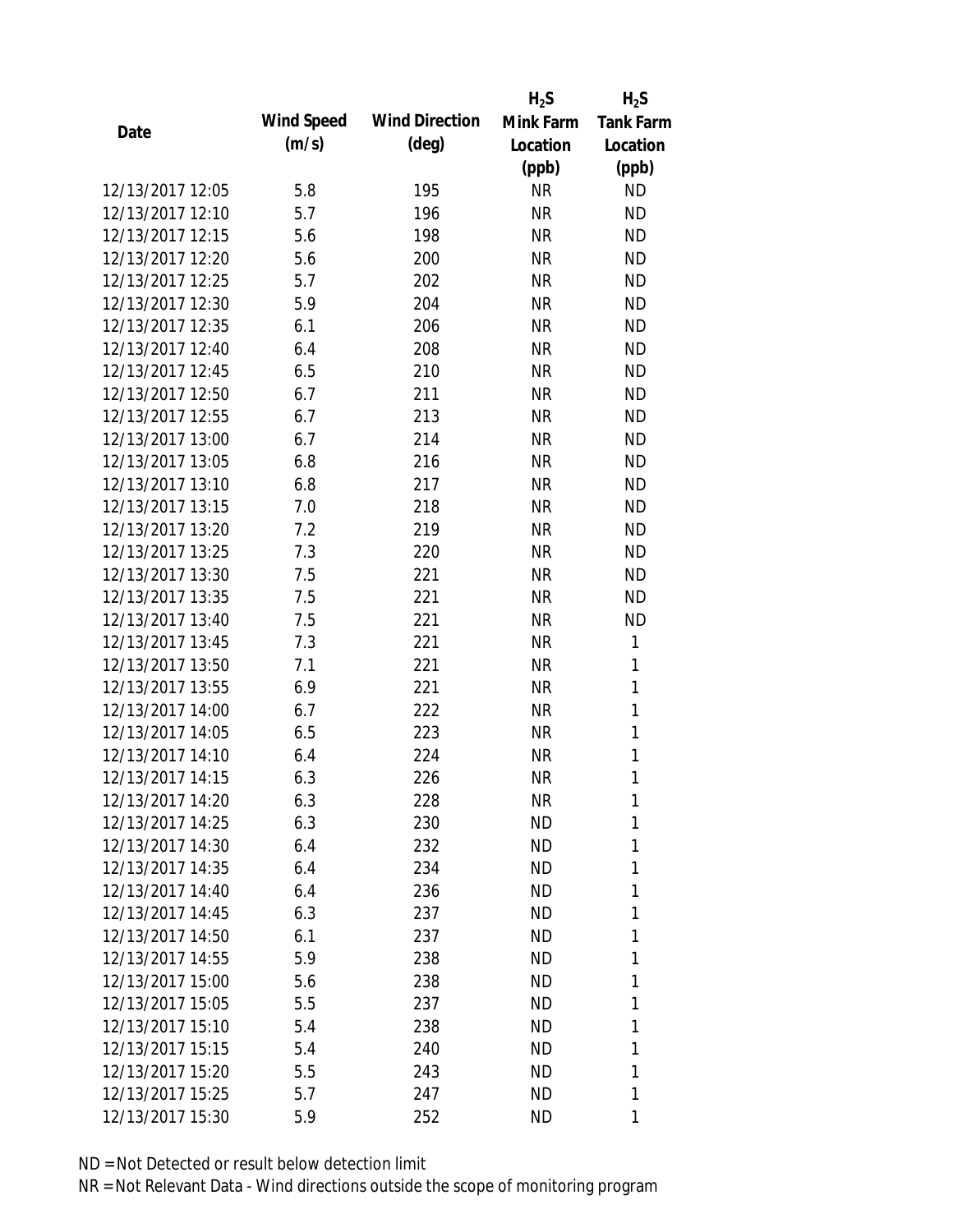| Date | Wind Speed (m/s) | Wind Direction (deg) | $H_2S$ Mink Farm Location (ppb) | $H_2S$ Tank Farm Location (ppb) |
|---|---|---|---|---|
| 12/13/2017 12:05 | 5.8 | 195 | NR | ND |
| 12/13/2017 12:10 | 5.7 | 196 | NR | ND |
| 12/13/2017 12:15 | 5.6 | 198 | NR | ND |
| 12/13/2017 12:20 | 5.6 | 200 | NR | ND |
| 12/13/2017 12:25 | 5.7 | 202 | NR | ND |
| 12/13/2017 12:30 | 5.9 | 204 | NR | ND |
| 12/13/2017 12:35 | 6.1 | 206 | NR | ND |
| 12/13/2017 12:40 | 6.4 | 208 | NR | ND |
| 12/13/2017 12:45 | 6.5 | 210 | NR | ND |
| 12/13/2017 12:50 | 6.7 | 211 | NR | ND |
| 12/13/2017 12:55 | 6.7 | 213 | NR | ND |
| 12/13/2017 13:00 | 6.7 | 214 | NR | ND |
| 12/13/2017 13:05 | 6.8 | 216 | NR | ND |
| 12/13/2017 13:10 | 6.8 | 217 | NR | ND |
| 12/13/2017 13:15 | 7.0 | 218 | NR | ND |
| 12/13/2017 13:20 | 7.2 | 219 | NR | ND |
| 12/13/2017 13:25 | 7.3 | 220 | NR | ND |
| 12/13/2017 13:30 | 7.5 | 221 | NR | ND |
| 12/13/2017 13:35 | 7.5 | 221 | NR | ND |
| 12/13/2017 13:40 | 7.5 | 221 | NR | ND |
| 12/13/2017 13:45 | 7.3 | 221 | NR | 1 |
| 12/13/2017 13:50 | 7.1 | 221 | NR | 1 |
| 12/13/2017 13:55 | 6.9 | 221 | NR | 1 |
| 12/13/2017 14:00 | 6.7 | 222 | NR | 1 |
| 12/13/2017 14:05 | 6.5 | 223 | NR | 1 |
| 12/13/2017 14:10 | 6.4 | 224 | NR | 1 |
| 12/13/2017 14:15 | 6.3 | 226 | NR | 1 |
| 12/13/2017 14:20 | 6.3 | 228 | NR | 1 |
| 12/13/2017 14:25 | 6.3 | 230 | ND | 1 |
| 12/13/2017 14:30 | 6.4 | 232 | ND | 1 |
| 12/13/2017 14:35 | 6.4 | 234 | ND | 1 |
| 12/13/2017 14:40 | 6.4 | 236 | ND | 1 |
| 12/13/2017 14:45 | 6.3 | 237 | ND | 1 |
| 12/13/2017 14:50 | 6.1 | 237 | ND | 1 |
| 12/13/2017 14:55 | 5.9 | 238 | ND | 1 |
| 12/13/2017 15:00 | 5.6 | 238 | ND | 1 |
| 12/13/2017 15:05 | 5.5 | 237 | ND | 1 |
| 12/13/2017 15:10 | 5.4 | 238 | ND | 1 |
| 12/13/2017 15:15 | 5.4 | 240 | ND | 1 |
| 12/13/2017 15:20 | 5.5 | 243 | ND | 1 |
| 12/13/2017 15:25 | 5.7 | 247 | ND | 1 |
| 12/13/2017 15:30 | 5.9 | 252 | ND | 1 |

ND = Not Detected or result below detection limit

NR = Not Relevant Data - Wind directions outside the scope of monitoring program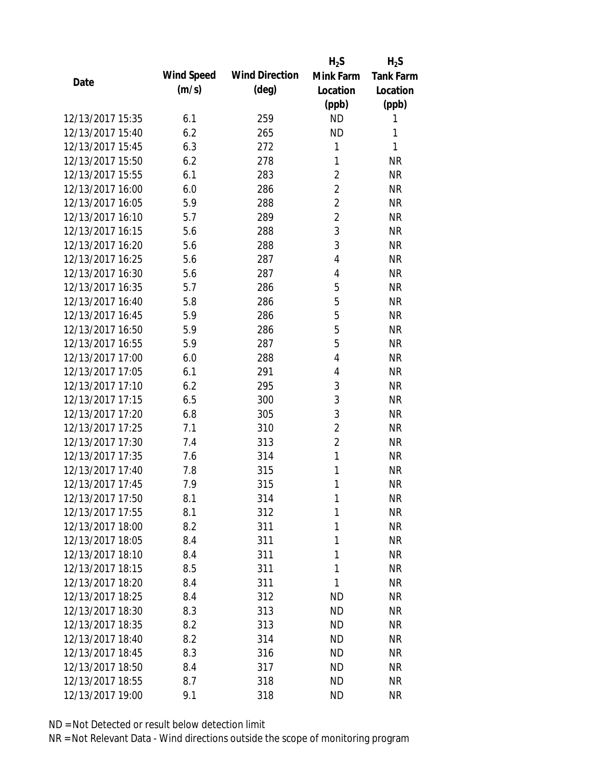| Date | Wind Speed (m/s) | Wind Direction (deg) | $H_2S$ Mink Farm Location (ppb) | $H_2S$ Tank Farm Location (ppb) |
|---|---|---|---|---|
| 12/13/2017 15:35 | 6.1 | 259 | ND | 1 |
| 12/13/2017 15:40 | 6.2 | 265 | ND | 1 |
| 12/13/2017 15:45 | 6.3 | 272 | 1 | 1 |
| 12/13/2017 15:50 | 6.2 | 278 | 1 | NR |
| 12/13/2017 15:55 | 6.1 | 283 | 2 | NR |
| 12/13/2017 16:00 | 6.0 | 286 | 2 | NR |
| 12/13/2017 16:05 | 5.9 | 288 | 2 | NR |
| 12/13/2017 16:10 | 5.7 | 289 | 2 | NR |
| 12/13/2017 16:15 | 5.6 | 288 | 3 | NR |
| 12/13/2017 16:20 | 5.6 | 288 | 3 | NR |
| 12/13/2017 16:25 | 5.6 | 287 | 4 | NR |
| 12/13/2017 16:30 | 5.6 | 287 | 4 | NR |
| 12/13/2017 16:35 | 5.7 | 286 | 5 | NR |
| 12/13/2017 16:40 | 5.8 | 286 | 5 | NR |
| 12/13/2017 16:45 | 5.9 | 286 | 5 | NR |
| 12/13/2017 16:50 | 5.9 | 286 | 5 | NR |
| 12/13/2017 16:55 | 5.9 | 287 | 5 | NR |
| 12/13/2017 17:00 | 6.0 | 288 | 4 | NR |
| 12/13/2017 17:05 | 6.1 | 291 | 4 | NR |
| 12/13/2017 17:10 | 6.2 | 295 | 3 | NR |
| 12/13/2017 17:15 | 6.5 | 300 | 3 | NR |
| 12/13/2017 17:20 | 6.8 | 305 | 3 | NR |
| 12/13/2017 17:25 | 7.1 | 310 | 2 | NR |
| 12/13/2017 17:30 | 7.4 | 313 | 2 | NR |
| 12/13/2017 17:35 | 7.6 | 314 | 1 | NR |
| 12/13/2017 17:40 | 7.8 | 315 | 1 | NR |
| 12/13/2017 17:45 | 7.9 | 315 | 1 | NR |
| 12/13/2017 17:50 | 8.1 | 314 | 1 | NR |
| 12/13/2017 17:55 | 8.1 | 312 | 1 | NR |
| 12/13/2017 18:00 | 8.2 | 311 | 1 | NR |
| 12/13/2017 18:05 | 8.4 | 311 | 1 | NR |
| 12/13/2017 18:10 | 8.4 | 311 | 1 | NR |
| 12/13/2017 18:15 | 8.5 | 311 | 1 | NR |
| 12/13/2017 18:20 | 8.4 | 311 | 1 | NR |
| 12/13/2017 18:25 | 8.4 | 312 | ND | NR |
| 12/13/2017 18:30 | 8.3 | 313 | ND | NR |
| 12/13/2017 18:35 | 8.2 | 313 | ND | NR |
| 12/13/2017 18:40 | 8.2 | 314 | ND | NR |
| 12/13/2017 18:45 | 8.3 | 316 | ND | NR |
| 12/13/2017 18:50 | 8.4 | 317 | ND | NR |
| 12/13/2017 18:55 | 8.7 | 318 | ND | NR |
| 12/13/2017 19:00 | 9.1 | 318 | ND | NR |

ND = Not Detected or result below detection limit

NR = Not Relevant Data - Wind directions outside the scope of monitoring program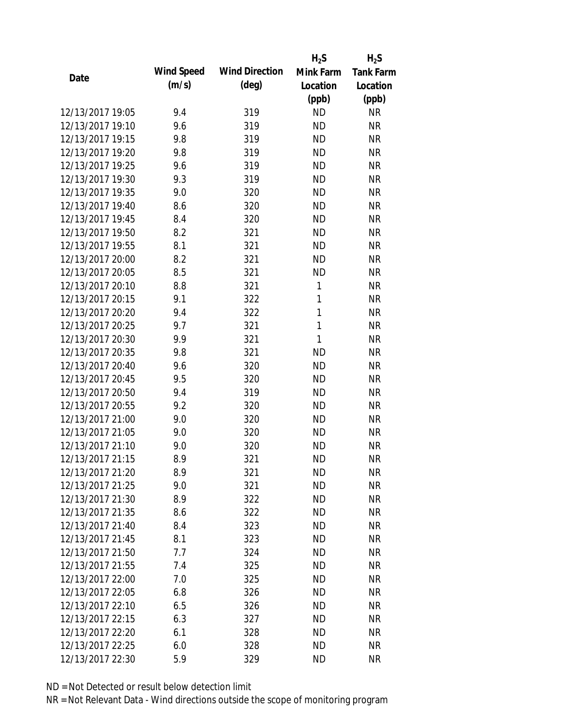| Date | Wind Speed (m/s) | Wind Direction (deg) | $H_2S$ Mink Farm Location (ppb) | $H_2S$ Tank Farm Location (ppb) |
|---|---|---|---|---|
| 12/13/2017 19:05 | 9.4 | 319 | ND | NR |
| 12/13/2017 19:10 | 9.6 | 319 | ND | NR |
| 12/13/2017 19:15 | 9.8 | 319 | ND | NR |
| 12/13/2017 19:20 | 9.8 | 319 | ND | NR |
| 12/13/2017 19:25 | 9.6 | 319 | ND | NR |
| 12/13/2017 19:30 | 9.3 | 319 | ND | NR |
| 12/13/2017 19:35 | 9.0 | 320 | ND | NR |
| 12/13/2017 19:40 | 8.6 | 320 | ND | NR |
| 12/13/2017 19:45 | 8.4 | 320 | ND | NR |
| 12/13/2017 19:50 | 8.2 | 321 | ND | NR |
| 12/13/2017 19:55 | 8.1 | 321 | ND | NR |
| 12/13/2017 20:00 | 8.2 | 321 | ND | NR |
| 12/13/2017 20:05 | 8.5 | 321 | ND | NR |
| 12/13/2017 20:10 | 8.8 | 321 | 1 | NR |
| 12/13/2017 20:15 | 9.1 | 322 | 1 | NR |
| 12/13/2017 20:20 | 9.4 | 322 | 1 | NR |
| 12/13/2017 20:25 | 9.7 | 321 | 1 | NR |
| 12/13/2017 20:30 | 9.9 | 321 | 1 | NR |
| 12/13/2017 20:35 | 9.8 | 321 | ND | NR |
| 12/13/2017 20:40 | 9.6 | 320 | ND | NR |
| 12/13/2017 20:45 | 9.5 | 320 | ND | NR |
| 12/13/2017 20:50 | 9.4 | 319 | ND | NR |
| 12/13/2017 20:55 | 9.2 | 320 | ND | NR |
| 12/13/2017 21:00 | 9.0 | 320 | ND | NR |
| 12/13/2017 21:05 | 9.0 | 320 | ND | NR |
| 12/13/2017 21:10 | 9.0 | 320 | ND | NR |
| 12/13/2017 21:15 | 8.9 | 321 | ND | NR |
| 12/13/2017 21:20 | 8.9 | 321 | ND | NR |
| 12/13/2017 21:25 | 9.0 | 321 | ND | NR |
| 12/13/2017 21:30 | 8.9 | 322 | ND | NR |
| 12/13/2017 21:35 | 8.6 | 322 | ND | NR |
| 12/13/2017 21:40 | 8.4 | 323 | ND | NR |
| 12/13/2017 21:45 | 8.1 | 323 | ND | NR |
| 12/13/2017 21:50 | 7.7 | 324 | ND | NR |
| 12/13/2017 21:55 | 7.4 | 325 | ND | NR |
| 12/13/2017 22:00 | 7.0 | 325 | ND | NR |
| 12/13/2017 22:05 | 6.8 | 326 | ND | NR |
| 12/13/2017 22:10 | 6.5 | 326 | ND | NR |
| 12/13/2017 22:15 | 6.3 | 327 | ND | NR |
| 12/13/2017 22:20 | 6.1 | 328 | ND | NR |
| 12/13/2017 22:25 | 6.0 | 328 | ND | NR |
| 12/13/2017 22:30 | 5.9 | 329 | ND | NR |

ND = Not Detected or result below detection limit

NR = Not Relevant Data - Wind directions outside the scope of monitoring program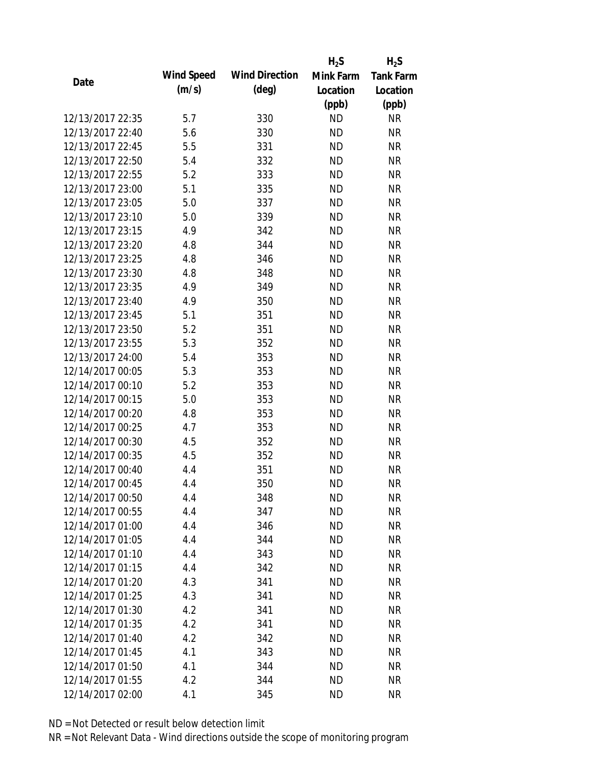| Date | Wind Speed (m/s) | Wind Direction (deg) | $H_2S$ Mink Farm Location (ppb) | $H_2S$ Tank Farm Location (ppb) |
|---|---|---|---|---|
| 12/13/2017 22:35 | 5.7 | 330 | ND | NR |
| 12/13/2017 22:40 | 5.6 | 330 | ND | NR |
| 12/13/2017 22:45 | 5.5 | 331 | ND | NR |
| 12/13/2017 22:50 | 5.4 | 332 | ND | NR |
| 12/13/2017 22:55 | 5.2 | 333 | ND | NR |
| 12/13/2017 23:00 | 5.1 | 335 | ND | NR |
| 12/13/2017 23:05 | 5.0 | 337 | ND | NR |
| 12/13/2017 23:10 | 5.0 | 339 | ND | NR |
| 12/13/2017 23:15 | 4.9 | 342 | ND | NR |
| 12/13/2017 23:20 | 4.8 | 344 | ND | NR |
| 12/13/2017 23:25 | 4.8 | 346 | ND | NR |
| 12/13/2017 23:30 | 4.8 | 348 | ND | NR |
| 12/13/2017 23:35 | 4.9 | 349 | ND | NR |
| 12/13/2017 23:40 | 4.9 | 350 | ND | NR |
| 12/13/2017 23:45 | 5.1 | 351 | ND | NR |
| 12/13/2017 23:50 | 5.2 | 351 | ND | NR |
| 12/13/2017 23:55 | 5.3 | 352 | ND | NR |
| 12/13/2017 24:00 | 5.4 | 353 | ND | NR |
| 12/14/2017 00:05 | 5.3 | 353 | ND | NR |
| 12/14/2017 00:10 | 5.2 | 353 | ND | NR |
| 12/14/2017 00:15 | 5.0 | 353 | ND | NR |
| 12/14/2017 00:20 | 4.8 | 353 | ND | NR |
| 12/14/2017 00:25 | 4.7 | 353 | ND | NR |
| 12/14/2017 00:30 | 4.5 | 352 | ND | NR |
| 12/14/2017 00:35 | 4.5 | 352 | ND | NR |
| 12/14/2017 00:40 | 4.4 | 351 | ND | NR |
| 12/14/2017 00:45 | 4.4 | 350 | ND | NR |
| 12/14/2017 00:50 | 4.4 | 348 | ND | NR |
| 12/14/2017 00:55 | 4.4 | 347 | ND | NR |
| 12/14/2017 01:00 | 4.4 | 346 | ND | NR |
| 12/14/2017 01:05 | 4.4 | 344 | ND | NR |
| 12/14/2017 01:10 | 4.4 | 343 | ND | NR |
| 12/14/2017 01:15 | 4.4 | 342 | ND | NR |
| 12/14/2017 01:20 | 4.3 | 341 | ND | NR |
| 12/14/2017 01:25 | 4.3 | 341 | ND | NR |
| 12/14/2017 01:30 | 4.2 | 341 | ND | NR |
| 12/14/2017 01:35 | 4.2 | 341 | ND | NR |
| 12/14/2017 01:40 | 4.2 | 342 | ND | NR |
| 12/14/2017 01:45 | 4.1 | 343 | ND | NR |
| 12/14/2017 01:50 | 4.1 | 344 | ND | NR |
| 12/14/2017 01:55 | 4.2 | 344 | ND | NR |
| 12/14/2017 02:00 | 4.1 | 345 | ND | NR |

ND = Not Detected or result below detection limit

NR = Not Relevant Data - Wind directions outside the scope of monitoring program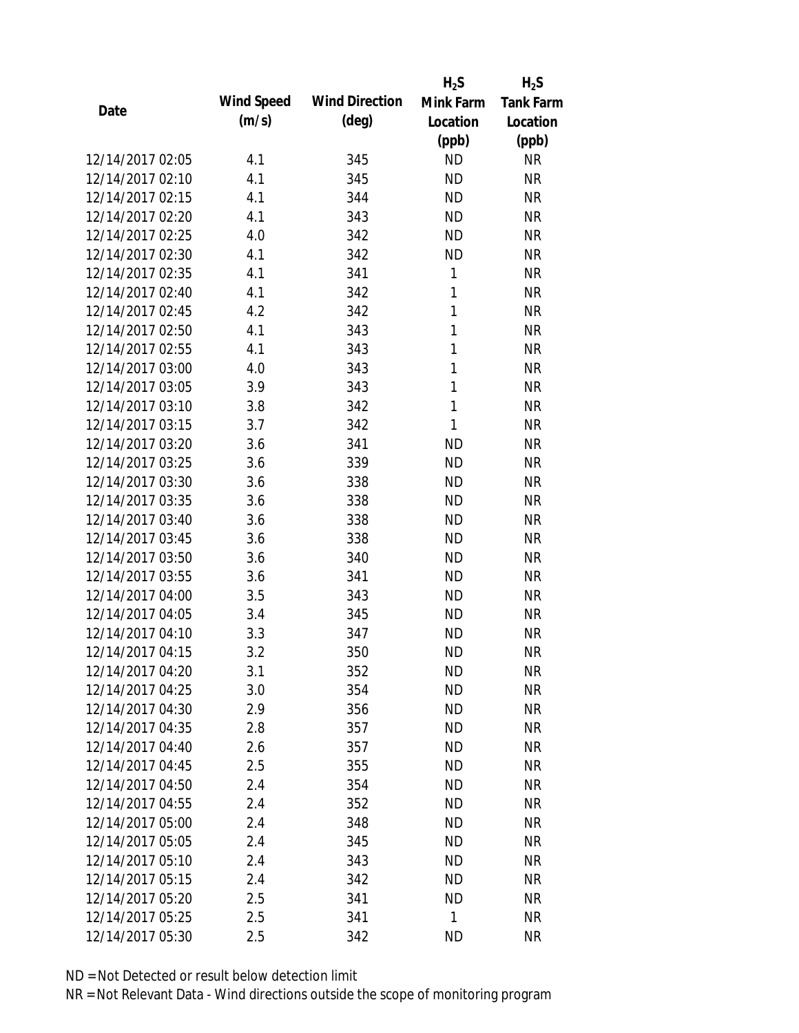| Date | Wind Speed (m/s) | Wind Direction (deg) | $H_2S$ Mink Farm Location (ppb) | $H_2S$ Tank Farm Location (ppb) |
|---|---|---|---|---|
| 12/14/2017 02:05 | 4.1 | 345 | ND | NR |
| 12/14/2017 02:10 | 4.1 | 345 | ND | NR |
| 12/14/2017 02:15 | 4.1 | 344 | ND | NR |
| 12/14/2017 02:20 | 4.1 | 343 | ND | NR |
| 12/14/2017 02:25 | 4.0 | 342 | ND | NR |
| 12/14/2017 02:30 | 4.1 | 342 | ND | NR |
| 12/14/2017 02:35 | 4.1 | 341 | 1 | NR |
| 12/14/2017 02:40 | 4.1 | 342 | 1 | NR |
| 12/14/2017 02:45 | 4.2 | 342 | 1 | NR |
| 12/14/2017 02:50 | 4.1 | 343 | 1 | NR |
| 12/14/2017 02:55 | 4.1 | 343 | 1 | NR |
| 12/14/2017 03:00 | 4.0 | 343 | 1 | NR |
| 12/14/2017 03:05 | 3.9 | 343 | 1 | NR |
| 12/14/2017 03:10 | 3.8 | 342 | 1 | NR |
| 12/14/2017 03:15 | 3.7 | 342 | 1 | NR |
| 12/14/2017 03:20 | 3.6 | 341 | ND | NR |
| 12/14/2017 03:25 | 3.6 | 339 | ND | NR |
| 12/14/2017 03:30 | 3.6 | 338 | ND | NR |
| 12/14/2017 03:35 | 3.6 | 338 | ND | NR |
| 12/14/2017 03:40 | 3.6 | 338 | ND | NR |
| 12/14/2017 03:45 | 3.6 | 338 | ND | NR |
| 12/14/2017 03:50 | 3.6 | 340 | ND | NR |
| 12/14/2017 03:55 | 3.6 | 341 | ND | NR |
| 12/14/2017 04:00 | 3.5 | 343 | ND | NR |
| 12/14/2017 04:05 | 3.4 | 345 | ND | NR |
| 12/14/2017 04:10 | 3.3 | 347 | ND | NR |
| 12/14/2017 04:15 | 3.2 | 350 | ND | NR |
| 12/14/2017 04:20 | 3.1 | 352 | ND | NR |
| 12/14/2017 04:25 | 3.0 | 354 | ND | NR |
| 12/14/2017 04:30 | 2.9 | 356 | ND | NR |
| 12/14/2017 04:35 | 2.8 | 357 | ND | NR |
| 12/14/2017 04:40 | 2.6 | 357 | ND | NR |
| 12/14/2017 04:45 | 2.5 | 355 | ND | NR |
| 12/14/2017 04:50 | 2.4 | 354 | ND | NR |
| 12/14/2017 04:55 | 2.4 | 352 | ND | NR |
| 12/14/2017 05:00 | 2.4 | 348 | ND | NR |
| 12/14/2017 05:05 | 2.4 | 345 | ND | NR |
| 12/14/2017 05:10 | 2.4 | 343 | ND | NR |
| 12/14/2017 05:15 | 2.4 | 342 | ND | NR |
| 12/14/2017 05:20 | 2.5 | 341 | ND | NR |
| 12/14/2017 05:25 | 2.5 | 341 | 1 | NR |
| 12/14/2017 05:30 | 2.5 | 342 | ND | NR |

ND = Not Detected or result below detection limit

NR = Not Relevant Data - Wind directions outside the scope of monitoring program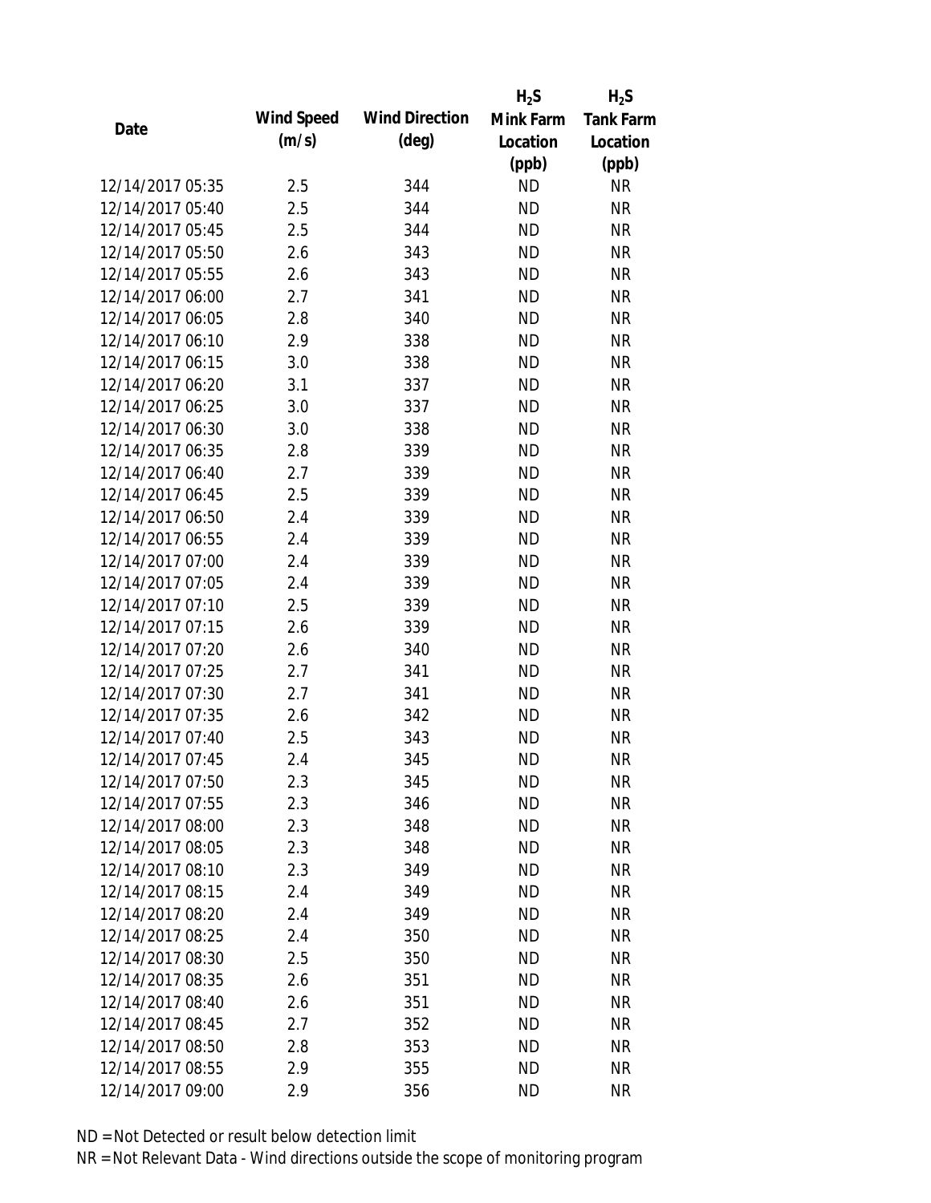| Date | Wind Speed (m/s) | Wind Direction (deg) | $H_2S$ Mink Farm Location (ppb) | $H_2S$ Tank Farm Location (ppb) |
|---|---|---|---|---|
| 12/14/2017 05:35 | 2.5 | 344 | ND | NR |
| 12/14/2017 05:40 | 2.5 | 344 | ND | NR |
| 12/14/2017 05:45 | 2.5 | 344 | ND | NR |
| 12/14/2017 05:50 | 2.6 | 343 | ND | NR |
| 12/14/2017 05:55 | 2.6 | 343 | ND | NR |
| 12/14/2017 06:00 | 2.7 | 341 | ND | NR |
| 12/14/2017 06:05 | 2.8 | 340 | ND | NR |
| 12/14/2017 06:10 | 2.9 | 338 | ND | NR |
| 12/14/2017 06:15 | 3.0 | 338 | ND | NR |
| 12/14/2017 06:20 | 3.1 | 337 | ND | NR |
| 12/14/2017 06:25 | 3.0 | 337 | ND | NR |
| 12/14/2017 06:30 | 3.0 | 338 | ND | NR |
| 12/14/2017 06:35 | 2.8 | 339 | ND | NR |
| 12/14/2017 06:40 | 2.7 | 339 | ND | NR |
| 12/14/2017 06:45 | 2.5 | 339 | ND | NR |
| 12/14/2017 06:50 | 2.4 | 339 | ND | NR |
| 12/14/2017 06:55 | 2.4 | 339 | ND | NR |
| 12/14/2017 07:00 | 2.4 | 339 | ND | NR |
| 12/14/2017 07:05 | 2.4 | 339 | ND | NR |
| 12/14/2017 07:10 | 2.5 | 339 | ND | NR |
| 12/14/2017 07:15 | 2.6 | 339 | ND | NR |
| 12/14/2017 07:20 | 2.6 | 340 | ND | NR |
| 12/14/2017 07:25 | 2.7 | 341 | ND | NR |
| 12/14/2017 07:30 | 2.7 | 341 | ND | NR |
| 12/14/2017 07:35 | 2.6 | 342 | ND | NR |
| 12/14/2017 07:40 | 2.5 | 343 | ND | NR |
| 12/14/2017 07:45 | 2.4 | 345 | ND | NR |
| 12/14/2017 07:50 | 2.3 | 345 | ND | NR |
| 12/14/2017 07:55 | 2.3 | 346 | ND | NR |
| 12/14/2017 08:00 | 2.3 | 348 | ND | NR |
| 12/14/2017 08:05 | 2.3 | 348 | ND | NR |
| 12/14/2017 08:10 | 2.3 | 349 | ND | NR |
| 12/14/2017 08:15 | 2.4 | 349 | ND | NR |
| 12/14/2017 08:20 | 2.4 | 349 | ND | NR |
| 12/14/2017 08:25 | 2.4 | 350 | ND | NR |
| 12/14/2017 08:30 | 2.5 | 350 | ND | NR |
| 12/14/2017 08:35 | 2.6 | 351 | ND | NR |
| 12/14/2017 08:40 | 2.6 | 351 | ND | NR |
| 12/14/2017 08:45 | 2.7 | 352 | ND | NR |
| 12/14/2017 08:50 | 2.8 | 353 | ND | NR |
| 12/14/2017 08:55 | 2.9 | 355 | ND | NR |
| 12/14/2017 09:00 | 2.9 | 356 | ND | NR |

ND = Not Detected or result below detection limit

NR = Not Relevant Data - Wind directions outside the scope of monitoring program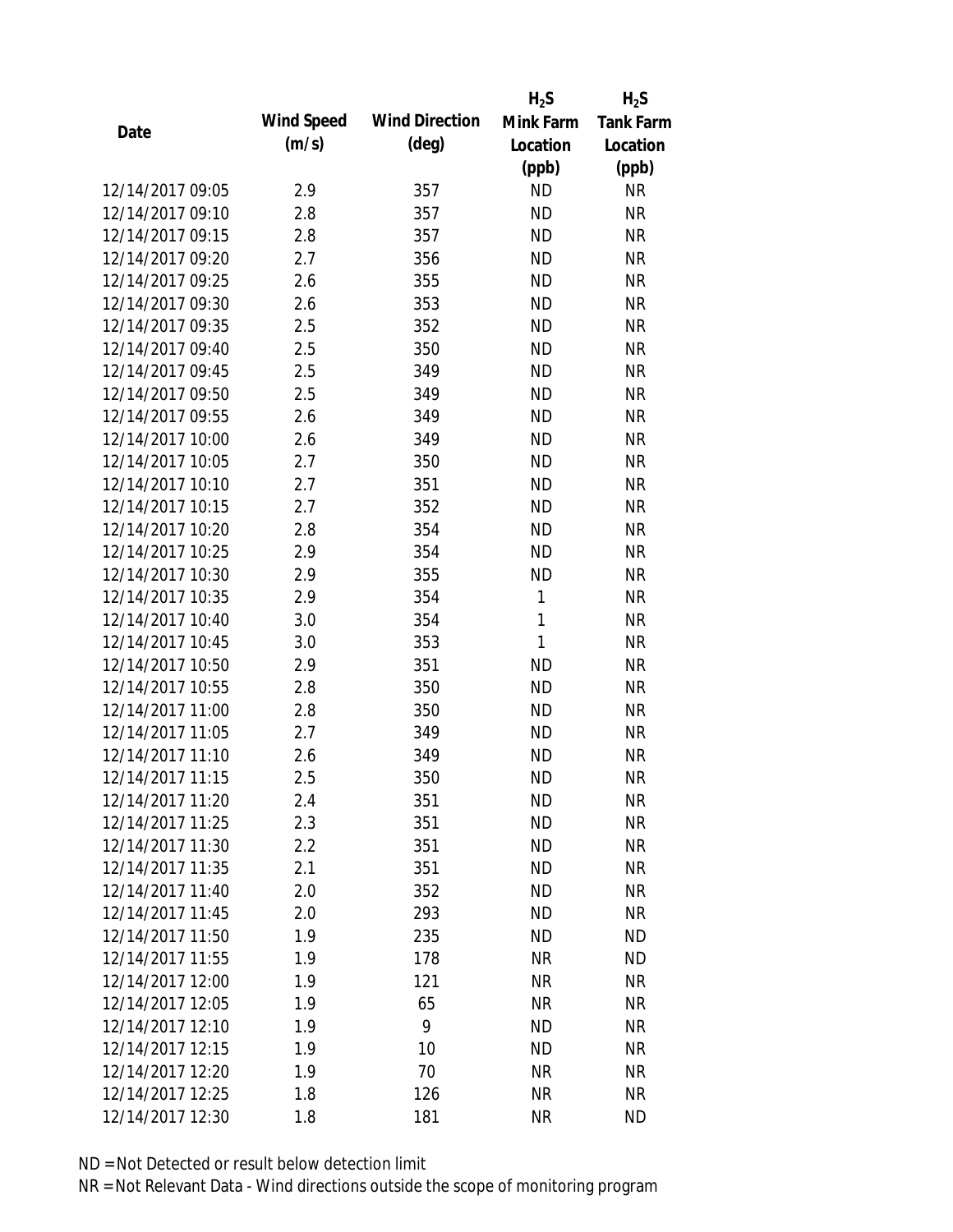| Date | Wind Speed (m/s) | Wind Direction (deg) | $H_2S$ Mink Farm Location (ppb) | $H_2S$ Tank Farm Location (ppb) |
|---|---|---|---|---|
| 12/14/2017 09:05 | 2.9 | 357 | ND | NR |
| 12/14/2017 09:10 | 2.8 | 357 | ND | NR |
| 12/14/2017 09:15 | 2.8 | 357 | ND | NR |
| 12/14/2017 09:20 | 2.7 | 356 | ND | NR |
| 12/14/2017 09:25 | 2.6 | 355 | ND | NR |
| 12/14/2017 09:30 | 2.6 | 353 | ND | NR |
| 12/14/2017 09:35 | 2.5 | 352 | ND | NR |
| 12/14/2017 09:40 | 2.5 | 350 | ND | NR |
| 12/14/2017 09:45 | 2.5 | 349 | ND | NR |
| 12/14/2017 09:50 | 2.5 | 349 | ND | NR |
| 12/14/2017 09:55 | 2.6 | 349 | ND | NR |
| 12/14/2017 10:00 | 2.6 | 349 | ND | NR |
| 12/14/2017 10:05 | 2.7 | 350 | ND | NR |
| 12/14/2017 10:10 | 2.7 | 351 | ND | NR |
| 12/14/2017 10:15 | 2.7 | 352 | ND | NR |
| 12/14/2017 10:20 | 2.8 | 354 | ND | NR |
| 12/14/2017 10:25 | 2.9 | 354 | ND | NR |
| 12/14/2017 10:30 | 2.9 | 355 | ND | NR |
| 12/14/2017 10:35 | 2.9 | 354 | 1 | NR |
| 12/14/2017 10:40 | 3.0 | 354 | 1 | NR |
| 12/14/2017 10:45 | 3.0 | 353 | 1 | NR |
| 12/14/2017 10:50 | 2.9 | 351 | ND | NR |
| 12/14/2017 10:55 | 2.8 | 350 | ND | NR |
| 12/14/2017 11:00 | 2.8 | 350 | ND | NR |
| 12/14/2017 11:05 | 2.7 | 349 | ND | NR |
| 12/14/2017 11:10 | 2.6 | 349 | ND | NR |
| 12/14/2017 11:15 | 2.5 | 350 | ND | NR |
| 12/14/2017 11:20 | 2.4 | 351 | ND | NR |
| 12/14/2017 11:25 | 2.3 | 351 | ND | NR |
| 12/14/2017 11:30 | 2.2 | 351 | ND | NR |
| 12/14/2017 11:35 | 2.1 | 351 | ND | NR |
| 12/14/2017 11:40 | 2.0 | 352 | ND | NR |
| 12/14/2017 11:45 | 2.0 | 293 | ND | NR |
| 12/14/2017 11:50 | 1.9 | 235 | ND | ND |
| 12/14/2017 11:55 | 1.9 | 178 | NR | ND |
| 12/14/2017 12:00 | 1.9 | 121 | NR | NR |
| 12/14/2017 12:05 | 1.9 | 65 | NR | NR |
| 12/14/2017 12:10 | 1.9 | 9 | ND | NR |
| 12/14/2017 12:15 | 1.9 | 10 | ND | NR |
| 12/14/2017 12:20 | 1.9 | 70 | NR | NR |
| 12/14/2017 12:25 | 1.8 | 126 | NR | NR |
| 12/14/2017 12:30 | 1.8 | 181 | NR | ND |

ND = Not Detected or result below detection limit

NR = Not Relevant Data - Wind directions outside the scope of monitoring program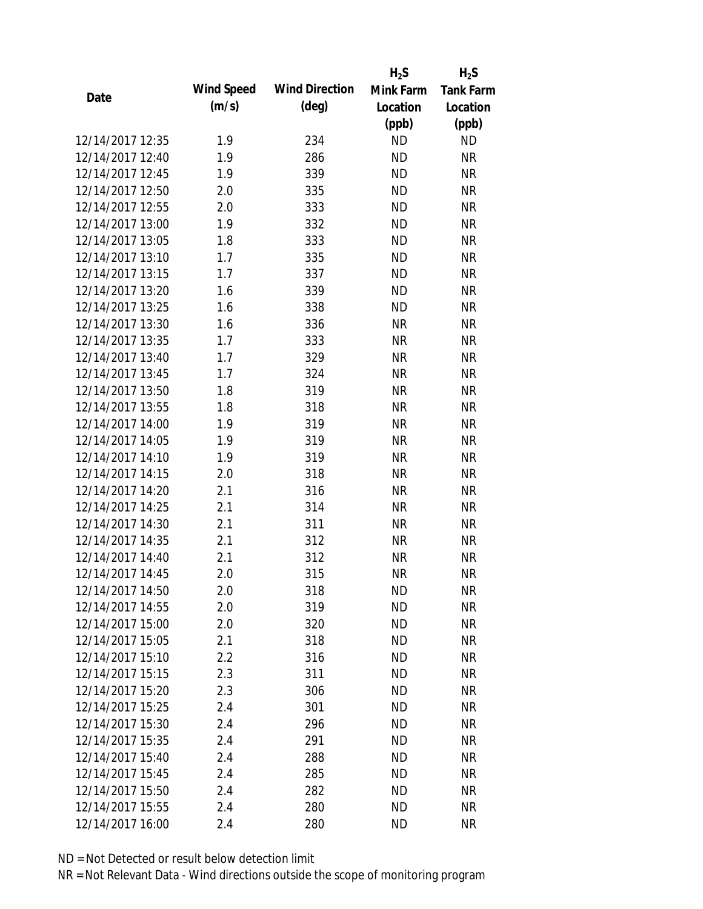| Date | Wind Speed (m/s) | Wind Direction (deg) | $H_2S$ Mink Farm Location (ppb) | $H_2S$ Tank Farm Location (ppb) |
|---|---|---|---|---|
| 12/14/2017 12:35 | 1.9 | 234 | ND | ND |
| 12/14/2017 12:40 | 1.9 | 286 | ND | NR |
| 12/14/2017 12:45 | 1.9 | 339 | ND | NR |
| 12/14/2017 12:50 | 2.0 | 335 | ND | NR |
| 12/14/2017 12:55 | 2.0 | 333 | ND | NR |
| 12/14/2017 13:00 | 1.9 | 332 | ND | NR |
| 12/14/2017 13:05 | 1.8 | 333 | ND | NR |
| 12/14/2017 13:10 | 1.7 | 335 | ND | NR |
| 12/14/2017 13:15 | 1.7 | 337 | ND | NR |
| 12/14/2017 13:20 | 1.6 | 339 | ND | NR |
| 12/14/2017 13:25 | 1.6 | 338 | ND | NR |
| 12/14/2017 13:30 | 1.6 | 336 | NR | NR |
| 12/14/2017 13:35 | 1.7 | 333 | NR | NR |
| 12/14/2017 13:40 | 1.7 | 329 | NR | NR |
| 12/14/2017 13:45 | 1.7 | 324 | NR | NR |
| 12/14/2017 13:50 | 1.8 | 319 | NR | NR |
| 12/14/2017 13:55 | 1.8 | 318 | NR | NR |
| 12/14/2017 14:00 | 1.9 | 319 | NR | NR |
| 12/14/2017 14:05 | 1.9 | 319 | NR | NR |
| 12/14/2017 14:10 | 1.9 | 319 | NR | NR |
| 12/14/2017 14:15 | 2.0 | 318 | NR | NR |
| 12/14/2017 14:20 | 2.1 | 316 | NR | NR |
| 12/14/2017 14:25 | 2.1 | 314 | NR | NR |
| 12/14/2017 14:30 | 2.1 | 311 | NR | NR |
| 12/14/2017 14:35 | 2.1 | 312 | NR | NR |
| 12/14/2017 14:40 | 2.1 | 312 | NR | NR |
| 12/14/2017 14:45 | 2.0 | 315 | NR | NR |
| 12/14/2017 14:50 | 2.0 | 318 | ND | NR |
| 12/14/2017 14:55 | 2.0 | 319 | ND | NR |
| 12/14/2017 15:00 | 2.0 | 320 | ND | NR |
| 12/14/2017 15:05 | 2.1 | 318 | ND | NR |
| 12/14/2017 15:10 | 2.2 | 316 | ND | NR |
| 12/14/2017 15:15 | 2.3 | 311 | ND | NR |
| 12/14/2017 15:20 | 2.3 | 306 | ND | NR |
| 12/14/2017 15:25 | 2.4 | 301 | ND | NR |
| 12/14/2017 15:30 | 2.4 | 296 | ND | NR |
| 12/14/2017 15:35 | 2.4 | 291 | ND | NR |
| 12/14/2017 15:40 | 2.4 | 288 | ND | NR |
| 12/14/2017 15:45 | 2.4 | 285 | ND | NR |
| 12/14/2017 15:50 | 2.4 | 282 | ND | NR |
| 12/14/2017 15:55 | 2.4 | 280 | ND | NR |
| 12/14/2017 16:00 | 2.4 | 280 | ND | NR |

ND = Not Detected or result below detection limit

NR = Not Relevant Data - Wind directions outside the scope of monitoring program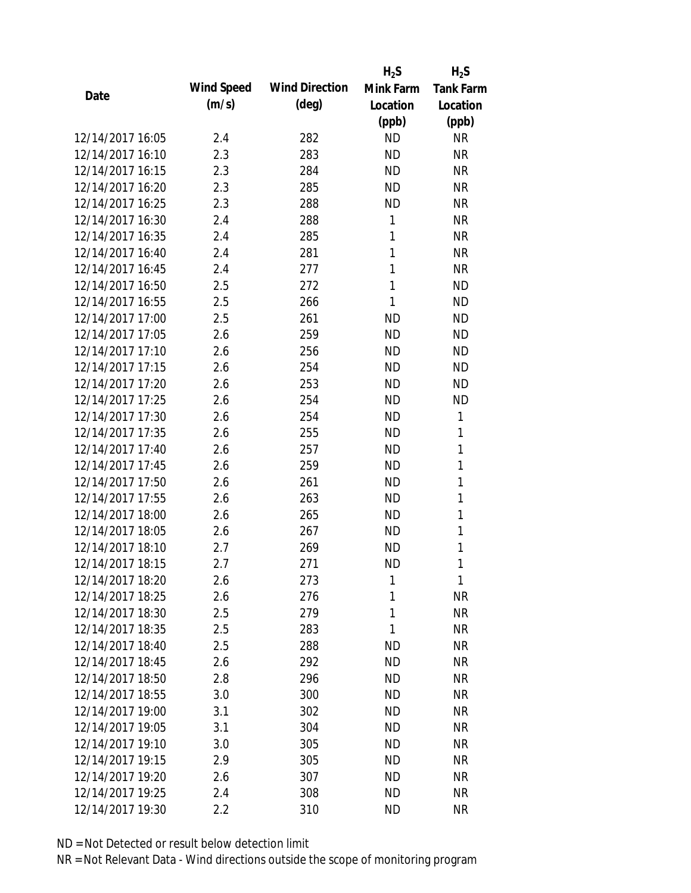| Date | Wind Speed (m/s) | Wind Direction (deg) | $H_2S$ Mink Farm Location (ppb) | $H_2S$ Tank Farm Location (ppb) |
|---|---|---|---|---|
| 12/14/2017 16:05 | 2.4 | 282 | ND | NR |
| 12/14/2017 16:10 | 2.3 | 283 | ND | NR |
| 12/14/2017 16:15 | 2.3 | 284 | ND | NR |
| 12/14/2017 16:20 | 2.3 | 285 | ND | NR |
| 12/14/2017 16:25 | 2.3 | 288 | ND | NR |
| 12/14/2017 16:30 | 2.4 | 288 | 1 | NR |
| 12/14/2017 16:35 | 2.4 | 285 | 1 | NR |
| 12/14/2017 16:40 | 2.4 | 281 | 1 | NR |
| 12/14/2017 16:45 | 2.4 | 277 | 1 | NR |
| 12/14/2017 16:50 | 2.5 | 272 | 1 | ND |
| 12/14/2017 16:55 | 2.5 | 266 | 1 | ND |
| 12/14/2017 17:00 | 2.5 | 261 | ND | ND |
| 12/14/2017 17:05 | 2.6 | 259 | ND | ND |
| 12/14/2017 17:10 | 2.6 | 256 | ND | ND |
| 12/14/2017 17:15 | 2.6 | 254 | ND | ND |
| 12/14/2017 17:20 | 2.6 | 253 | ND | ND |
| 12/14/2017 17:25 | 2.6 | 254 | ND | ND |
| 12/14/2017 17:30 | 2.6 | 254 | ND | 1 |
| 12/14/2017 17:35 | 2.6 | 255 | ND | 1 |
| 12/14/2017 17:40 | 2.6 | 257 | ND | 1 |
| 12/14/2017 17:45 | 2.6 | 259 | ND | 1 |
| 12/14/2017 17:50 | 2.6 | 261 | ND | 1 |
| 12/14/2017 17:55 | 2.6 | 263 | ND | 1 |
| 12/14/2017 18:00 | 2.6 | 265 | ND | 1 |
| 12/14/2017 18:05 | 2.6 | 267 | ND | 1 |
| 12/14/2017 18:10 | 2.7 | 269 | ND | 1 |
| 12/14/2017 18:15 | 2.7 | 271 | ND | 1 |
| 12/14/2017 18:20 | 2.6 | 273 | 1 | 1 |
| 12/14/2017 18:25 | 2.6 | 276 | 1 | NR |
| 12/14/2017 18:30 | 2.5 | 279 | 1 | NR |
| 12/14/2017 18:35 | 2.5 | 283 | 1 | NR |
| 12/14/2017 18:40 | 2.5 | 288 | ND | NR |
| 12/14/2017 18:45 | 2.6 | 292 | ND | NR |
| 12/14/2017 18:50 | 2.8 | 296 | ND | NR |
| 12/14/2017 18:55 | 3.0 | 300 | ND | NR |
| 12/14/2017 19:00 | 3.1 | 302 | ND | NR |
| 12/14/2017 19:05 | 3.1 | 304 | ND | NR |
| 12/14/2017 19:10 | 3.0 | 305 | ND | NR |
| 12/14/2017 19:15 | 2.9 | 305 | ND | NR |
| 12/14/2017 19:20 | 2.6 | 307 | ND | NR |
| 12/14/2017 19:25 | 2.4 | 308 | ND | NR |
| 12/14/2017 19:30 | 2.2 | 310 | ND | NR |

ND = Not Detected or result below detection limit

NR = Not Relevant Data - Wind directions outside the scope of monitoring program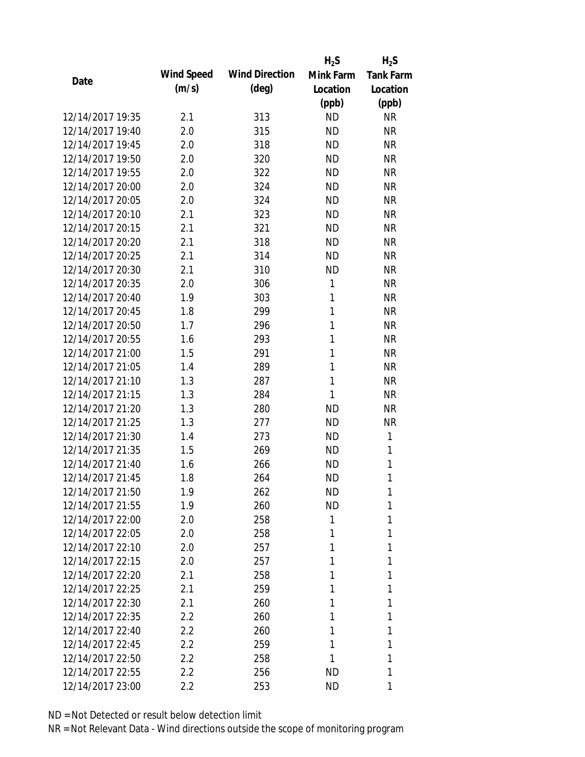| Date | Wind Speed (m/s) | Wind Direction (deg) | $H_2S$ Mink Farm Location (ppb) | $H_2S$ Tank Farm Location (ppb) |
|---|---|---|---|---|
| 12/14/2017 19:35 | 2.1 | 313 | ND | NR |
| 12/14/2017 19:40 | 2.0 | 315 | ND | NR |
| 12/14/2017 19:45 | 2.0 | 318 | ND | NR |
| 12/14/2017 19:50 | 2.0 | 320 | ND | NR |
| 12/14/2017 19:55 | 2.0 | 322 | ND | NR |
| 12/14/2017 20:00 | 2.0 | 324 | ND | NR |
| 12/14/2017 20:05 | 2.0 | 324 | ND | NR |
| 12/14/2017 20:10 | 2.1 | 323 | ND | NR |
| 12/14/2017 20:15 | 2.1 | 321 | ND | NR |
| 12/14/2017 20:20 | 2.1 | 318 | ND | NR |
| 12/14/2017 20:25 | 2.1 | 314 | ND | NR |
| 12/14/2017 20:30 | 2.1 | 310 | ND | NR |
| 12/14/2017 20:35 | 2.0 | 306 | 1 | NR |
| 12/14/2017 20:40 | 1.9 | 303 | 1 | NR |
| 12/14/2017 20:45 | 1.8 | 299 | 1 | NR |
| 12/14/2017 20:50 | 1.7 | 296 | 1 | NR |
| 12/14/2017 20:55 | 1.6 | 293 | 1 | NR |
| 12/14/2017 21:00 | 1.5 | 291 | 1 | NR |
| 12/14/2017 21:05 | 1.4 | 289 | 1 | NR |
| 12/14/2017 21:10 | 1.3 | 287 | 1 | NR |
| 12/14/2017 21:15 | 1.3 | 284 | 1 | NR |
| 12/14/2017 21:20 | 1.3 | 280 | ND | NR |
| 12/14/2017 21:25 | 1.3 | 277 | ND | NR |
| 12/14/2017 21:30 | 1.4 | 273 | ND | 1 |
| 12/14/2017 21:35 | 1.5 | 269 | ND | 1 |
| 12/14/2017 21:40 | 1.6 | 266 | ND | 1 |
| 12/14/2017 21:45 | 1.8 | 264 | ND | 1 |
| 12/14/2017 21:50 | 1.9 | 262 | ND | 1 |
| 12/14/2017 21:55 | 1.9 | 260 | ND | 1 |
| 12/14/2017 22:00 | 2.0 | 258 | 1 | 1 |
| 12/14/2017 22:05 | 2.0 | 258 | 1 | 1 |
| 12/14/2017 22:10 | 2.0 | 257 | 1 | 1 |
| 12/14/2017 22:15 | 2.0 | 257 | 1 | 1 |
| 12/14/2017 22:20 | 2.1 | 258 | 1 | 1 |
| 12/14/2017 22:25 | 2.1 | 259 | 1 | 1 |
| 12/14/2017 22:30 | 2.1 | 260 | 1 | 1 |
| 12/14/2017 22:35 | 2.2 | 260 | 1 | 1 |
| 12/14/2017 22:40 | 2.2 | 260 | 1 | 1 |
| 12/14/2017 22:45 | 2.2 | 259 | 1 | 1 |
| 12/14/2017 22:50 | 2.2 | 258 | 1 | 1 |
| 12/14/2017 22:55 | 2.2 | 256 | ND | 1 |
| 12/14/2017 23:00 | 2.2 | 253 | ND | 1 |

ND = Not Detected or result below detection limit

NR = Not Relevant Data - Wind directions outside the scope of monitoring program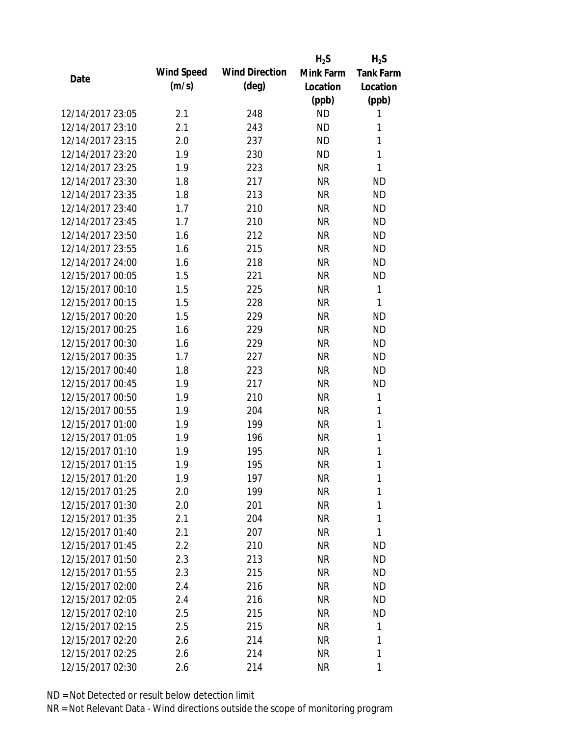| Date | Wind Speed (m/s) | Wind Direction (deg) | $H_2S$ Mink Farm Location (ppb) | $H_2S$ Tank Farm Location (ppb) |
|---|---|---|---|---|
| 12/14/2017 23:05 | 2.1 | 248 | ND | 1 |
| 12/14/2017 23:10 | 2.1 | 243 | ND | 1 |
| 12/14/2017 23:15 | 2.0 | 237 | ND | 1 |
| 12/14/2017 23:20 | 1.9 | 230 | ND | 1 |
| 12/14/2017 23:25 | 1.9 | 223 | NR | 1 |
| 12/14/2017 23:30 | 1.8 | 217 | NR | ND |
| 12/14/2017 23:35 | 1.8 | 213 | NR | ND |
| 12/14/2017 23:40 | 1.7 | 210 | NR | ND |
| 12/14/2017 23:45 | 1.7 | 210 | NR | ND |
| 12/14/2017 23:50 | 1.6 | 212 | NR | ND |
| 12/14/2017 23:55 | 1.6 | 215 | NR | ND |
| 12/14/2017 24:00 | 1.6 | 218 | NR | ND |
| 12/15/2017 00:05 | 1.5 | 221 | NR | ND |
| 12/15/2017 00:10 | 1.5 | 225 | NR | 1 |
| 12/15/2017 00:15 | 1.5 | 228 | NR | 1 |
| 12/15/2017 00:20 | 1.5 | 229 | NR | ND |
| 12/15/2017 00:25 | 1.6 | 229 | NR | ND |
| 12/15/2017 00:30 | 1.6 | 229 | NR | ND |
| 12/15/2017 00:35 | 1.7 | 227 | NR | ND |
| 12/15/2017 00:40 | 1.8 | 223 | NR | ND |
| 12/15/2017 00:45 | 1.9 | 217 | NR | ND |
| 12/15/2017 00:50 | 1.9 | 210 | NR | 1 |
| 12/15/2017 00:55 | 1.9 | 204 | NR | 1 |
| 12/15/2017 01:00 | 1.9 | 199 | NR | 1 |
| 12/15/2017 01:05 | 1.9 | 196 | NR | 1 |
| 12/15/2017 01:10 | 1.9 | 195 | NR | 1 |
| 12/15/2017 01:15 | 1.9 | 195 | NR | 1 |
| 12/15/2017 01:20 | 1.9 | 197 | NR | 1 |
| 12/15/2017 01:25 | 2.0 | 199 | NR | 1 |
| 12/15/2017 01:30 | 2.0 | 201 | NR | 1 |
| 12/15/2017 01:35 | 2.1 | 204 | NR | 1 |
| 12/15/2017 01:40 | 2.1 | 207 | NR | 1 |
| 12/15/2017 01:45 | 2.2 | 210 | NR | ND |
| 12/15/2017 01:50 | 2.3 | 213 | NR | ND |
| 12/15/2017 01:55 | 2.3 | 215 | NR | ND |
| 12/15/2017 02:00 | 2.4 | 216 | NR | ND |
| 12/15/2017 02:05 | 2.4 | 216 | NR | ND |
| 12/15/2017 02:10 | 2.5 | 215 | NR | ND |
| 12/15/2017 02:15 | 2.5 | 215 | NR | 1 |
| 12/15/2017 02:20 | 2.6 | 214 | NR | 1 |
| 12/15/2017 02:25 | 2.6 | 214 | NR | 1 |
| 12/15/2017 02:30 | 2.6 | 214 | NR | 1 |

ND = Not Detected or result below detection limit

NR = Not Relevant Data - Wind directions outside the scope of monitoring program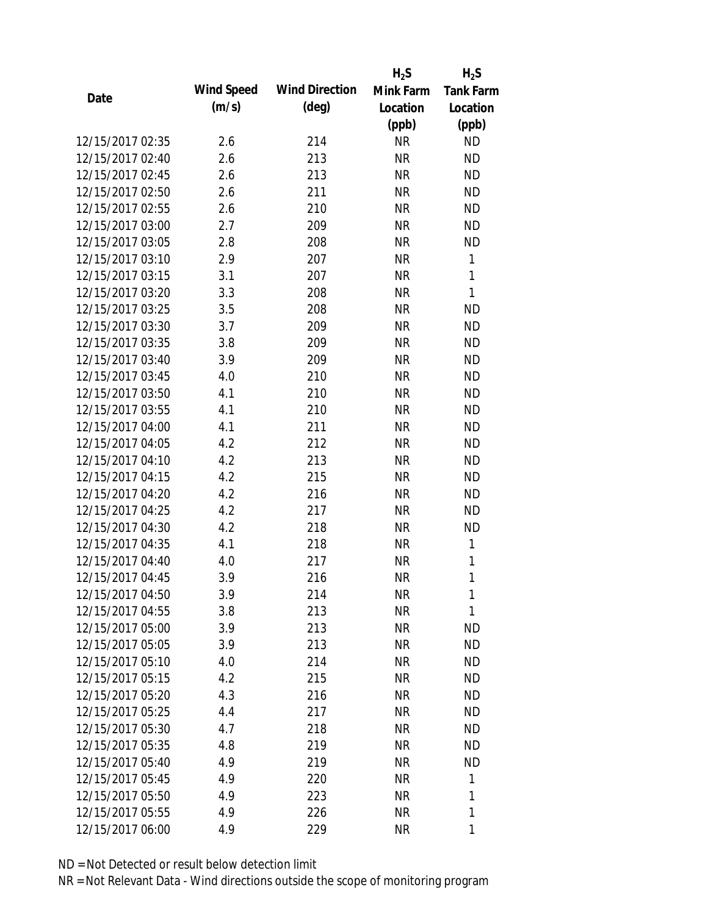| Date | Wind Speed (m/s) | Wind Direction (deg) | $H_2S$ Mink Farm Location (ppb) | $H_2S$ Tank Farm Location (ppb) |
|---|---|---|---|---|
| 12/15/2017 02:35 | 2.6 | 214 | NR | ND |
| 12/15/2017 02:40 | 2.6 | 213 | NR | ND |
| 12/15/2017 02:45 | 2.6 | 213 | NR | ND |
| 12/15/2017 02:50 | 2.6 | 211 | NR | ND |
| 12/15/2017 02:55 | 2.6 | 210 | NR | ND |
| 12/15/2017 03:00 | 2.7 | 209 | NR | ND |
| 12/15/2017 03:05 | 2.8 | 208 | NR | ND |
| 12/15/2017 03:10 | 2.9 | 207 | NR | 1 |
| 12/15/2017 03:15 | 3.1 | 207 | NR | 1 |
| 12/15/2017 03:20 | 3.3 | 208 | NR | 1 |
| 12/15/2017 03:25 | 3.5 | 208 | NR | ND |
| 12/15/2017 03:30 | 3.7 | 209 | NR | ND |
| 12/15/2017 03:35 | 3.8 | 209 | NR | ND |
| 12/15/2017 03:40 | 3.9 | 209 | NR | ND |
| 12/15/2017 03:45 | 4.0 | 210 | NR | ND |
| 12/15/2017 03:50 | 4.1 | 210 | NR | ND |
| 12/15/2017 03:55 | 4.1 | 210 | NR | ND |
| 12/15/2017 04:00 | 4.1 | 211 | NR | ND |
| 12/15/2017 04:05 | 4.2 | 212 | NR | ND |
| 12/15/2017 04:10 | 4.2 | 213 | NR | ND |
| 12/15/2017 04:15 | 4.2 | 215 | NR | ND |
| 12/15/2017 04:20 | 4.2 | 216 | NR | ND |
| 12/15/2017 04:25 | 4.2 | 217 | NR | ND |
| 12/15/2017 04:30 | 4.2 | 218 | NR | ND |
| 12/15/2017 04:35 | 4.1 | 218 | NR | 1 |
| 12/15/2017 04:40 | 4.0 | 217 | NR | 1 |
| 12/15/2017 04:45 | 3.9 | 216 | NR | 1 |
| 12/15/2017 04:50 | 3.9 | 214 | NR | 1 |
| 12/15/2017 04:55 | 3.8 | 213 | NR | 1 |
| 12/15/2017 05:00 | 3.9 | 213 | NR | ND |
| 12/15/2017 05:05 | 3.9 | 213 | NR | ND |
| 12/15/2017 05:10 | 4.0 | 214 | NR | ND |
| 12/15/2017 05:15 | 4.2 | 215 | NR | ND |
| 12/15/2017 05:20 | 4.3 | 216 | NR | ND |
| 12/15/2017 05:25 | 4.4 | 217 | NR | ND |
| 12/15/2017 05:30 | 4.7 | 218 | NR | ND |
| 12/15/2017 05:35 | 4.8 | 219 | NR | ND |
| 12/15/2017 05:40 | 4.9 | 219 | NR | ND |
| 12/15/2017 05:45 | 4.9 | 220 | NR | 1 |
| 12/15/2017 05:50 | 4.9 | 223 | NR | 1 |
| 12/15/2017 05:55 | 4.9 | 226 | NR | 1 |
| 12/15/2017 06:00 | 4.9 | 229 | NR | 1 |

ND = Not Detected or result below detection limit

NR = Not Relevant Data - Wind directions outside the scope of monitoring program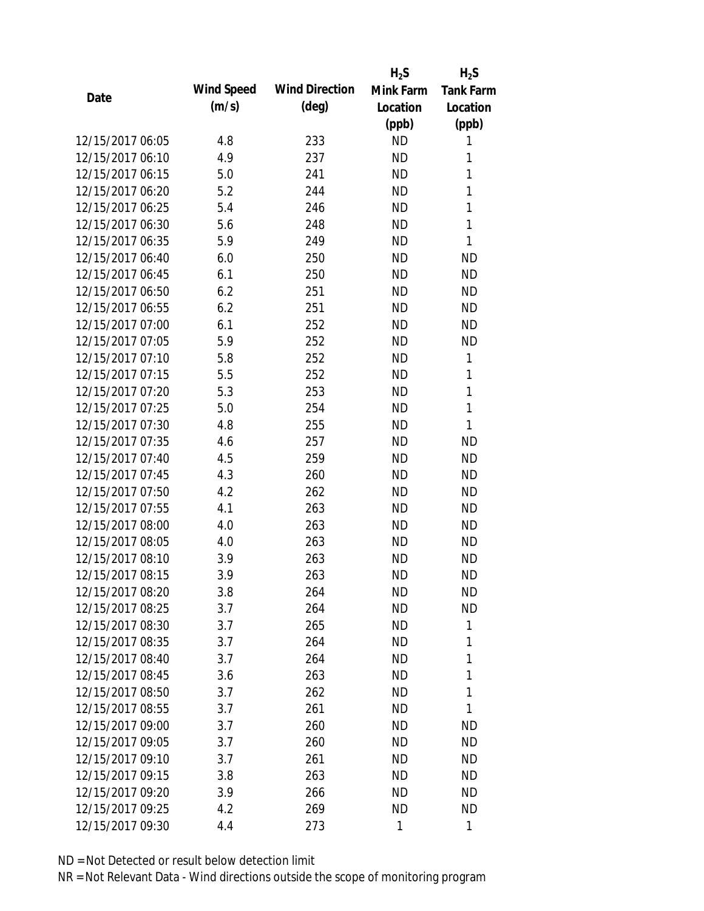| Date | Wind Speed (m/s) | Wind Direction (deg) | $H_2S$ Mink Farm Location (ppb) | $H_2S$ Tank Farm Location (ppb) |
|---|---|---|---|---|
| 12/15/2017 06:05 | 4.8 | 233 | ND | 1 |
| 12/15/2017 06:10 | 4.9 | 237 | ND | 1 |
| 12/15/2017 06:15 | 5.0 | 241 | ND | 1 |
| 12/15/2017 06:20 | 5.2 | 244 | ND | 1 |
| 12/15/2017 06:25 | 5.4 | 246 | ND | 1 |
| 12/15/2017 06:30 | 5.6 | 248 | ND | 1 |
| 12/15/2017 06:35 | 5.9 | 249 | ND | 1 |
| 12/15/2017 06:40 | 6.0 | 250 | ND | ND |
| 12/15/2017 06:45 | 6.1 | 250 | ND | ND |
| 12/15/2017 06:50 | 6.2 | 251 | ND | ND |
| 12/15/2017 06:55 | 6.2 | 251 | ND | ND |
| 12/15/2017 07:00 | 6.1 | 252 | ND | ND |
| 12/15/2017 07:05 | 5.9 | 252 | ND | ND |
| 12/15/2017 07:10 | 5.8 | 252 | ND | 1 |
| 12/15/2017 07:15 | 5.5 | 252 | ND | 1 |
| 12/15/2017 07:20 | 5.3 | 253 | ND | 1 |
| 12/15/2017 07:25 | 5.0 | 254 | ND | 1 |
| 12/15/2017 07:30 | 4.8 | 255 | ND | 1 |
| 12/15/2017 07:35 | 4.6 | 257 | ND | ND |
| 12/15/2017 07:40 | 4.5 | 259 | ND | ND |
| 12/15/2017 07:45 | 4.3 | 260 | ND | ND |
| 12/15/2017 07:50 | 4.2 | 262 | ND | ND |
| 12/15/2017 07:55 | 4.1 | 263 | ND | ND |
| 12/15/2017 08:00 | 4.0 | 263 | ND | ND |
| 12/15/2017 08:05 | 4.0 | 263 | ND | ND |
| 12/15/2017 08:10 | 3.9 | 263 | ND | ND |
| 12/15/2017 08:15 | 3.9 | 263 | ND | ND |
| 12/15/2017 08:20 | 3.8 | 264 | ND | ND |
| 12/15/2017 08:25 | 3.7 | 264 | ND | ND |
| 12/15/2017 08:30 | 3.7 | 265 | ND | 1 |
| 12/15/2017 08:35 | 3.7 | 264 | ND | 1 |
| 12/15/2017 08:40 | 3.7 | 264 | ND | 1 |
| 12/15/2017 08:45 | 3.6 | 263 | ND | 1 |
| 12/15/2017 08:50 | 3.7 | 262 | ND | 1 |
| 12/15/2017 08:55 | 3.7 | 261 | ND | 1 |
| 12/15/2017 09:00 | 3.7 | 260 | ND | ND |
| 12/15/2017 09:05 | 3.7 | 260 | ND | ND |
| 12/15/2017 09:10 | 3.7 | 261 | ND | ND |
| 12/15/2017 09:15 | 3.8 | 263 | ND | ND |
| 12/15/2017 09:20 | 3.9 | 266 | ND | ND |
| 12/15/2017 09:25 | 4.2 | 269 | ND | ND |
| 12/15/2017 09:30 | 4.4 | 273 | 1 | 1 |

ND = Not Detected or result below detection limit

NR = Not Relevant Data - Wind directions outside the scope of monitoring program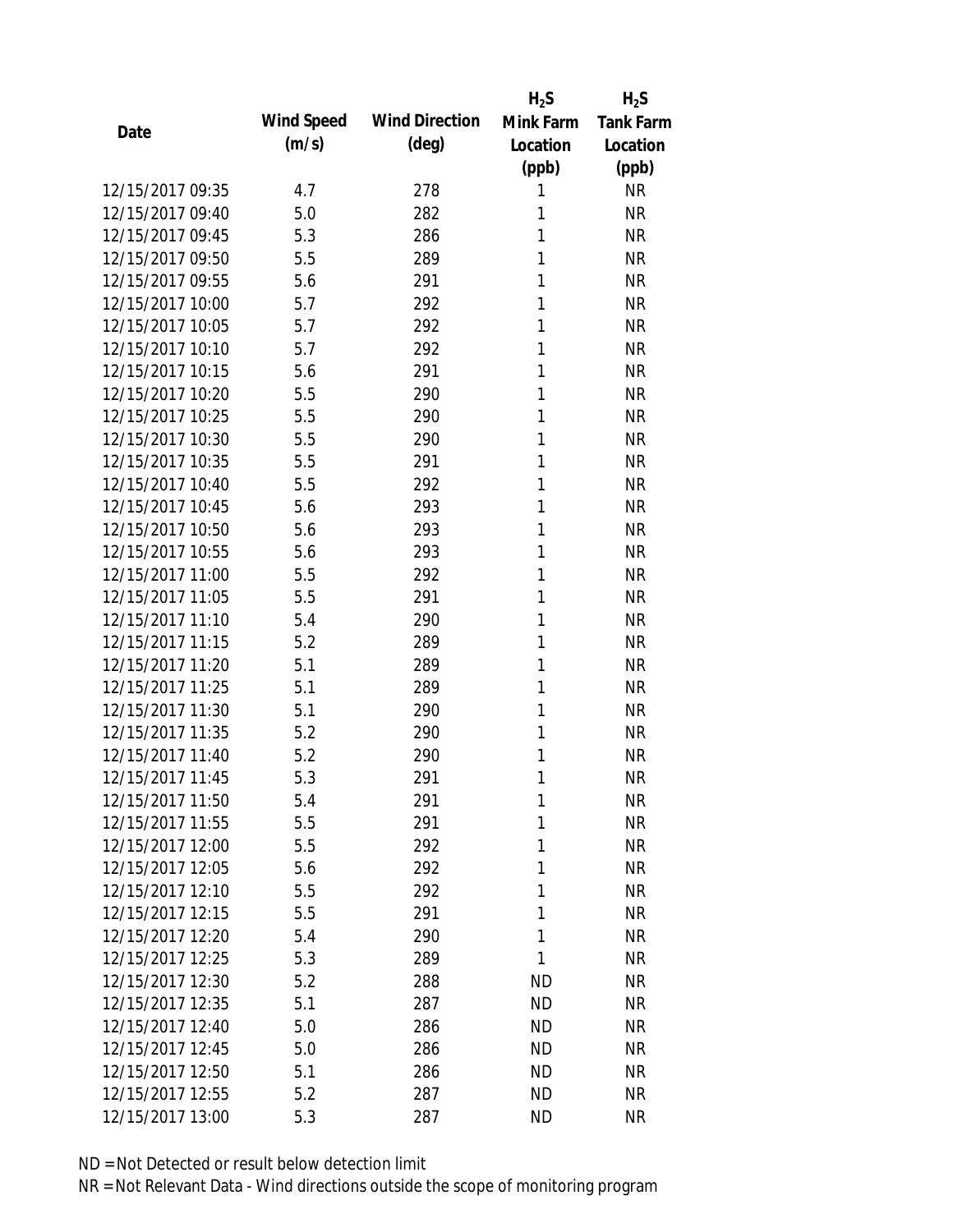| Date | Wind Speed (m/s) | Wind Direction (deg) | $H_2S$ Mink Farm Location (ppb) | $H_2S$ Tank Farm Location (ppb) |
|---|---|---|---|---|
| 12/15/2017 09:35 | 4.7 | 278 | 1 | NR |
| 12/15/2017 09:40 | 5.0 | 282 | 1 | NR |
| 12/15/2017 09:45 | 5.3 | 286 | 1 | NR |
| 12/15/2017 09:50 | 5.5 | 289 | 1 | NR |
| 12/15/2017 09:55 | 5.6 | 291 | 1 | NR |
| 12/15/2017 10:00 | 5.7 | 292 | 1 | NR |
| 12/15/2017 10:05 | 5.7 | 292 | 1 | NR |
| 12/15/2017 10:10 | 5.7 | 292 | 1 | NR |
| 12/15/2017 10:15 | 5.6 | 291 | 1 | NR |
| 12/15/2017 10:20 | 5.5 | 290 | 1 | NR |
| 12/15/2017 10:25 | 5.5 | 290 | 1 | NR |
| 12/15/2017 10:30 | 5.5 | 290 | 1 | NR |
| 12/15/2017 10:35 | 5.5 | 291 | 1 | NR |
| 12/15/2017 10:40 | 5.5 | 292 | 1 | NR |
| 12/15/2017 10:45 | 5.6 | 293 | 1 | NR |
| 12/15/2017 10:50 | 5.6 | 293 | 1 | NR |
| 12/15/2017 10:55 | 5.6 | 293 | 1 | NR |
| 12/15/2017 11:00 | 5.5 | 292 | 1 | NR |
| 12/15/2017 11:05 | 5.5 | 291 | 1 | NR |
| 12/15/2017 11:10 | 5.4 | 290 | 1 | NR |
| 12/15/2017 11:15 | 5.2 | 289 | 1 | NR |
| 12/15/2017 11:20 | 5.1 | 289 | 1 | NR |
| 12/15/2017 11:25 | 5.1 | 289 | 1 | NR |
| 12/15/2017 11:30 | 5.1 | 290 | 1 | NR |
| 12/15/2017 11:35 | 5.2 | 290 | 1 | NR |
| 12/15/2017 11:40 | 5.2 | 290 | 1 | NR |
| 12/15/2017 11:45 | 5.3 | 291 | 1 | NR |
| 12/15/2017 11:50 | 5.4 | 291 | 1 | NR |
| 12/15/2017 11:55 | 5.5 | 291 | 1 | NR |
| 12/15/2017 12:00 | 5.5 | 292 | 1 | NR |
| 12/15/2017 12:05 | 5.6 | 292 | 1 | NR |
| 12/15/2017 12:10 | 5.5 | 292 | 1 | NR |
| 12/15/2017 12:15 | 5.5 | 291 | 1 | NR |
| 12/15/2017 12:20 | 5.4 | 290 | 1 | NR |
| 12/15/2017 12:25 | 5.3 | 289 | 1 | NR |
| 12/15/2017 12:30 | 5.2 | 288 | ND | NR |
| 12/15/2017 12:35 | 5.1 | 287 | ND | NR |
| 12/15/2017 12:40 | 5.0 | 286 | ND | NR |
| 12/15/2017 12:45 | 5.0 | 286 | ND | NR |
| 12/15/2017 12:50 | 5.1 | 286 | ND | NR |
| 12/15/2017 12:55 | 5.2 | 287 | ND | NR |
| 12/15/2017 13:00 | 5.3 | 287 | ND | NR |

ND = Not Detected or result below detection limit

NR = Not Relevant Data - Wind directions outside the scope of monitoring program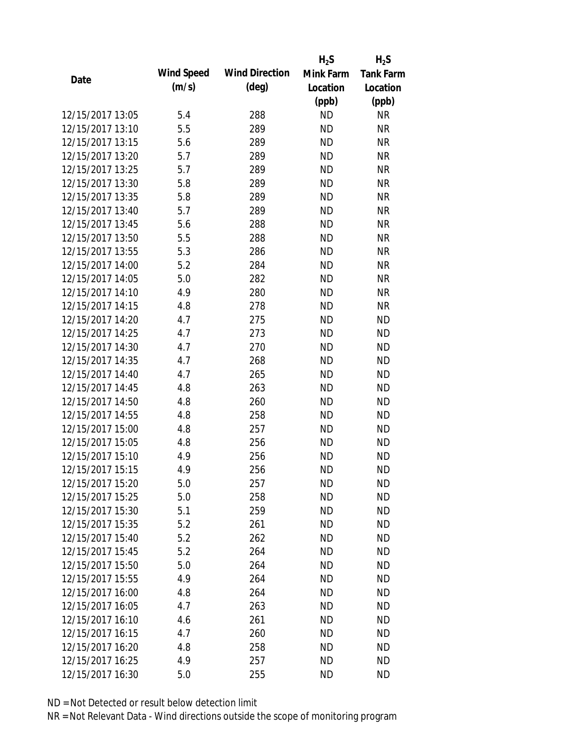| Date | Wind Speed (m/s) | Wind Direction (deg) | $H_2S$ Mink Farm Location (ppb) | $H_2S$ Tank Farm Location (ppb) |
|---|---|---|---|---|
| 12/15/2017 13:05 | 5.4 | 288 | ND | NR |
| 12/15/2017 13:10 | 5.5 | 289 | ND | NR |
| 12/15/2017 13:15 | 5.6 | 289 | ND | NR |
| 12/15/2017 13:20 | 5.7 | 289 | ND | NR |
| 12/15/2017 13:25 | 5.7 | 289 | ND | NR |
| 12/15/2017 13:30 | 5.8 | 289 | ND | NR |
| 12/15/2017 13:35 | 5.8 | 289 | ND | NR |
| 12/15/2017 13:40 | 5.7 | 289 | ND | NR |
| 12/15/2017 13:45 | 5.6 | 288 | ND | NR |
| 12/15/2017 13:50 | 5.5 | 288 | ND | NR |
| 12/15/2017 13:55 | 5.3 | 286 | ND | NR |
| 12/15/2017 14:00 | 5.2 | 284 | ND | NR |
| 12/15/2017 14:05 | 5.0 | 282 | ND | NR |
| 12/15/2017 14:10 | 4.9 | 280 | ND | NR |
| 12/15/2017 14:15 | 4.8 | 278 | ND | NR |
| 12/15/2017 14:20 | 4.7 | 275 | ND | ND |
| 12/15/2017 14:25 | 4.7 | 273 | ND | ND |
| 12/15/2017 14:30 | 4.7 | 270 | ND | ND |
| 12/15/2017 14:35 | 4.7 | 268 | ND | ND |
| 12/15/2017 14:40 | 4.7 | 265 | ND | ND |
| 12/15/2017 14:45 | 4.8 | 263 | ND | ND |
| 12/15/2017 14:50 | 4.8 | 260 | ND | ND |
| 12/15/2017 14:55 | 4.8 | 258 | ND | ND |
| 12/15/2017 15:00 | 4.8 | 257 | ND | ND |
| 12/15/2017 15:05 | 4.8 | 256 | ND | ND |
| 12/15/2017 15:10 | 4.9 | 256 | ND | ND |
| 12/15/2017 15:15 | 4.9 | 256 | ND | ND |
| 12/15/2017 15:20 | 5.0 | 257 | ND | ND |
| 12/15/2017 15:25 | 5.0 | 258 | ND | ND |
| 12/15/2017 15:30 | 5.1 | 259 | ND | ND |
| 12/15/2017 15:35 | 5.2 | 261 | ND | ND |
| 12/15/2017 15:40 | 5.2 | 262 | ND | ND |
| 12/15/2017 15:45 | 5.2 | 264 | ND | ND |
| 12/15/2017 15:50 | 5.0 | 264 | ND | ND |
| 12/15/2017 15:55 | 4.9 | 264 | ND | ND |
| 12/15/2017 16:00 | 4.8 | 264 | ND | ND |
| 12/15/2017 16:05 | 4.7 | 263 | ND | ND |
| 12/15/2017 16:10 | 4.6 | 261 | ND | ND |
| 12/15/2017 16:15 | 4.7 | 260 | ND | ND |
| 12/15/2017 16:20 | 4.8 | 258 | ND | ND |
| 12/15/2017 16:25 | 4.9 | 257 | ND | ND |
| 12/15/2017 16:30 | 5.0 | 255 | ND | ND |

ND = Not Detected or result below detection limit
NR = Not Relevant Data - Wind directions outside the scope of monitoring program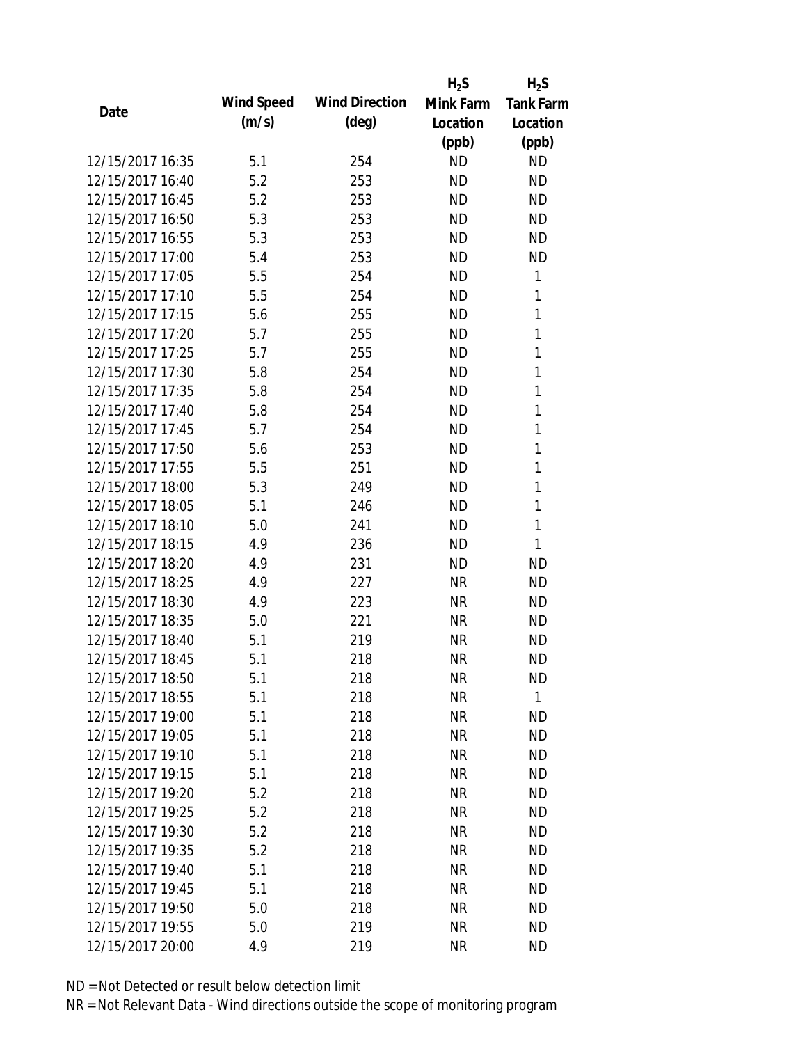| Date | Wind Speed (m/s) | Wind Direction (deg) | $H_2S$ Mink Farm Location (ppb) | $H_2S$ Tank Farm Location (ppb) |
|---|---|---|---|---|
| 12/15/2017 16:35 | 5.1 | 254 | ND | ND |
| 12/15/2017 16:40 | 5.2 | 253 | ND | ND |
| 12/15/2017 16:45 | 5.2 | 253 | ND | ND |
| 12/15/2017 16:50 | 5.3 | 253 | ND | ND |
| 12/15/2017 16:55 | 5.3 | 253 | ND | ND |
| 12/15/2017 17:00 | 5.4 | 253 | ND | ND |
| 12/15/2017 17:05 | 5.5 | 254 | ND | 1 |
| 12/15/2017 17:10 | 5.5 | 254 | ND | 1 |
| 12/15/2017 17:15 | 5.6 | 255 | ND | 1 |
| 12/15/2017 17:20 | 5.7 | 255 | ND | 1 |
| 12/15/2017 17:25 | 5.7 | 255 | ND | 1 |
| 12/15/2017 17:30 | 5.8 | 254 | ND | 1 |
| 12/15/2017 17:35 | 5.8 | 254 | ND | 1 |
| 12/15/2017 17:40 | 5.8 | 254 | ND | 1 |
| 12/15/2017 17:45 | 5.7 | 254 | ND | 1 |
| 12/15/2017 17:50 | 5.6 | 253 | ND | 1 |
| 12/15/2017 17:55 | 5.5 | 251 | ND | 1 |
| 12/15/2017 18:00 | 5.3 | 249 | ND | 1 |
| 12/15/2017 18:05 | 5.1 | 246 | ND | 1 |
| 12/15/2017 18:10 | 5.0 | 241 | ND | 1 |
| 12/15/2017 18:15 | 4.9 | 236 | ND | 1 |
| 12/15/2017 18:20 | 4.9 | 231 | ND | ND |
| 12/15/2017 18:25 | 4.9 | 227 | NR | ND |
| 12/15/2017 18:30 | 4.9 | 223 | NR | ND |
| 12/15/2017 18:35 | 5.0 | 221 | NR | ND |
| 12/15/2017 18:40 | 5.1 | 219 | NR | ND |
| 12/15/2017 18:45 | 5.1 | 218 | NR | ND |
| 12/15/2017 18:50 | 5.1 | 218 | NR | ND |
| 12/15/2017 18:55 | 5.1 | 218 | NR | 1 |
| 12/15/2017 19:00 | 5.1 | 218 | NR | ND |
| 12/15/2017 19:05 | 5.1 | 218 | NR | ND |
| 12/15/2017 19:10 | 5.1 | 218 | NR | ND |
| 12/15/2017 19:15 | 5.1 | 218 | NR | ND |
| 12/15/2017 19:20 | 5.2 | 218 | NR | ND |
| 12/15/2017 19:25 | 5.2 | 218 | NR | ND |
| 12/15/2017 19:30 | 5.2 | 218 | NR | ND |
| 12/15/2017 19:35 | 5.2 | 218 | NR | ND |
| 12/15/2017 19:40 | 5.1 | 218 | NR | ND |
| 12/15/2017 19:45 | 5.1 | 218 | NR | ND |
| 12/15/2017 19:50 | 5.0 | 218 | NR | ND |
| 12/15/2017 19:55 | 5.0 | 219 | NR | ND |
| 12/15/2017 20:00 | 4.9 | 219 | NR | ND |

ND = Not Detected or result below detection limit

NR = Not Relevant Data - Wind directions outside the scope of monitoring program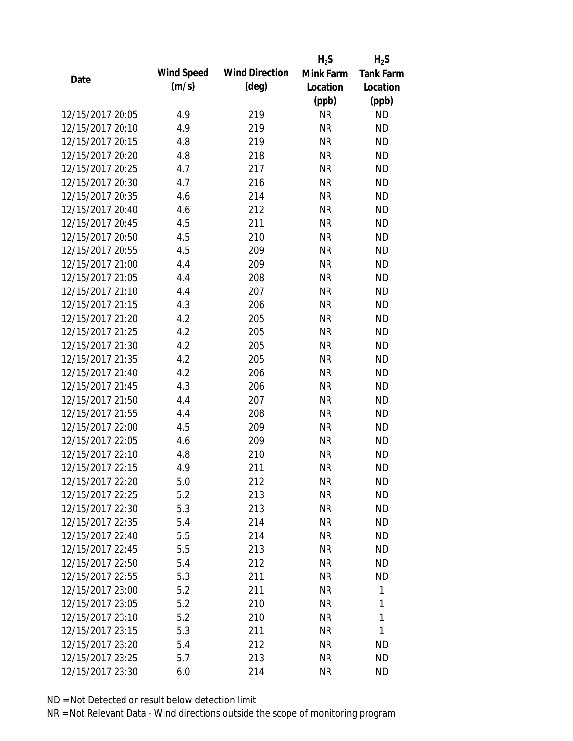| Date | Wind Speed (m/s) | Wind Direction (deg) | $H_2S$ Mink Farm Location (ppb) | $H_2S$ Tank Farm Location (ppb) |
|---|---|---|---|---|
| 12/15/2017 20:05 | 4.9 | 219 | NR | ND |
| 12/15/2017 20:10 | 4.9 | 219 | NR | ND |
| 12/15/2017 20:15 | 4.8 | 219 | NR | ND |
| 12/15/2017 20:20 | 4.8 | 218 | NR | ND |
| 12/15/2017 20:25 | 4.7 | 217 | NR | ND |
| 12/15/2017 20:30 | 4.7 | 216 | NR | ND |
| 12/15/2017 20:35 | 4.6 | 214 | NR | ND |
| 12/15/2017 20:40 | 4.6 | 212 | NR | ND |
| 12/15/2017 20:45 | 4.5 | 211 | NR | ND |
| 12/15/2017 20:50 | 4.5 | 210 | NR | ND |
| 12/15/2017 20:55 | 4.5 | 209 | NR | ND |
| 12/15/2017 21:00 | 4.4 | 209 | NR | ND |
| 12/15/2017 21:05 | 4.4 | 208 | NR | ND |
| 12/15/2017 21:10 | 4.4 | 207 | NR | ND |
| 12/15/2017 21:15 | 4.3 | 206 | NR | ND |
| 12/15/2017 21:20 | 4.2 | 205 | NR | ND |
| 12/15/2017 21:25 | 4.2 | 205 | NR | ND |
| 12/15/2017 21:30 | 4.2 | 205 | NR | ND |
| 12/15/2017 21:35 | 4.2 | 205 | NR | ND |
| 12/15/2017 21:40 | 4.2 | 206 | NR | ND |
| 12/15/2017 21:45 | 4.3 | 206 | NR | ND |
| 12/15/2017 21:50 | 4.4 | 207 | NR | ND |
| 12/15/2017 21:55 | 4.4 | 208 | NR | ND |
| 12/15/2017 22:00 | 4.5 | 209 | NR | ND |
| 12/15/2017 22:05 | 4.6 | 209 | NR | ND |
| 12/15/2017 22:10 | 4.8 | 210 | NR | ND |
| 12/15/2017 22:15 | 4.9 | 211 | NR | ND |
| 12/15/2017 22:20 | 5.0 | 212 | NR | ND |
| 12/15/2017 22:25 | 5.2 | 213 | NR | ND |
| 12/15/2017 22:30 | 5.3 | 213 | NR | ND |
| 12/15/2017 22:35 | 5.4 | 214 | NR | ND |
| 12/15/2017 22:40 | 5.5 | 214 | NR | ND |
| 12/15/2017 22:45 | 5.5 | 213 | NR | ND |
| 12/15/2017 22:50 | 5.4 | 212 | NR | ND |
| 12/15/2017 22:55 | 5.3 | 211 | NR | ND |
| 12/15/2017 23:00 | 5.2 | 211 | NR | 1 |
| 12/15/2017 23:05 | 5.2 | 210 | NR | 1 |
| 12/15/2017 23:10 | 5.2 | 210 | NR | 1 |
| 12/15/2017 23:15 | 5.3 | 211 | NR | 1 |
| 12/15/2017 23:20 | 5.4 | 212 | NR | ND |
| 12/15/2017 23:25 | 5.7 | 213 | NR | ND |
| 12/15/2017 23:30 | 6.0 | 214 | NR | ND |

ND = Not Detected or result below detection limit

NR = Not Relevant Data - Wind directions outside the scope of monitoring program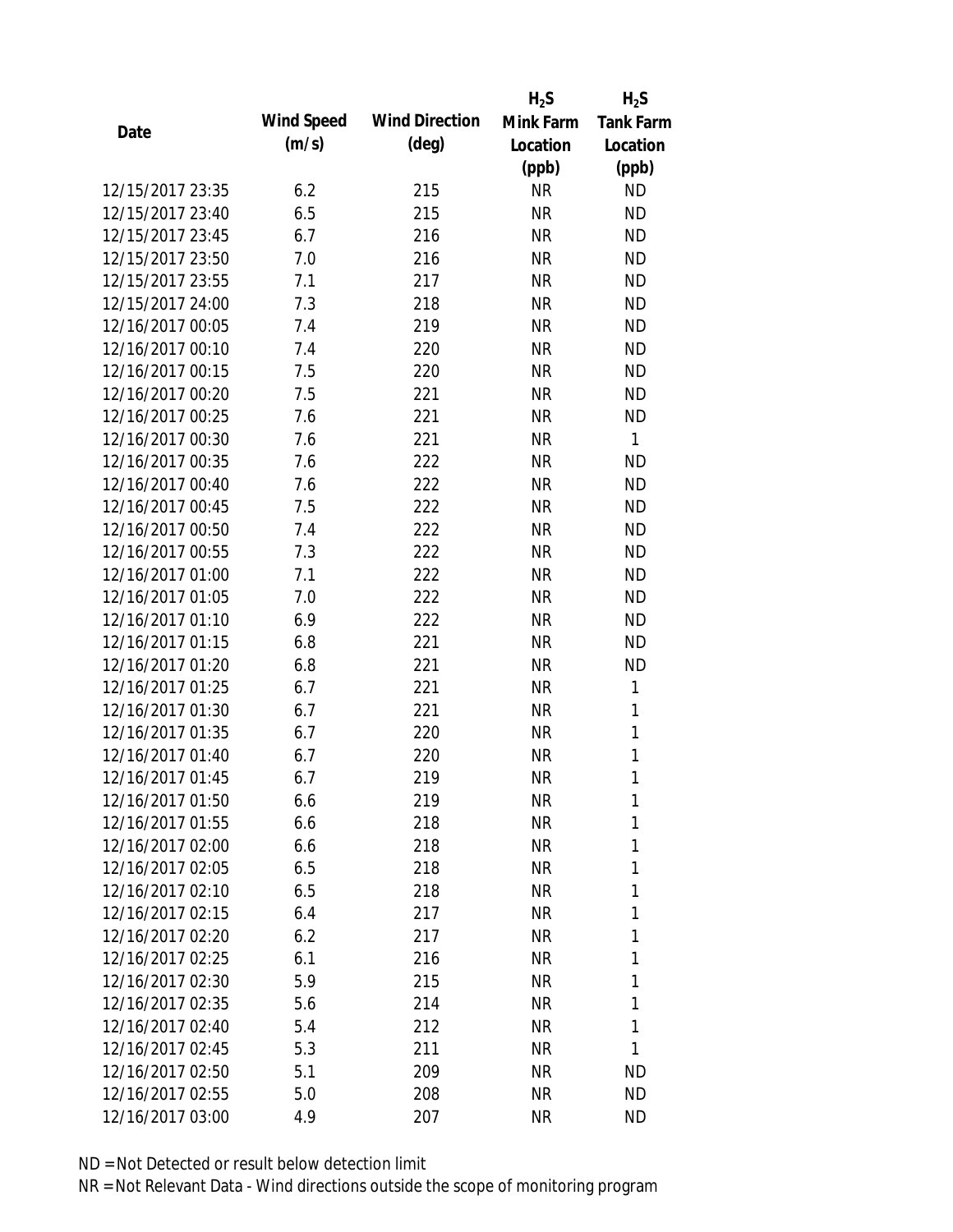| Date | Wind Speed (m/s) | Wind Direction (deg) | $H_2S$ Mink Farm Location (ppb) | $H_2S$ Tank Farm Location (ppb) |
|---|---|---|---|---|
| 12/15/2017 23:35 | 6.2 | 215 | NR | ND |
| 12/15/2017 23:40 | 6.5 | 215 | NR | ND |
| 12/15/2017 23:45 | 6.7 | 216 | NR | ND |
| 12/15/2017 23:50 | 7.0 | 216 | NR | ND |
| 12/15/2017 23:55 | 7.1 | 217 | NR | ND |
| 12/15/2017 24:00 | 7.3 | 218 | NR | ND |
| 12/16/2017 00:05 | 7.4 | 219 | NR | ND |
| 12/16/2017 00:10 | 7.4 | 220 | NR | ND |
| 12/16/2017 00:15 | 7.5 | 220 | NR | ND |
| 12/16/2017 00:20 | 7.5 | 221 | NR | ND |
| 12/16/2017 00:25 | 7.6 | 221 | NR | ND |
| 12/16/2017 00:30 | 7.6 | 221 | NR | 1 |
| 12/16/2017 00:35 | 7.6 | 222 | NR | ND |
| 12/16/2017 00:40 | 7.6 | 222 | NR | ND |
| 12/16/2017 00:45 | 7.5 | 222 | NR | ND |
| 12/16/2017 00:50 | 7.4 | 222 | NR | ND |
| 12/16/2017 00:55 | 7.3 | 222 | NR | ND |
| 12/16/2017 01:00 | 7.1 | 222 | NR | ND |
| 12/16/2017 01:05 | 7.0 | 222 | NR | ND |
| 12/16/2017 01:10 | 6.9 | 222 | NR | ND |
| 12/16/2017 01:15 | 6.8 | 221 | NR | ND |
| 12/16/2017 01:20 | 6.8 | 221 | NR | ND |
| 12/16/2017 01:25 | 6.7 | 221 | NR | 1 |
| 12/16/2017 01:30 | 6.7 | 221 | NR | 1 |
| 12/16/2017 01:35 | 6.7 | 220 | NR | 1 |
| 12/16/2017 01:40 | 6.7 | 220 | NR | 1 |
| 12/16/2017 01:45 | 6.7 | 219 | NR | 1 |
| 12/16/2017 01:50 | 6.6 | 219 | NR | 1 |
| 12/16/2017 01:55 | 6.6 | 218 | NR | 1 |
| 12/16/2017 02:00 | 6.6 | 218 | NR | 1 |
| 12/16/2017 02:05 | 6.5 | 218 | NR | 1 |
| 12/16/2017 02:10 | 6.5 | 218 | NR | 1 |
| 12/16/2017 02:15 | 6.4 | 217 | NR | 1 |
| 12/16/2017 02:20 | 6.2 | 217 | NR | 1 |
| 12/16/2017 02:25 | 6.1 | 216 | NR | 1 |
| 12/16/2017 02:30 | 5.9 | 215 | NR | 1 |
| 12/16/2017 02:35 | 5.6 | 214 | NR | 1 |
| 12/16/2017 02:40 | 5.4 | 212 | NR | 1 |
| 12/16/2017 02:45 | 5.3 | 211 | NR | 1 |
| 12/16/2017 02:50 | 5.1 | 209 | NR | ND |
| 12/16/2017 02:55 | 5.0 | 208 | NR | ND |
| 12/16/2017 03:00 | 4.9 | 207 | NR | ND |

ND = Not Detected or result below detection limit

NR = Not Relevant Data - Wind directions outside the scope of monitoring program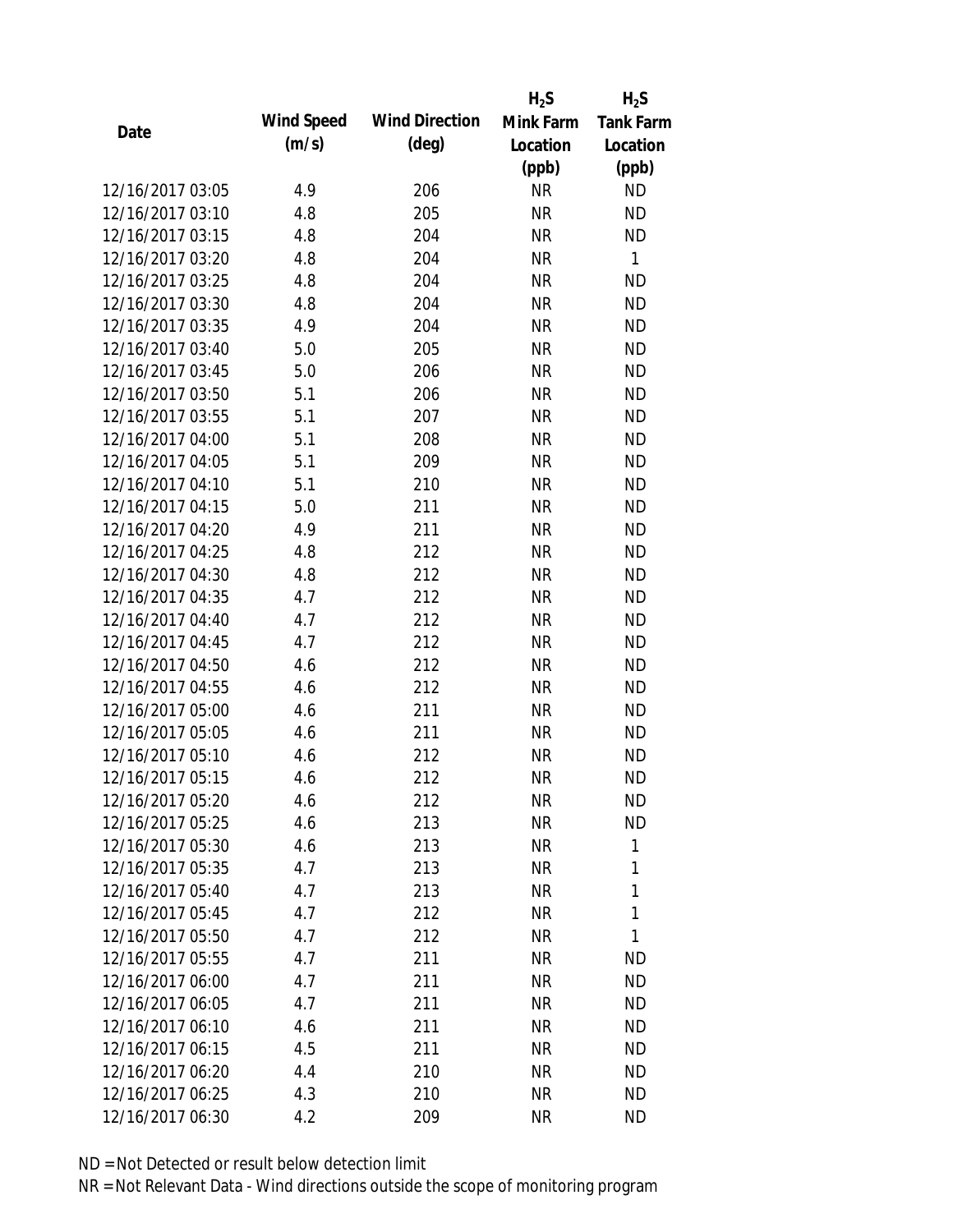| Date | Wind Speed (m/s) | Wind Direction (deg) | $H_2S$ Mink Farm Location (ppb) | $H_2S$ Tank Farm Location (ppb) |
|---|---|---|---|---|
| 12/16/2017 03:05 | 4.9 | 206 | NR | ND |
| 12/16/2017 03:10 | 4.8 | 205 | NR | ND |
| 12/16/2017 03:15 | 4.8 | 204 | NR | ND |
| 12/16/2017 03:20 | 4.8 | 204 | NR | 1 |
| 12/16/2017 03:25 | 4.8 | 204 | NR | ND |
| 12/16/2017 03:30 | 4.8 | 204 | NR | ND |
| 12/16/2017 03:35 | 4.9 | 204 | NR | ND |
| 12/16/2017 03:40 | 5.0 | 205 | NR | ND |
| 12/16/2017 03:45 | 5.0 | 206 | NR | ND |
| 12/16/2017 03:50 | 5.1 | 206 | NR | ND |
| 12/16/2017 03:55 | 5.1 | 207 | NR | ND |
| 12/16/2017 04:00 | 5.1 | 208 | NR | ND |
| 12/16/2017 04:05 | 5.1 | 209 | NR | ND |
| 12/16/2017 04:10 | 5.1 | 210 | NR | ND |
| 12/16/2017 04:15 | 5.0 | 211 | NR | ND |
| 12/16/2017 04:20 | 4.9 | 211 | NR | ND |
| 12/16/2017 04:25 | 4.8 | 212 | NR | ND |
| 12/16/2017 04:30 | 4.8 | 212 | NR | ND |
| 12/16/2017 04:35 | 4.7 | 212 | NR | ND |
| 12/16/2017 04:40 | 4.7 | 212 | NR | ND |
| 12/16/2017 04:45 | 4.7 | 212 | NR | ND |
| 12/16/2017 04:50 | 4.6 | 212 | NR | ND |
| 12/16/2017 04:55 | 4.6 | 212 | NR | ND |
| 12/16/2017 05:00 | 4.6 | 211 | NR | ND |
| 12/16/2017 05:05 | 4.6 | 211 | NR | ND |
| 12/16/2017 05:10 | 4.6 | 212 | NR | ND |
| 12/16/2017 05:15 | 4.6 | 212 | NR | ND |
| 12/16/2017 05:20 | 4.6 | 212 | NR | ND |
| 12/16/2017 05:25 | 4.6 | 213 | NR | ND |
| 12/16/2017 05:30 | 4.6 | 213 | NR | 1 |
| 12/16/2017 05:35 | 4.7 | 213 | NR | 1 |
| 12/16/2017 05:40 | 4.7 | 213 | NR | 1 |
| 12/16/2017 05:45 | 4.7 | 212 | NR | 1 |
| 12/16/2017 05:50 | 4.7 | 212 | NR | 1 |
| 12/16/2017 05:55 | 4.7 | 211 | NR | ND |
| 12/16/2017 06:00 | 4.7 | 211 | NR | ND |
| 12/16/2017 06:05 | 4.7 | 211 | NR | ND |
| 12/16/2017 06:10 | 4.6 | 211 | NR | ND |
| 12/16/2017 06:15 | 4.5 | 211 | NR | ND |
| 12/16/2017 06:20 | 4.4 | 210 | NR | ND |
| 12/16/2017 06:25 | 4.3 | 210 | NR | ND |
| 12/16/2017 06:30 | 4.2 | 209 | NR | ND |

ND = Not Detected or result below detection limit

NR = Not Relevant Data - Wind directions outside the scope of monitoring program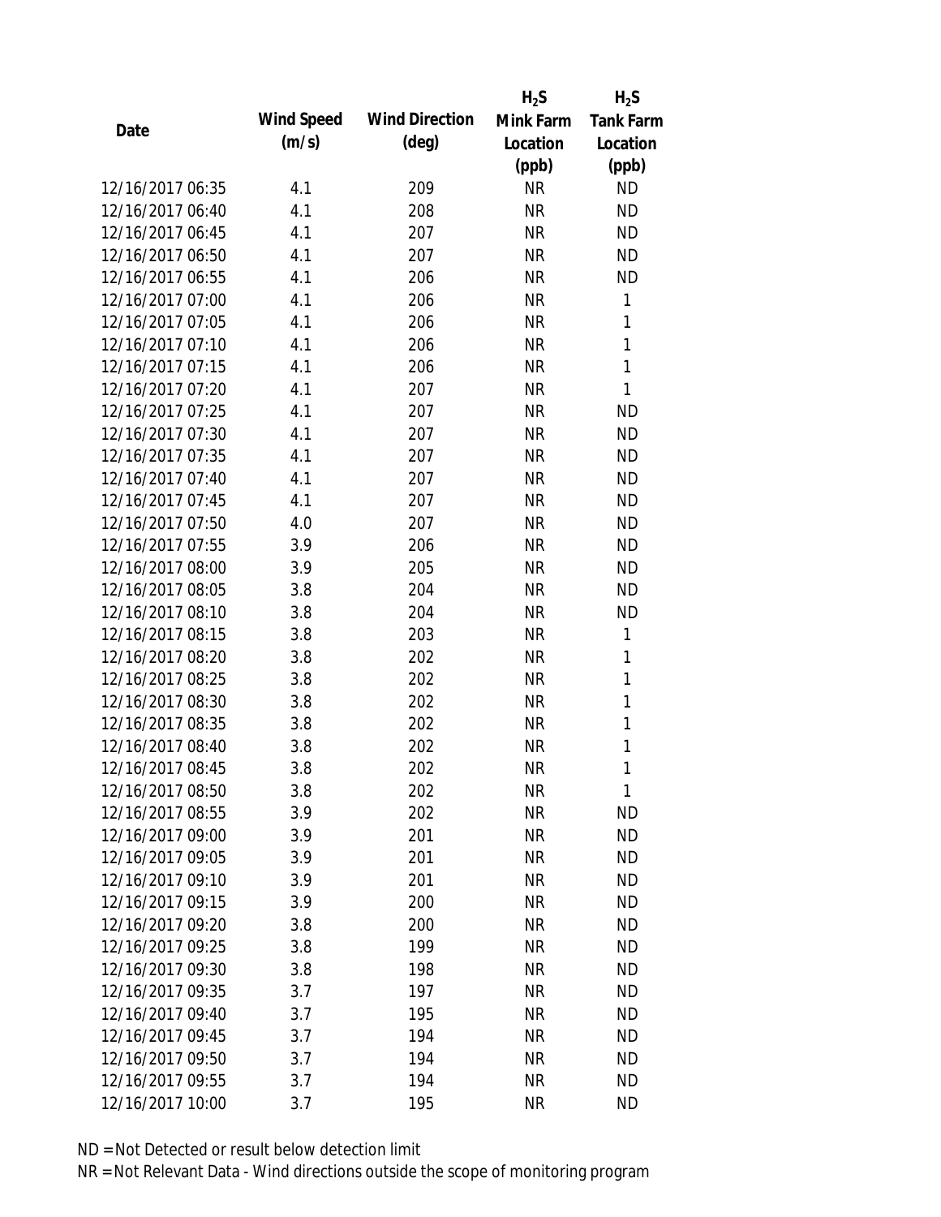| Date | Wind Speed (m/s) | Wind Direction (deg) | $H_2S$ Mink Farm Location (ppb) | $H_2S$ Tank Farm Location (ppb) |
|---|---|---|---|---|
| 12/16/2017 06:35 | 4.1 | 209 | NR | ND |
| 12/16/2017 06:40 | 4.1 | 208 | NR | ND |
| 12/16/2017 06:45 | 4.1 | 207 | NR | ND |
| 12/16/2017 06:50 | 4.1 | 207 | NR | ND |
| 12/16/2017 06:55 | 4.1 | 206 | NR | ND |
| 12/16/2017 07:00 | 4.1 | 206 | NR | 1 |
| 12/16/2017 07:05 | 4.1 | 206 | NR | 1 |
| 12/16/2017 07:10 | 4.1 | 206 | NR | 1 |
| 12/16/2017 07:15 | 4.1 | 206 | NR | 1 |
| 12/16/2017 07:20 | 4.1 | 207 | NR | 1 |
| 12/16/2017 07:25 | 4.1 | 207 | NR | ND |
| 12/16/2017 07:30 | 4.1 | 207 | NR | ND |
| 12/16/2017 07:35 | 4.1 | 207 | NR | ND |
| 12/16/2017 07:40 | 4.1 | 207 | NR | ND |
| 12/16/2017 07:45 | 4.1 | 207 | NR | ND |
| 12/16/2017 07:50 | 4.0 | 207 | NR | ND |
| 12/16/2017 07:55 | 3.9 | 206 | NR | ND |
| 12/16/2017 08:00 | 3.9 | 205 | NR | ND |
| 12/16/2017 08:05 | 3.8 | 204 | NR | ND |
| 12/16/2017 08:10 | 3.8 | 204 | NR | ND |
| 12/16/2017 08:15 | 3.8 | 203 | NR | 1 |
| 12/16/2017 08:20 | 3.8 | 202 | NR | 1 |
| 12/16/2017 08:25 | 3.8 | 202 | NR | 1 |
| 12/16/2017 08:30 | 3.8 | 202 | NR | 1 |
| 12/16/2017 08:35 | 3.8 | 202 | NR | 1 |
| 12/16/2017 08:40 | 3.8 | 202 | NR | 1 |
| 12/16/2017 08:45 | 3.8 | 202 | NR | 1 |
| 12/16/2017 08:50 | 3.8 | 202 | NR | 1 |
| 12/16/2017 08:55 | 3.9 | 202 | NR | ND |
| 12/16/2017 09:00 | 3.9 | 201 | NR | ND |
| 12/16/2017 09:05 | 3.9 | 201 | NR | ND |
| 12/16/2017 09:10 | 3.9 | 201 | NR | ND |
| 12/16/2017 09:15 | 3.9 | 200 | NR | ND |
| 12/16/2017 09:20 | 3.8 | 200 | NR | ND |
| 12/16/2017 09:25 | 3.8 | 199 | NR | ND |
| 12/16/2017 09:30 | 3.8 | 198 | NR | ND |
| 12/16/2017 09:35 | 3.7 | 197 | NR | ND |
| 12/16/2017 09:40 | 3.7 | 195 | NR | ND |
| 12/16/2017 09:45 | 3.7 | 194 | NR | ND |
| 12/16/2017 09:50 | 3.7 | 194 | NR | ND |
| 12/16/2017 09:55 | 3.7 | 194 | NR | ND |
| 12/16/2017 10:00 | 3.7 | 195 | NR | ND |

ND = Not Detected or result below detection limit

NR = Not Relevant Data - Wind directions outside the scope of monitoring program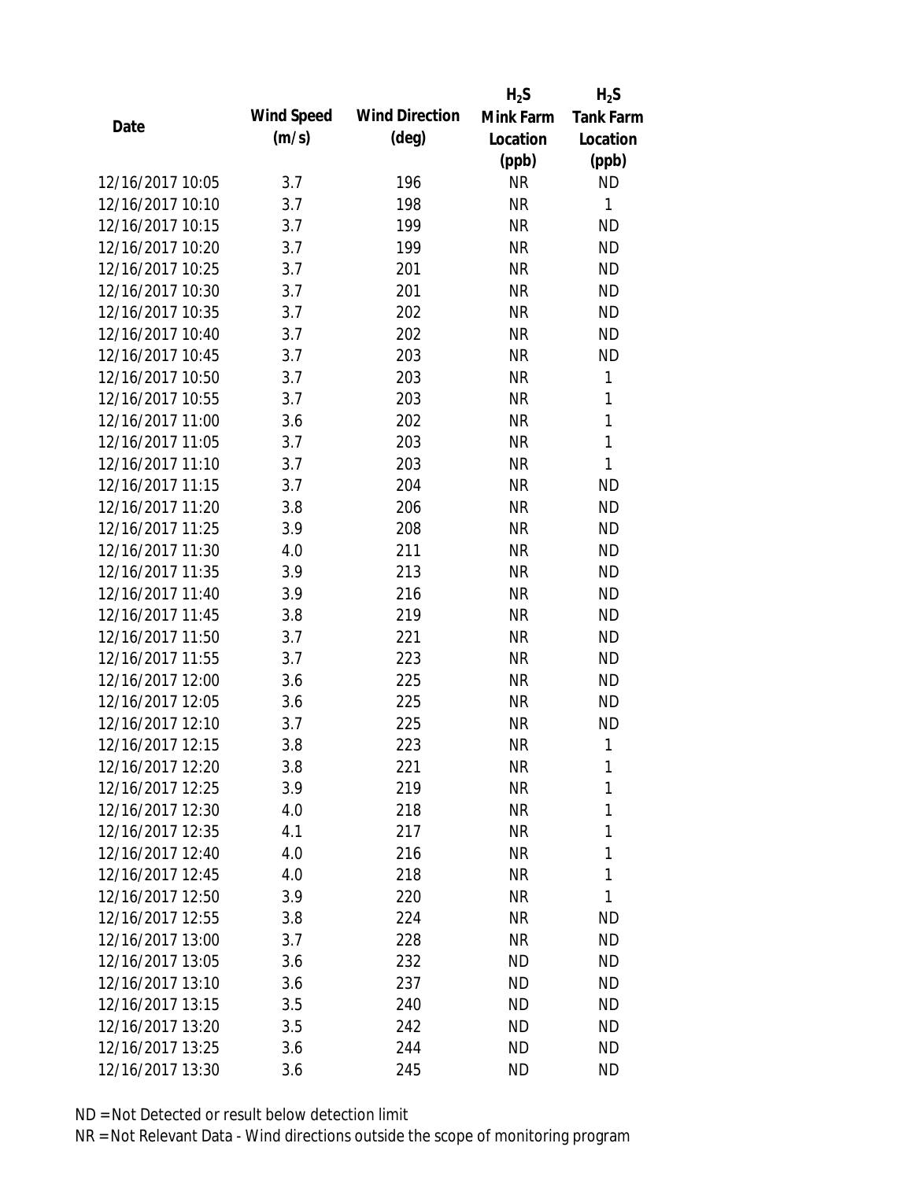| Date | Wind Speed (m/s) | Wind Direction (deg) | $H_2S$ Mink Farm Location (ppb) | $H_2S$ Tank Farm Location (ppb) |
|---|---|---|---|---|
| 12/16/2017 10:05 | 3.7 | 196 | NR | ND |
| 12/16/2017 10:10 | 3.7 | 198 | NR | 1 |
| 12/16/2017 10:15 | 3.7 | 199 | NR | ND |
| 12/16/2017 10:20 | 3.7 | 199 | NR | ND |
| 12/16/2017 10:25 | 3.7 | 201 | NR | ND |
| 12/16/2017 10:30 | 3.7 | 201 | NR | ND |
| 12/16/2017 10:35 | 3.7 | 202 | NR | ND |
| 12/16/2017 10:40 | 3.7 | 202 | NR | ND |
| 12/16/2017 10:45 | 3.7 | 203 | NR | ND |
| 12/16/2017 10:50 | 3.7 | 203 | NR | 1 |
| 12/16/2017 10:55 | 3.7 | 203 | NR | 1 |
| 12/16/2017 11:00 | 3.6 | 202 | NR | 1 |
| 12/16/2017 11:05 | 3.7 | 203 | NR | 1 |
| 12/16/2017 11:10 | 3.7 | 203 | NR | 1 |
| 12/16/2017 11:15 | 3.7 | 204 | NR | ND |
| 12/16/2017 11:20 | 3.8 | 206 | NR | ND |
| 12/16/2017 11:25 | 3.9 | 208 | NR | ND |
| 12/16/2017 11:30 | 4.0 | 211 | NR | ND |
| 12/16/2017 11:35 | 3.9 | 213 | NR | ND |
| 12/16/2017 11:40 | 3.9 | 216 | NR | ND |
| 12/16/2017 11:45 | 3.8 | 219 | NR | ND |
| 12/16/2017 11:50 | 3.7 | 221 | NR | ND |
| 12/16/2017 11:55 | 3.7 | 223 | NR | ND |
| 12/16/2017 12:00 | 3.6 | 225 | NR | ND |
| 12/16/2017 12:05 | 3.6 | 225 | NR | ND |
| 12/16/2017 12:10 | 3.7 | 225 | NR | ND |
| 12/16/2017 12:15 | 3.8 | 223 | NR | 1 |
| 12/16/2017 12:20 | 3.8 | 221 | NR | 1 |
| 12/16/2017 12:25 | 3.9 | 219 | NR | 1 |
| 12/16/2017 12:30 | 4.0 | 218 | NR | 1 |
| 12/16/2017 12:35 | 4.1 | 217 | NR | 1 |
| 12/16/2017 12:40 | 4.0 | 216 | NR | 1 |
| 12/16/2017 12:45 | 4.0 | 218 | NR | 1 |
| 12/16/2017 12:50 | 3.9 | 220 | NR | 1 |
| 12/16/2017 12:55 | 3.8 | 224 | NR | ND |
| 12/16/2017 13:00 | 3.7 | 228 | NR | ND |
| 12/16/2017 13:05 | 3.6 | 232 | ND | ND |
| 12/16/2017 13:10 | 3.6 | 237 | ND | ND |
| 12/16/2017 13:15 | 3.5 | 240 | ND | ND |
| 12/16/2017 13:20 | 3.5 | 242 | ND | ND |
| 12/16/2017 13:25 | 3.6 | 244 | ND | ND |
| 12/16/2017 13:30 | 3.6 | 245 | ND | ND |

ND = Not Detected or result below detection limit
NR = Not Relevant Data - Wind directions outside the scope of monitoring program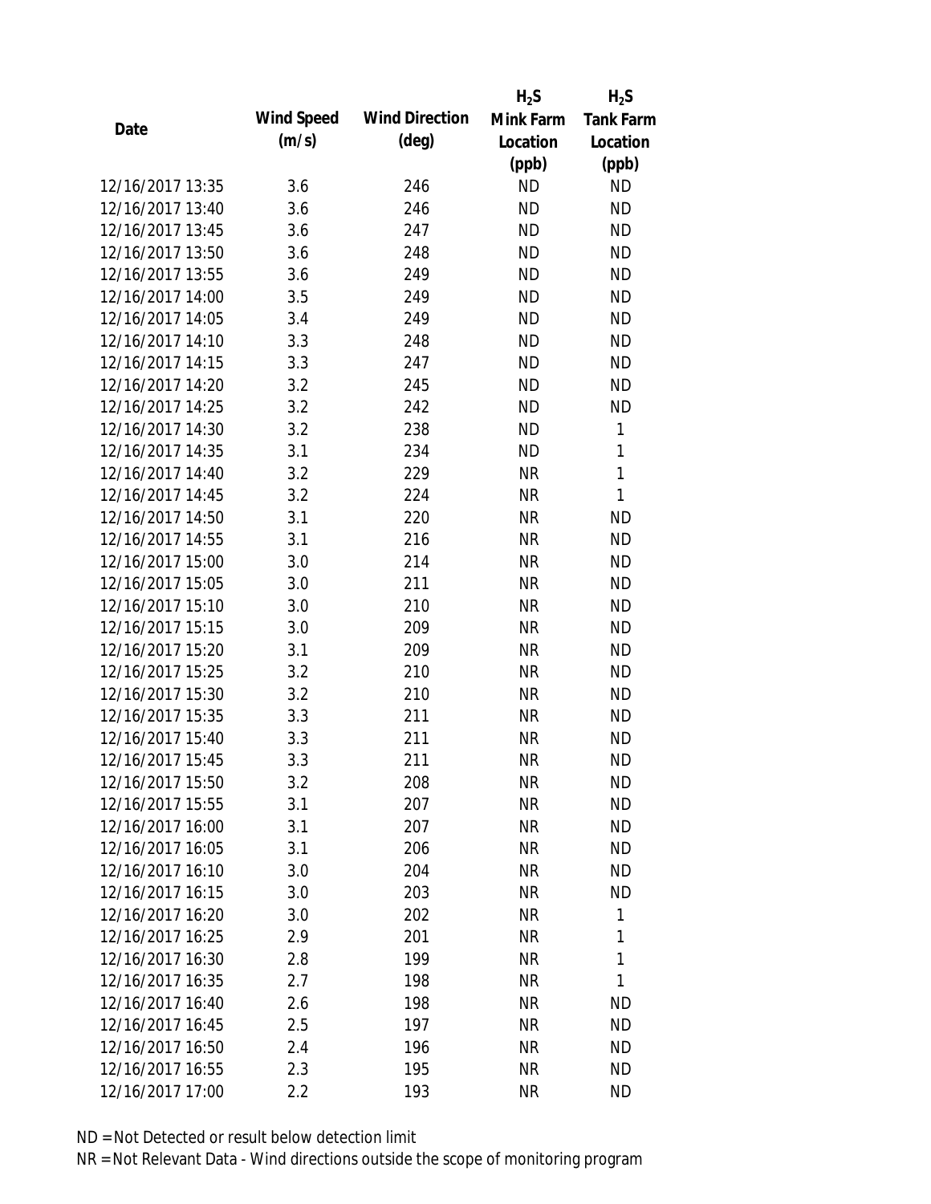| Date | Wind Speed (m/s) | Wind Direction (deg) | $H_2S$ Mink Farm Location (ppb) | $H_2S$ Tank Farm Location (ppb) |
|---|---|---|---|---|
| 12/16/2017 13:35 | 3.6 | 246 | ND | ND |
| 12/16/2017 13:40 | 3.6 | 246 | ND | ND |
| 12/16/2017 13:45 | 3.6 | 247 | ND | ND |
| 12/16/2017 13:50 | 3.6 | 248 | ND | ND |
| 12/16/2017 13:55 | 3.6 | 249 | ND | ND |
| 12/16/2017 14:00 | 3.5 | 249 | ND | ND |
| 12/16/2017 14:05 | 3.4 | 249 | ND | ND |
| 12/16/2017 14:10 | 3.3 | 248 | ND | ND |
| 12/16/2017 14:15 | 3.3 | 247 | ND | ND |
| 12/16/2017 14:20 | 3.2 | 245 | ND | ND |
| 12/16/2017 14:25 | 3.2 | 242 | ND | ND |
| 12/16/2017 14:30 | 3.2 | 238 | ND | 1 |
| 12/16/2017 14:35 | 3.1 | 234 | ND | 1 |
| 12/16/2017 14:40 | 3.2 | 229 | NR | 1 |
| 12/16/2017 14:45 | 3.2 | 224 | NR | 1 |
| 12/16/2017 14:50 | 3.1 | 220 | NR | ND |
| 12/16/2017 14:55 | 3.1 | 216 | NR | ND |
| 12/16/2017 15:00 | 3.0 | 214 | NR | ND |
| 12/16/2017 15:05 | 3.0 | 211 | NR | ND |
| 12/16/2017 15:10 | 3.0 | 210 | NR | ND |
| 12/16/2017 15:15 | 3.0 | 209 | NR | ND |
| 12/16/2017 15:20 | 3.1 | 209 | NR | ND |
| 12/16/2017 15:25 | 3.2 | 210 | NR | ND |
| 12/16/2017 15:30 | 3.2 | 210 | NR | ND |
| 12/16/2017 15:35 | 3.3 | 211 | NR | ND |
| 12/16/2017 15:40 | 3.3 | 211 | NR | ND |
| 12/16/2017 15:45 | 3.3 | 211 | NR | ND |
| 12/16/2017 15:50 | 3.2 | 208 | NR | ND |
| 12/16/2017 15:55 | 3.1 | 207 | NR | ND |
| 12/16/2017 16:00 | 3.1 | 207 | NR | ND |
| 12/16/2017 16:05 | 3.1 | 206 | NR | ND |
| 12/16/2017 16:10 | 3.0 | 204 | NR | ND |
| 12/16/2017 16:15 | 3.0 | 203 | NR | ND |
| 12/16/2017 16:20 | 3.0 | 202 | NR | 1 |
| 12/16/2017 16:25 | 2.9 | 201 | NR | 1 |
| 12/16/2017 16:30 | 2.8 | 199 | NR | 1 |
| 12/16/2017 16:35 | 2.7 | 198 | NR | 1 |
| 12/16/2017 16:40 | 2.6 | 198 | NR | ND |
| 12/16/2017 16:45 | 2.5 | 197 | NR | ND |
| 12/16/2017 16:50 | 2.4 | 196 | NR | ND |
| 12/16/2017 16:55 | 2.3 | 195 | NR | ND |
| 12/16/2017 17:00 | 2.2 | 193 | NR | ND |

ND = Not Detected or result below detection limit

NR = Not Relevant Data - Wind directions outside the scope of monitoring program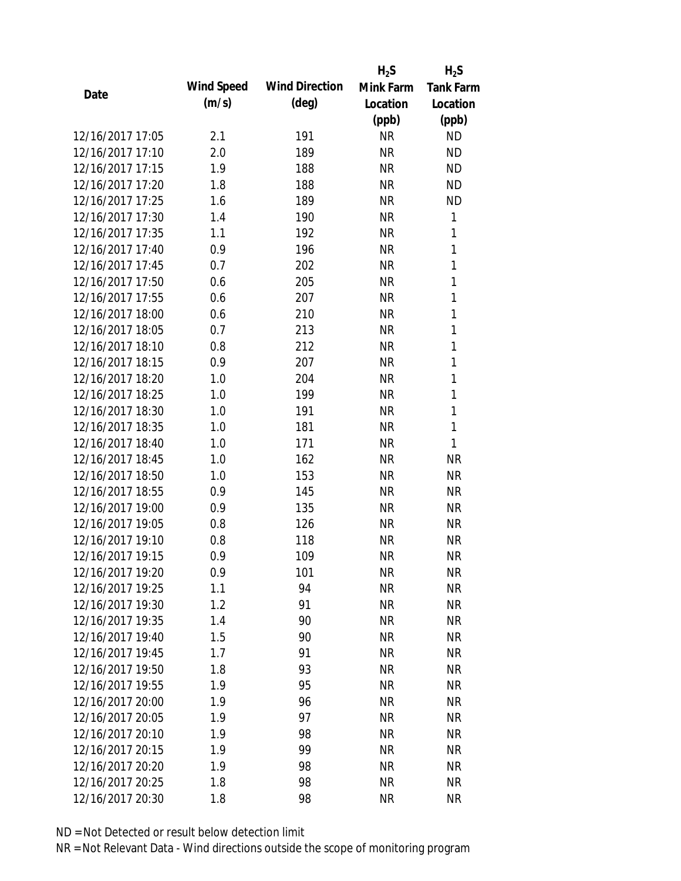| Date | Wind Speed (m/s) | Wind Direction (deg) | $H_2S$ Mink Farm Location (ppb) | $H_2S$ Tank Farm Location (ppb) |
|---|---|---|---|---|
| 12/16/2017 17:05 | 2.1 | 191 | NR | ND |
| 12/16/2017 17:10 | 2.0 | 189 | NR | ND |
| 12/16/2017 17:15 | 1.9 | 188 | NR | ND |
| 12/16/2017 17:20 | 1.8 | 188 | NR | ND |
| 12/16/2017 17:25 | 1.6 | 189 | NR | ND |
| 12/16/2017 17:30 | 1.4 | 190 | NR | 1 |
| 12/16/2017 17:35 | 1.1 | 192 | NR | 1 |
| 12/16/2017 17:40 | 0.9 | 196 | NR | 1 |
| 12/16/2017 17:45 | 0.7 | 202 | NR | 1 |
| 12/16/2017 17:50 | 0.6 | 205 | NR | 1 |
| 12/16/2017 17:55 | 0.6 | 207 | NR | 1 |
| 12/16/2017 18:00 | 0.6 | 210 | NR | 1 |
| 12/16/2017 18:05 | 0.7 | 213 | NR | 1 |
| 12/16/2017 18:10 | 0.8 | 212 | NR | 1 |
| 12/16/2017 18:15 | 0.9 | 207 | NR | 1 |
| 12/16/2017 18:20 | 1.0 | 204 | NR | 1 |
| 12/16/2017 18:25 | 1.0 | 199 | NR | 1 |
| 12/16/2017 18:30 | 1.0 | 191 | NR | 1 |
| 12/16/2017 18:35 | 1.0 | 181 | NR | 1 |
| 12/16/2017 18:40 | 1.0 | 171 | NR | 1 |
| 12/16/2017 18:45 | 1.0 | 162 | NR | NR |
| 12/16/2017 18:50 | 1.0 | 153 | NR | NR |
| 12/16/2017 18:55 | 0.9 | 145 | NR | NR |
| 12/16/2017 19:00 | 0.9 | 135 | NR | NR |
| 12/16/2017 19:05 | 0.8 | 126 | NR | NR |
| 12/16/2017 19:10 | 0.8 | 118 | NR | NR |
| 12/16/2017 19:15 | 0.9 | 109 | NR | NR |
| 12/16/2017 19:20 | 0.9 | 101 | NR | NR |
| 12/16/2017 19:25 | 1.1 | 94 | NR | NR |
| 12/16/2017 19:30 | 1.2 | 91 | NR | NR |
| 12/16/2017 19:35 | 1.4 | 90 | NR | NR |
| 12/16/2017 19:40 | 1.5 | 90 | NR | NR |
| 12/16/2017 19:45 | 1.7 | 91 | NR | NR |
| 12/16/2017 19:50 | 1.8 | 93 | NR | NR |
| 12/16/2017 19:55 | 1.9 | 95 | NR | NR |
| 12/16/2017 20:00 | 1.9 | 96 | NR | NR |
| 12/16/2017 20:05 | 1.9 | 97 | NR | NR |
| 12/16/2017 20:10 | 1.9 | 98 | NR | NR |
| 12/16/2017 20:15 | 1.9 | 99 | NR | NR |
| 12/16/2017 20:20 | 1.9 | 98 | NR | NR |
| 12/16/2017 20:25 | 1.8 | 98 | NR | NR |
| 12/16/2017 20:30 | 1.8 | 98 | NR | NR |

ND = Not Detected or result below detection limit

NR = Not Relevant Data - Wind directions outside the scope of monitoring program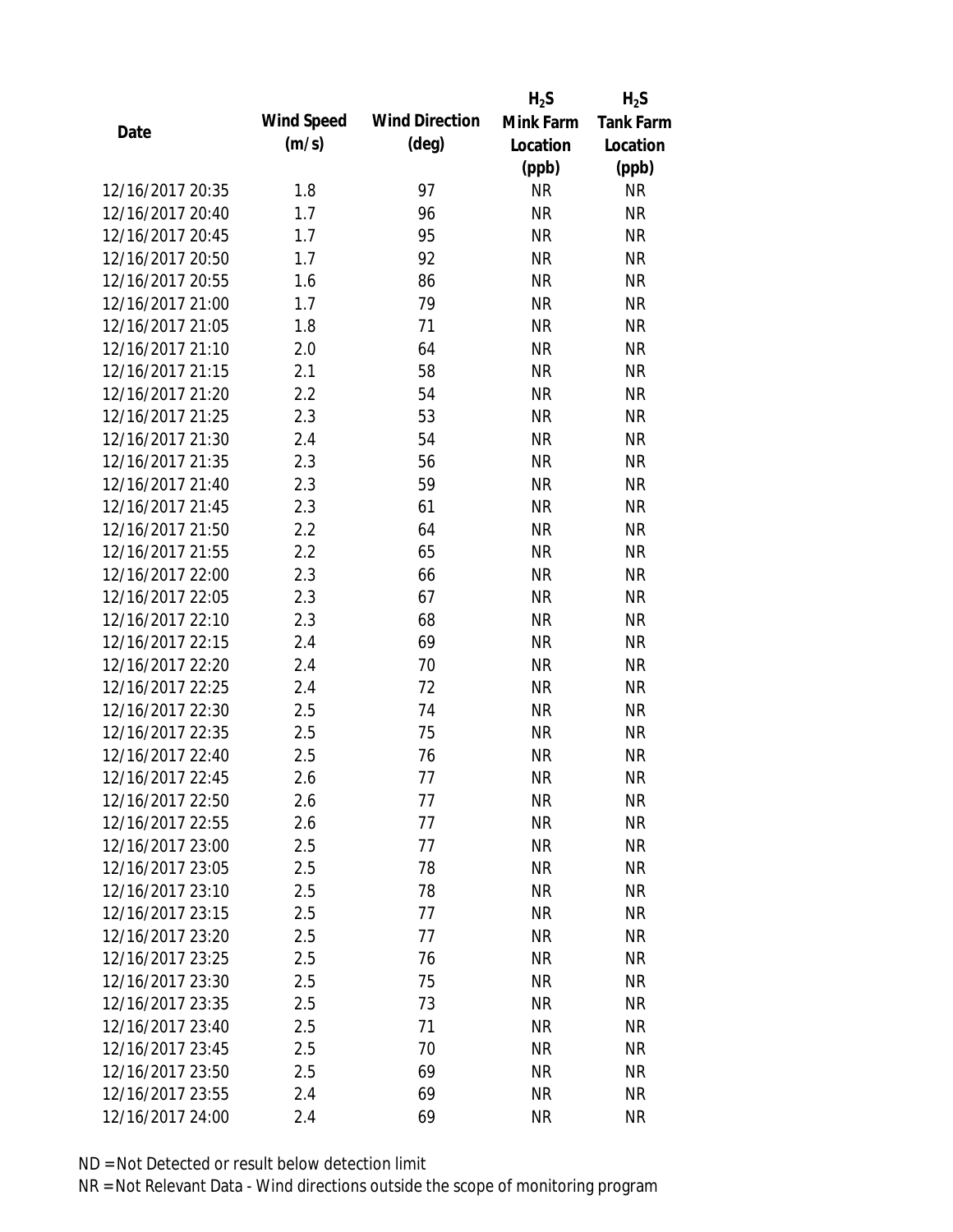| Date | Wind Speed (m/s) | Wind Direction (deg) | $H_2S$ Mink Farm Location (ppb) | $H_2S$ Tank Farm Location (ppb) |
|---|---|---|---|---|
| 12/16/2017 20:35 | 1.8 | 97 | NR | NR |
| 12/16/2017 20:40 | 1.7 | 96 | NR | NR |
| 12/16/2017 20:45 | 1.7 | 95 | NR | NR |
| 12/16/2017 20:50 | 1.7 | 92 | NR | NR |
| 12/16/2017 20:55 | 1.6 | 86 | NR | NR |
| 12/16/2017 21:00 | 1.7 | 79 | NR | NR |
| 12/16/2017 21:05 | 1.8 | 71 | NR | NR |
| 12/16/2017 21:10 | 2.0 | 64 | NR | NR |
| 12/16/2017 21:15 | 2.1 | 58 | NR | NR |
| 12/16/2017 21:20 | 2.2 | 54 | NR | NR |
| 12/16/2017 21:25 | 2.3 | 53 | NR | NR |
| 12/16/2017 21:30 | 2.4 | 54 | NR | NR |
| 12/16/2017 21:35 | 2.3 | 56 | NR | NR |
| 12/16/2017 21:40 | 2.3 | 59 | NR | NR |
| 12/16/2017 21:45 | 2.3 | 61 | NR | NR |
| 12/16/2017 21:50 | 2.2 | 64 | NR | NR |
| 12/16/2017 21:55 | 2.2 | 65 | NR | NR |
| 12/16/2017 22:00 | 2.3 | 66 | NR | NR |
| 12/16/2017 22:05 | 2.3 | 67 | NR | NR |
| 12/16/2017 22:10 | 2.3 | 68 | NR | NR |
| 12/16/2017 22:15 | 2.4 | 69 | NR | NR |
| 12/16/2017 22:20 | 2.4 | 70 | NR | NR |
| 12/16/2017 22:25 | 2.4 | 72 | NR | NR |
| 12/16/2017 22:30 | 2.5 | 74 | NR | NR |
| 12/16/2017 22:35 | 2.5 | 75 | NR | NR |
| 12/16/2017 22:40 | 2.5 | 76 | NR | NR |
| 12/16/2017 22:45 | 2.6 | 77 | NR | NR |
| 12/16/2017 22:50 | 2.6 | 77 | NR | NR |
| 12/16/2017 22:55 | 2.6 | 77 | NR | NR |
| 12/16/2017 23:00 | 2.5 | 77 | NR | NR |
| 12/16/2017 23:05 | 2.5 | 78 | NR | NR |
| 12/16/2017 23:10 | 2.5 | 78 | NR | NR |
| 12/16/2017 23:15 | 2.5 | 77 | NR | NR |
| 12/16/2017 23:20 | 2.5 | 77 | NR | NR |
| 12/16/2017 23:25 | 2.5 | 76 | NR | NR |
| 12/16/2017 23:30 | 2.5 | 75 | NR | NR |
| 12/16/2017 23:35 | 2.5 | 73 | NR | NR |
| 12/16/2017 23:40 | 2.5 | 71 | NR | NR |
| 12/16/2017 23:45 | 2.5 | 70 | NR | NR |
| 12/16/2017 23:50 | 2.5 | 69 | NR | NR |
| 12/16/2017 23:55 | 2.4 | 69 | NR | NR |
| 12/16/2017 24:00 | 2.4 | 69 | NR | NR |

ND = Not Detected or result below detection limit

NR = Not Relevant Data - Wind directions outside the scope of monitoring program